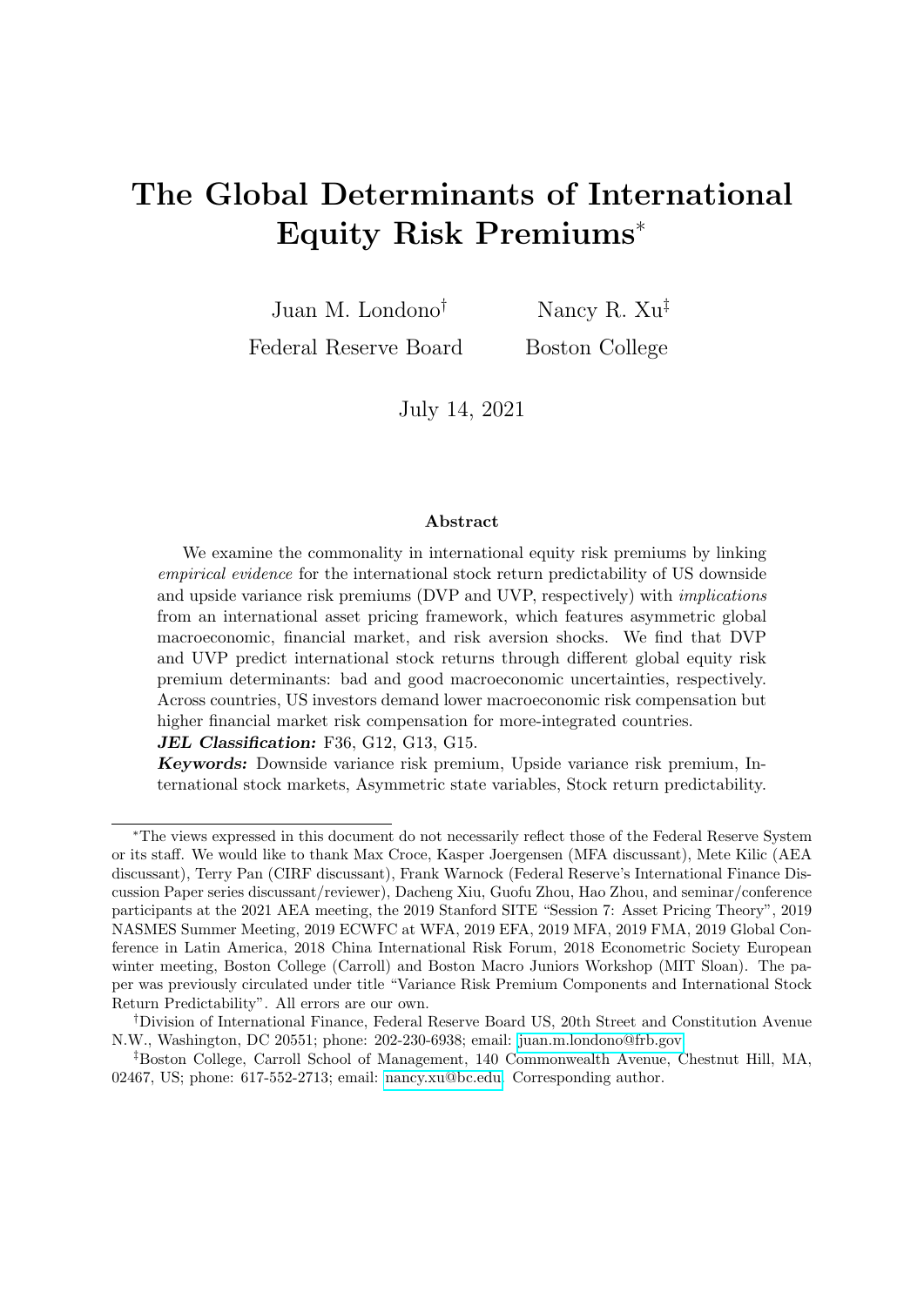# The Global Determinants of International Equity Risk Premiums*

Juan M. Londono[†]
Federal Reserve Board

Nancy R. Xu[‡]
Boston College

July 14, 2021

## Abstract

We examine the commonality in international equity risk premiums by linking *empirical evidence* for the international stock return predictability of US downside and upside variance risk premiums (DVP and UVP, respectively) with *implications* from an international asset pricing framework, which features asymmetric global macroeconomic, financial market, and risk aversion shocks. We find that DVP and UVP predict international stock returns through different global equity risk premium determinants: bad and good macroeconomic uncertainties, respectively. Across countries, US investors demand lower macroeconomic risk compensation but higher financial market risk compensation for more-integrated countries.

***JEL Classification:*** F36, G12, G13, G15.

***Keywords:*** Downside variance risk premium, Upside variance risk premium, International stock markets, Asymmetric state variables, Stock return predictability.

---

*The views expressed in this document do not necessarily reflect those of the Federal Reserve System or its staff. We would like to thank Max Croce, Kasper Joergensen (MFA discussant), Mete Kilic (AEA discussant), Terry Pan (CIRF discussant), Frank Warnock (Federal Reserve's International Finance Discussion Paper series discussant/reviewer), Dacheng Xiu, Guofu Zhou, Hao Zhou, and seminar/conference participants at the 2021 AEA meeting, the 2019 Stanford SITE "Session 7: Asset Pricing Theory", 2019 NASMES Summer Meeting, 2019 ECWFC at WFA, 2019 EFA, 2019 MFA, 2019 FMA, 2019 Global Conference in Latin America, 2018 China International Risk Forum, 2018 Econometric Society European winter meeting, Boston College (Carroll) and Boston Macro Juniors Workshop (MIT Sloan). The paper was previously circulated under title "Variance Risk Premium Components and International Stock Return Predictability". All errors are our own.

[†]Division of International Finance, Federal Reserve Board US, 20th Street and Constitution Avenue N.W., Washington, DC 20551; phone: 202-230-6938; email: juan.m.londono@frb.gov

[‡]Boston College, Carroll School of Management, 140 Commonwealth Avenue, Chestnut Hill, MA, 02467, US; phone: 617-552-2713; email: nancy.xu@bc.edu. Corresponding author.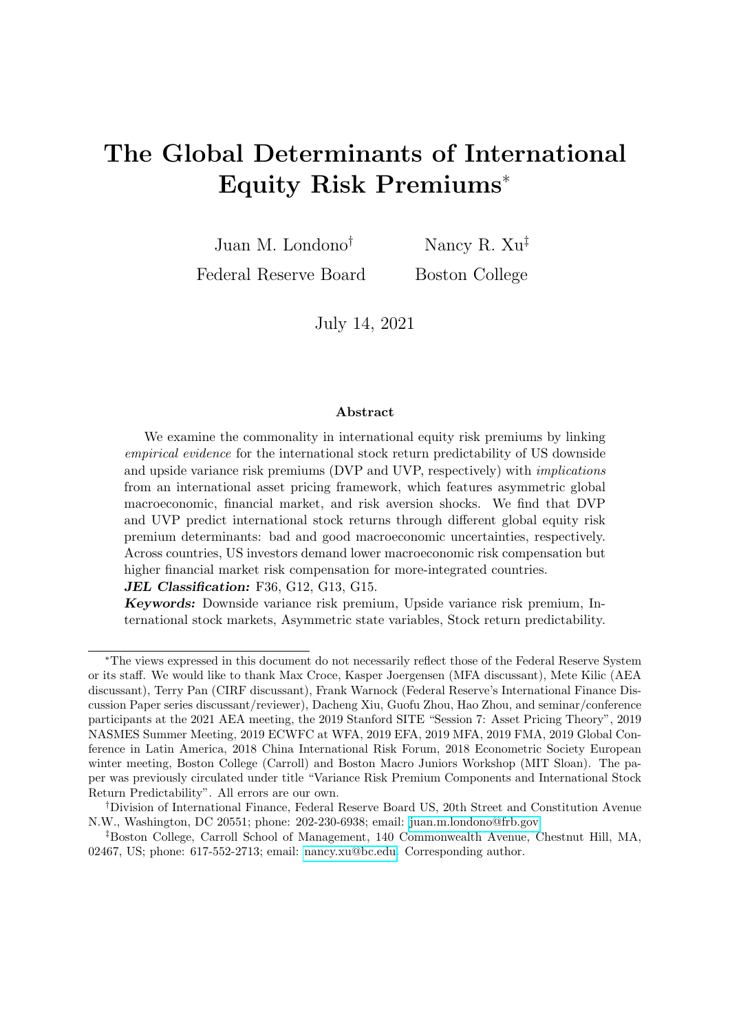# The Global Determinants of International Equity Risk Premiums*

Juan M. Londono[†] Nancy R. Xu[‡]

Federal Reserve Board Boston College

July 14, 2021

### Abstract

We examine the commonality in international equity risk premiums by linking *empirical evidence* for the international stock return predictability of US downside and upside variance risk premiums (DVP and UVP, respectively) with *implications* from an international asset pricing framework, which features asymmetric global macroeconomic, financial market, and risk aversion shocks. We find that DVP and UVP predict international stock returns through different global equity risk premium determinants: bad and good macroeconomic uncertainties, respectively. Across countries, US investors demand lower macroeconomic risk compensation but higher financial market risk compensation for more-integrated countries.

***JEL Classification:*** F36, G12, G13, G15.

***Keywords:*** Downside variance risk premium, Upside variance risk premium, International stock markets, Asymmetric state variables, Stock return predictability.

---

*The views expressed in this document do not necessarily reflect those of the Federal Reserve System or its staff. We would like to thank Max Croce, Kasper Joergensen (MFA discussant), Mete Kilic (AEA discussant), Terry Pan (CIRF discussant), Frank Warnock (Federal Reserve's International Finance Discussion Paper series discussant/reviewer), Dacheng Xiu, Guofu Zhou, Hao Zhou, and seminar/conference participants at the 2021 AEA meeting, the 2019 Stanford SITE "Session 7: Asset Pricing Theory", 2019 NASMES Summer Meeting, 2019 ECWFC at WFA, 2019 EFA, 2019 MFA, 2019 FMA, 2019 Global Conference in Latin America, 2018 China International Risk Forum, 2018 Econometric Society European winter meeting, Boston College (Carroll) and Boston Macro Juniors Workshop (MIT Sloan). The paper was previously circulated under title "Variance Risk Premium Components and International Stock Return Predictability". All errors are our own.

[†]Division of International Finance, Federal Reserve Board US, 20th Street and Constitution Avenue N.W., Washington, DC 20551; phone: 202-230-6938; email: juan.m.londono@frb.gov.

[‡]Boston College, Carroll School of Management, 140 Commonwealth Avenue, Chestnut Hill, MA, 02467, US; phone: 617-552-2713; email: nancy.xu@bc.edu. Corresponding author.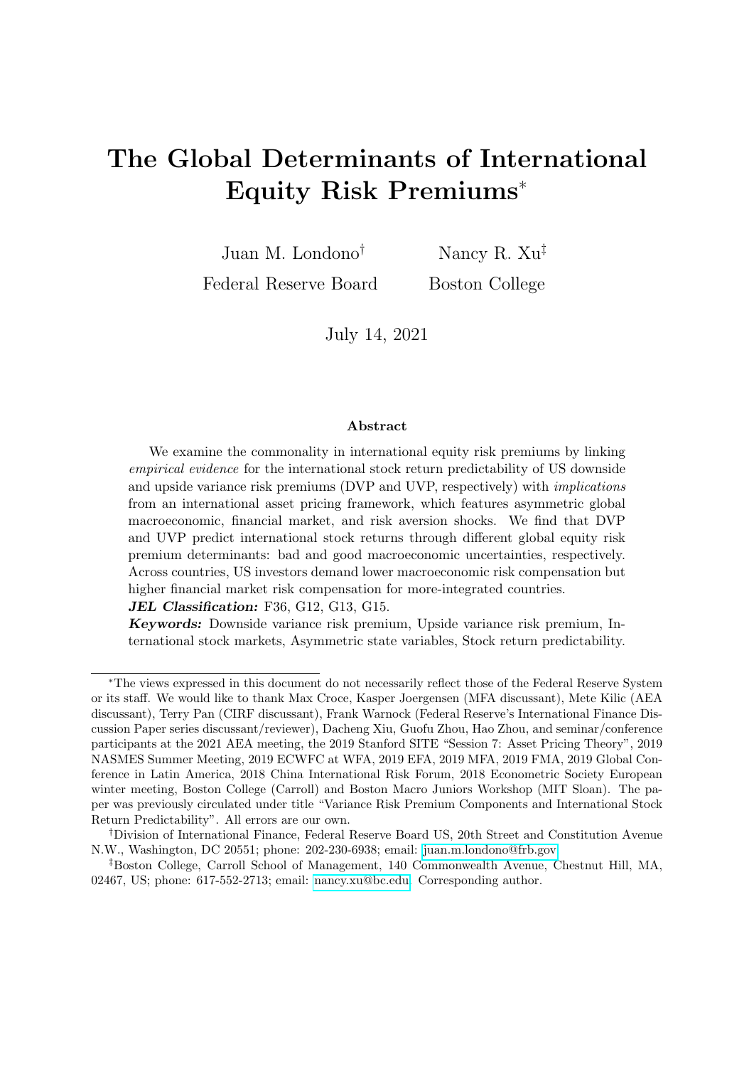# The Global Determinants of International Equity Risk Premiums*

Juan M. Londono[†]  
Federal Reserve Board

Nancy R. Xu[‡]  
Boston College

July 14, 2021

### Abstract

We examine the commonality in international equity risk premiums by linking *empirical evidence* for the international stock return predictability of US downside and upside variance risk premiums (DVP and UVP, respectively) with *implications* from an international asset pricing framework, which features asymmetric global macroeconomic, financial market, and risk aversion shocks. We find that DVP and UVP predict international stock returns through different global equity risk premium determinants: bad and good macroeconomic uncertainties, respectively. Across countries, US investors demand lower macroeconomic risk compensation but higher financial market risk compensation for more-integrated countries.

***JEL Classification:*** F36, G12, G13, G15.

***Keywords:*** Downside variance risk premium, Upside variance risk premium, International stock markets, Asymmetric state variables, Stock return predictability.

---

*The views expressed in this document do not necessarily reflect those of the Federal Reserve System or its staff. We would like to thank Max Croce, Kasper Joergensen (MFA discussant), Mete Kilic (AEA discussant), Terry Pan (CIRF discussant), Frank Warnock (Federal Reserve's International Finance Discussion Paper series discussant/reviewer), Dacheng Xiu, Guofu Zhou, Hao Zhou, and seminar/conference participants at the 2021 AEA meeting, the 2019 Stanford SITE "Session 7: Asset Pricing Theory", 2019 NASMES Summer Meeting, 2019 ECWFC at WFA, 2019 EFA, 2019 MFA, 2019 FMA, 2019 Global Conference in Latin America, 2018 China International Risk Forum, 2018 Econometric Society European winter meeting, Boston College (Carroll) and Boston Macro Juniors Workshop (MIT Sloan). The paper was previously circulated under title "Variance Risk Premium Components and International Stock Return Predictability". All errors are our own.

[†]Division of International Finance, Federal Reserve Board US, 20th Street and Constitution Avenue N.W., Washington, DC 20551; phone: 202-230-6938; email: juan.m.londono@frb.gov.

[‡]Boston College, Carroll School of Management, 140 Commonwealth Avenue, Chestnut Hill, MA, 02467, US; phone: 617-552-2713; email: nancy.xu@bc.edu. Corresponding author.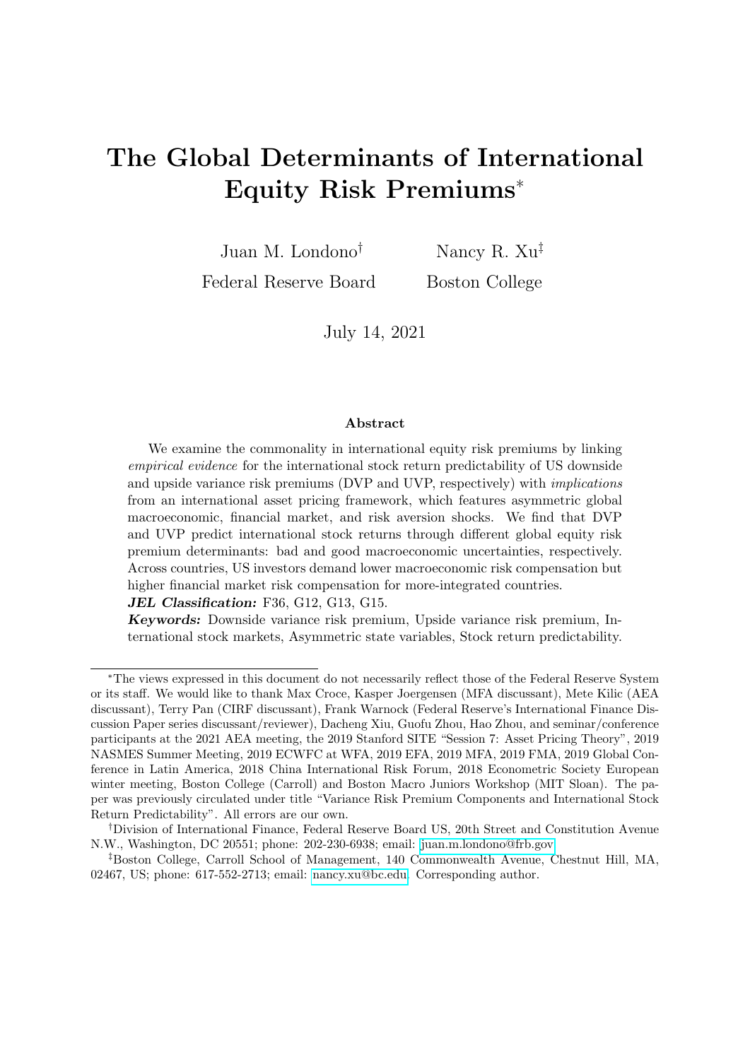# The Global Determinants of International Equity Risk Premiums*

Juan M. Londono[†]
Federal Reserve Board

Nancy R. Xu[‡]
Boston College

July 14, 2021

### Abstract

We examine the commonality in international equity risk premiums by linking *empirical evidence* for the international stock return predictability of US downside and upside variance risk premiums (DVP and UVP, respectively) with *implications* from an international asset pricing framework, which features asymmetric global macroeconomic, financial market, and risk aversion shocks. We find that DVP and UVP predict international stock returns through different global equity risk premium determinants: bad and good macroeconomic uncertainties, respectively. Across countries, US investors demand lower macroeconomic risk compensation but higher financial market risk compensation for more-integrated countries.

***JEL Classification:*** F36, G12, G13, G15.

***Keywords:*** Downside variance risk premium, Upside variance risk premium, International stock markets, Asymmetric state variables, Stock return predictability.

---

*The views expressed in this document do not necessarily reflect those of the Federal Reserve System or its staff. We would like to thank Max Croce, Kasper Joergensen (MFA discussant), Mete Kilic (AEA discussant), Terry Pan (CIRF discussant), Frank Warnock (Federal Reserve's International Finance Discussion Paper series discussant/reviewer), Dacheng Xiu, Guofu Zhou, Hao Zhou, and seminar/conference participants at the 2021 AEA meeting, the 2019 Stanford SITE "Session 7: Asset Pricing Theory", 2019 NASMES Summer Meeting, 2019 ECWFC at WFA, 2019 EFA, 2019 MFA, 2019 FMA, 2019 Global Conference in Latin America, 2018 China International Risk Forum, 2018 Econometric Society European winter meeting, Boston College (Carroll) and Boston Macro Juniors Workshop (MIT Sloan). The paper was previously circulated under title "Variance Risk Premium Components and International Stock Return Predictability". All errors are our own.

[†]Division of International Finance, Federal Reserve Board US, 20th Street and Constitution Avenue N.W., Washington, DC 20551; phone: 202-230-6938; email: juan.m.londono@frb.gov.

[‡]Boston College, Carroll School of Management, 140 Commonwealth Avenue, Chestnut Hill, MA, 02467, US; phone: 617-552-2713; email: nancy.xu@bc.edu. Corresponding author.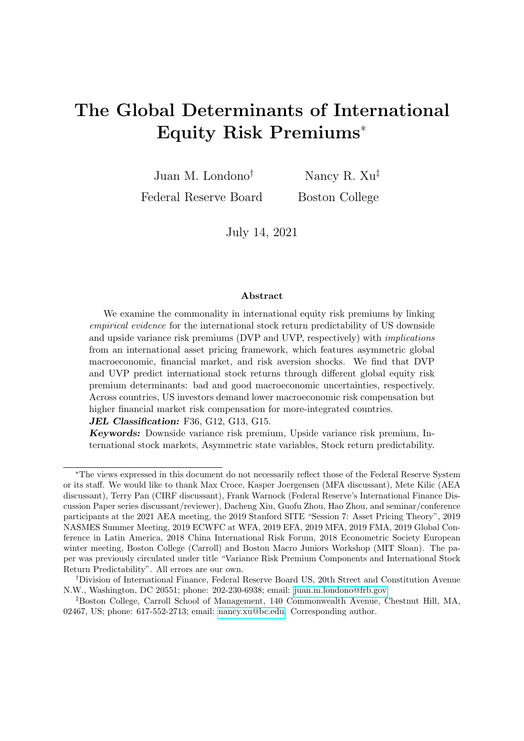# The Global Determinants of International Equity Risk Premiums*

Juan M. Londono[†]
Federal Reserve Board

Nancy R. Xu[‡]
Boston College

July 14, 2021

### Abstract

We examine the commonality in international equity risk premiums by linking *empirical evidence* for the international stock return predictability of US downside and upside variance risk premiums (DVP and UVP, respectively) with *implications* from an international asset pricing framework, which features asymmetric global macroeconomic, financial market, and risk aversion shocks. We find that DVP and UVP predict international stock returns through different global equity risk premium determinants: bad and good macroeconomic uncertainties, respectively. Across countries, US investors demand lower macroeconomic risk compensation but higher financial market risk compensation for more-integrated countries.

***JEL Classification:*** F36, G12, G13, G15.

***Keywords:*** Downside variance risk premium, Upside variance risk premium, International stock markets, Asymmetric state variables, Stock return predictability.

---

*The views expressed in this document do not necessarily reflect those of the Federal Reserve System or its staff. We would like to thank Max Croce, Kasper Joergensen (MFA discussant), Mete Kilic (AEA discussant), Terry Pan (CIRF discussant), Frank Warnock (Federal Reserve's International Finance Discussion Paper series discussant/reviewer), Dacheng Xiu, Guofu Zhou, Hao Zhou, and seminar/conference participants at the 2021 AEA meeting, the 2019 Stanford SITE "Session 7: Asset Pricing Theory", 2019 NASMES Summer Meeting, 2019 ECWFC at WFA, 2019 EFA, 2019 MFA, 2019 FMA, 2019 Global Conference in Latin America, 2018 China International Risk Forum, 2018 Econometric Society European winter meeting, Boston College (Carroll) and Boston Macro Juniors Workshop (MIT Sloan). The paper was previously circulated under title "Variance Risk Premium Components and International Stock Return Predictability". All errors are our own.

[†]Division of International Finance, Federal Reserve Board US, 20th Street and Constitution Avenue N.W., Washington, DC 20551; phone: 202-230-6938; email: juan.m.londono@frb.gov.

[‡]Boston College, Carroll School of Management, 140 Commonwealth Avenue, Chestnut Hill, MA, 02467, US; phone: 617-552-2713; email: nancy.xu@bc.edu. Corresponding author.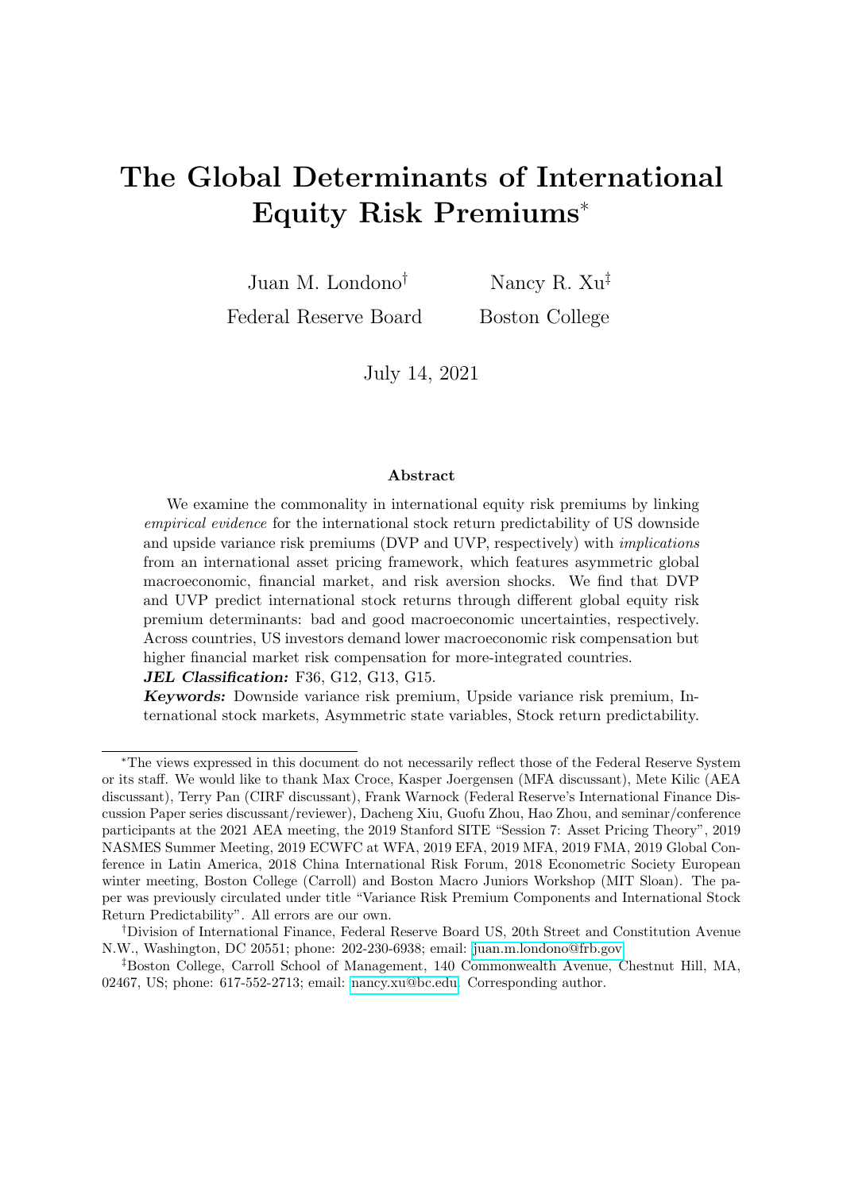# The Global Determinants of International Equity Risk Premiums*

Juan M. Londono[†]
Federal Reserve Board

Nancy R. Xu[‡]
Boston College

July 14, 2021

### Abstract

We examine the commonality in international equity risk premiums by linking *empirical evidence* for the international stock return predictability of US downside and upside variance risk premiums (DVP and UVP, respectively) with *implications* from an international asset pricing framework, which features asymmetric global macroeconomic, financial market, and risk aversion shocks. We find that DVP and UVP predict international stock returns through different global equity risk premium determinants: bad and good macroeconomic uncertainties, respectively. Across countries, US investors demand lower macroeconomic risk compensation but higher financial market risk compensation for more-integrated countries.

***JEL Classification:*** F36, G12, G13, G15.

***Keywords:*** Downside variance risk premium, Upside variance risk premium, International stock markets, Asymmetric state variables, Stock return predictability.

---

*The views expressed in this document do not necessarily reflect those of the Federal Reserve System or its staff. We would like to thank Max Croce, Kasper Joergensen (MFA discussant), Mete Kilic (AEA discussant), Terry Pan (CIRF discussant), Frank Warnock (Federal Reserve's International Finance Discussion Paper series discussant/reviewer), Dacheng Xiu, Guofu Zhou, Hao Zhou, and seminar/conference participants at the 2021 AEA meeting, the 2019 Stanford SITE "Session 7: Asset Pricing Theory", 2019 NASMES Summer Meeting, 2019 ECWFC at WFA, 2019 EFA, 2019 MFA, 2019 FMA, 2019 Global Conference in Latin America, 2018 China International Risk Forum, 2018 Econometric Society European winter meeting, Boston College (Carroll) and Boston Macro Juniors Workshop (MIT Sloan). The paper was previously circulated under title "Variance Risk Premium Components and International Stock Return Predictability". All errors are our own.

[†]Division of International Finance, Federal Reserve Board US, 20th Street and Constitution Avenue N.W., Washington, DC 20551; phone: 202-230-6938; email: juan.m.londono@frb.gov.

[‡]Boston College, Carroll School of Management, 140 Commonwealth Avenue, Chestnut Hill, MA, 02467, US; phone: 617-552-2713; email: nancy.xu@bc.edu. Corresponding author.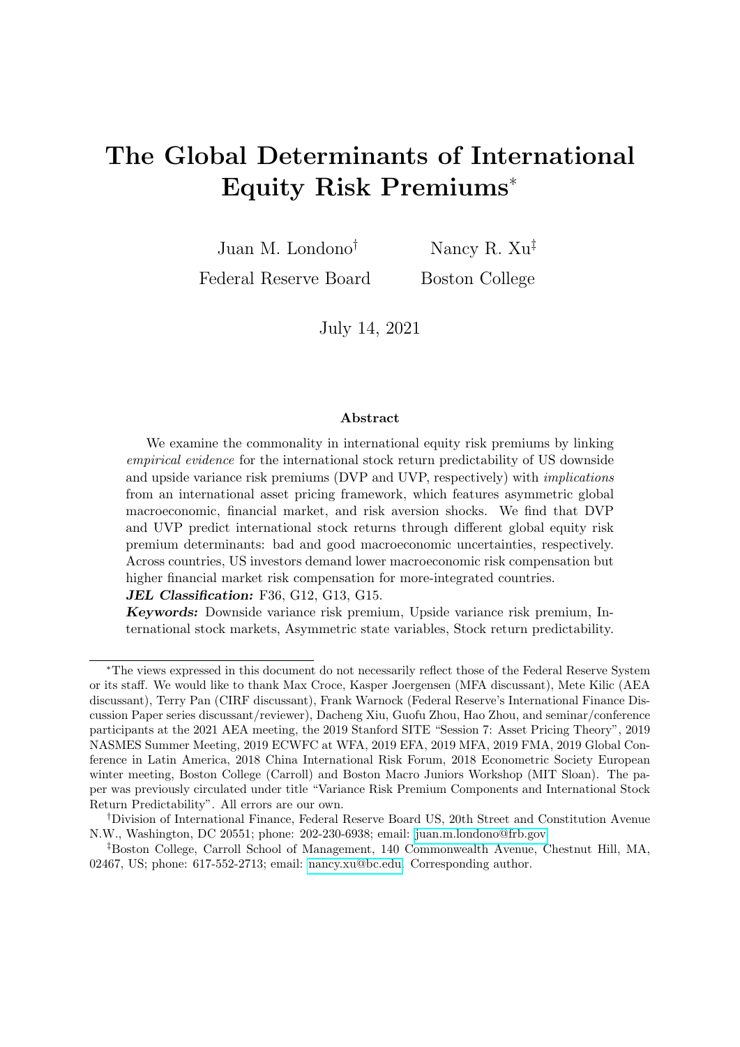# The Global Determinants of International Equity Risk Premiums*

Juan M. Londono[†]
Federal Reserve Board

Nancy R. Xu[‡]
Boston College

July 14, 2021

## Abstract

We examine the commonality in international equity risk premiums by linking *empirical evidence* for the international stock return predictability of US downside and upside variance risk premiums (DVP and UVP, respectively) with *implications* from an international asset pricing framework, which features asymmetric global macroeconomic, financial market, and risk aversion shocks. We find that DVP and UVP predict international stock returns through different global equity risk premium determinants: bad and good macroeconomic uncertainties, respectively. Across countries, US investors demand lower macroeconomic risk compensation but higher financial market risk compensation for more-integrated countries.

***JEL Classification:*** F36, G12, G13, G15.

***Keywords:*** Downside variance risk premium, Upside variance risk premium, International stock markets, Asymmetric state variables, Stock return predictability.

---

*The views expressed in this document do not necessarily reflect those of the Federal Reserve System or its staff. We would like to thank Max Croce, Kasper Joergensen (MFA discussant), Mete Kilic (AEA discussant), Terry Pan (CIRF discussant), Frank Warnock (Federal Reserve's International Finance Discussion Paper series discussant/reviewer), Dacheng Xiu, Guofu Zhou, Hao Zhou, and seminar/conference participants at the 2021 AEA meeting, the 2019 Stanford SITE "Session 7: Asset Pricing Theory", 2019 NASMES Summer Meeting, 2019 ECWFC at WFA, 2019 EFA, 2019 MFA, 2019 FMA, 2019 Global Conference in Latin America, 2018 China International Risk Forum, 2018 Econometric Society European winter meeting, Boston College (Carroll) and Boston Macro Juniors Workshop (MIT Sloan). The paper was previously circulated under title "Variance Risk Premium Components and International Stock Return Predictability". All errors are our own.

[†]Division of International Finance, Federal Reserve Board US, 20th Street and Constitution Avenue N.W., Washington, DC 20551; phone: 202-230-6938; email: juan.m.londono@frb.gov.

[‡]Boston College, Carroll School of Management, 140 Commonwealth Avenue, Chestnut Hill, MA, 02467, US; phone: 617-552-2713; email: nancy.xu@bc.edu. Corresponding author.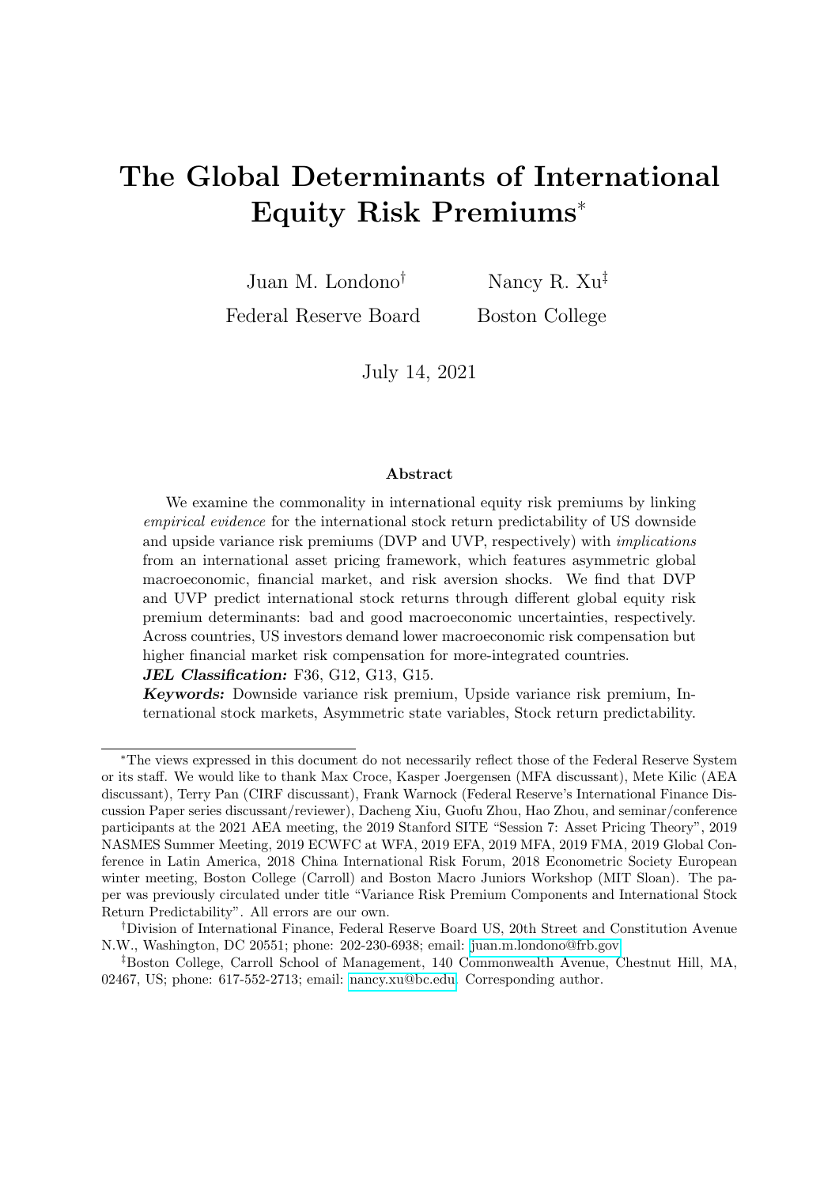# The Global Determinants of International Equity Risk Premiums*

Juan M. Londono† — Federal Reserve Board

Nancy R. Xu‡ — Boston College

July 14, 2021

### Abstract

We examine the commonality in international equity risk premiums by linking *empirical evidence* for the international stock return predictability of US downside and upside variance risk premiums (DVP and UVP, respectively) with *implications* from an international asset pricing framework, which features asymmetric global macroeconomic, financial market, and risk aversion shocks. We find that DVP and UVP predict international stock returns through different global equity risk premium determinants: bad and good macroeconomic uncertainties, respectively. Across countries, US investors demand lower macroeconomic risk compensation but higher financial market risk compensation for more-integrated countries.

***JEL Classification:*** F36, G12, G13, G15.

***Keywords:*** Downside variance risk premium, Upside variance risk premium, International stock markets, Asymmetric state variables, Stock return predictability.

---

*The views expressed in this document do not necessarily reflect those of the Federal Reserve System or its staff. We would like to thank Max Croce, Kasper Joergensen (MFA discussant), Mete Kilic (AEA discussant), Terry Pan (CIRF discussant), Frank Warnock (Federal Reserve's International Finance Discussion Paper series discussant/reviewer), Dacheng Xiu, Guofu Zhou, Hao Zhou, and seminar/conference participants at the 2021 AEA meeting, the 2019 Stanford SITE "Session 7: Asset Pricing Theory", 2019 NASMES Summer Meeting, 2019 ECWFC at WFA, 2019 EFA, 2019 MFA, 2019 FMA, 2019 Global Conference in Latin America, 2018 China International Risk Forum, 2018 Econometric Society European winter meeting, Boston College (Carroll) and Boston Macro Juniors Workshop (MIT Sloan). The paper was previously circulated under title "Variance Risk Premium Components and International Stock Return Predictability". All errors are our own.

†Division of International Finance, Federal Reserve Board US, 20th Street and Constitution Avenue N.W., Washington, DC 20551; phone: 202-230-6938; email: juan.m.londono@frb.gov.

‡Boston College, Carroll School of Management, 140 Commonwealth Avenue, Chestnut Hill, MA, 02467, US; phone: 617-552-2713; email: nancy.xu@bc.edu. Corresponding author.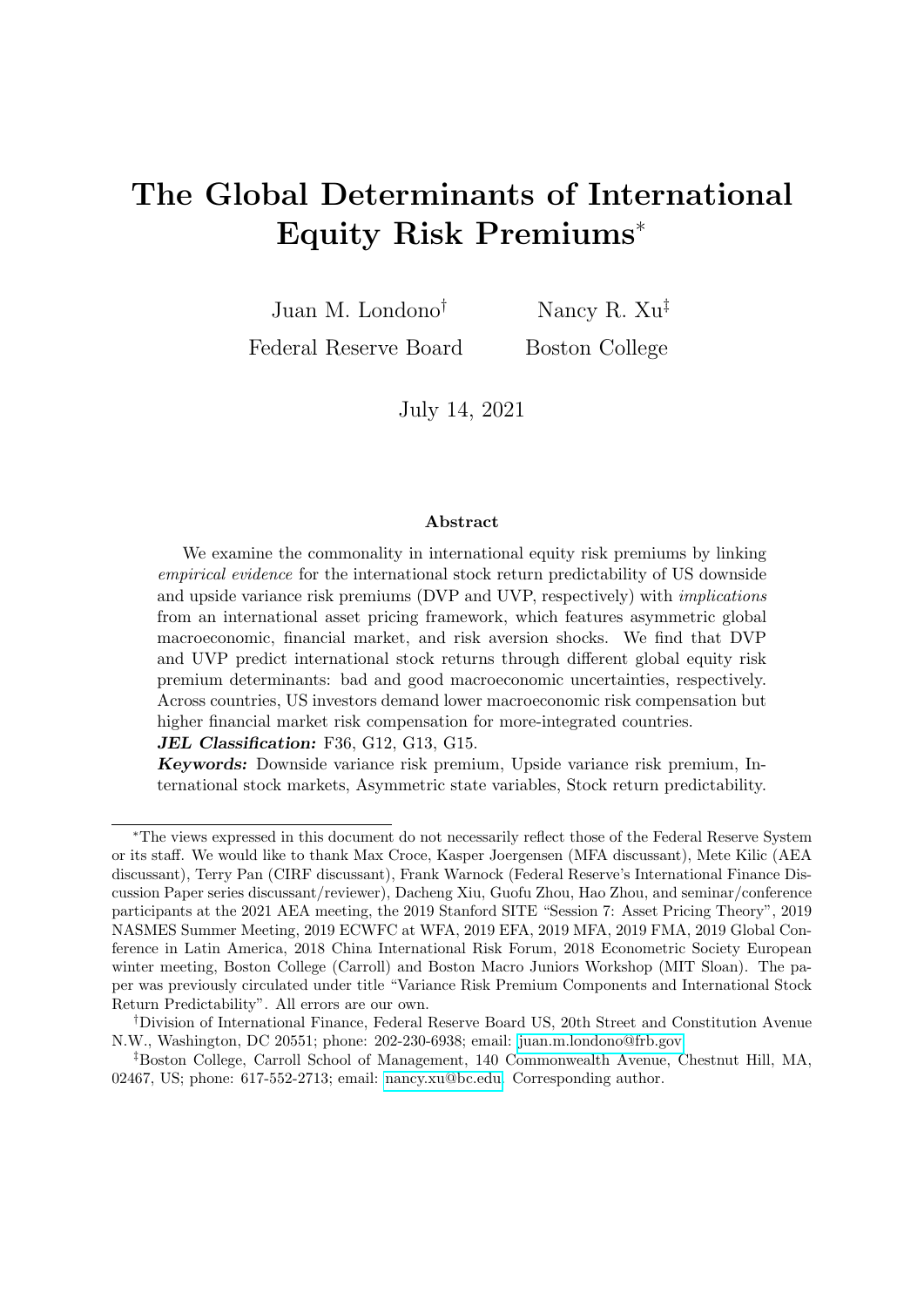# The Global Determinants of International Equity Risk Premiums*

Juan M. Londono[†]
Federal Reserve Board

Nancy R. Xu[‡]
Boston College

July 14, 2021

### Abstract

We examine the commonality in international equity risk premiums by linking *empirical evidence* for the international stock return predictability of US downside and upside variance risk premiums (DVP and UVP, respectively) with *implications* from an international asset pricing framework, which features asymmetric global macroeconomic, financial market, and risk aversion shocks. We find that DVP and UVP predict international stock returns through different global equity risk premium determinants: bad and good macroeconomic uncertainties, respectively. Across countries, US investors demand lower macroeconomic risk compensation but higher financial market risk compensation for more-integrated countries.

***JEL Classification:*** F36, G12, G13, G15.

***Keywords:*** Downside variance risk premium, Upside variance risk premium, International stock markets, Asymmetric state variables, Stock return predictability.

---

*The views expressed in this document do not necessarily reflect those of the Federal Reserve System or its staff. We would like to thank Max Croce, Kasper Joergensen (MFA discussant), Mete Kilic (AEA discussant), Terry Pan (CIRF discussant), Frank Warnock (Federal Reserve's International Finance Discussion Paper series discussant/reviewer), Dacheng Xiu, Guofu Zhou, Hao Zhou, and seminar/conference participants at the 2021 AEA meeting, the 2019 Stanford SITE "Session 7: Asset Pricing Theory", 2019 NASMES Summer Meeting, 2019 ECWFC at WFA, 2019 EFA, 2019 MFA, 2019 FMA, 2019 Global Conference in Latin America, 2018 China International Risk Forum, 2018 Econometric Society European winter meeting, Boston College (Carroll) and Boston Macro Juniors Workshop (MIT Sloan). The paper was previously circulated under title "Variance Risk Premium Components and International Stock Return Predictability". All errors are our own.

[†]Division of International Finance, Federal Reserve Board US, 20th Street and Constitution Avenue N.W., Washington, DC 20551; phone: 202-230-6938; email: juan.m.londono@frb.gov

[‡]Boston College, Carroll School of Management, 140 Commonwealth Avenue, Chestnut Hill, MA, 02467, US; phone: 617-552-2713; email: nancy.xu@bc.edu. Corresponding author.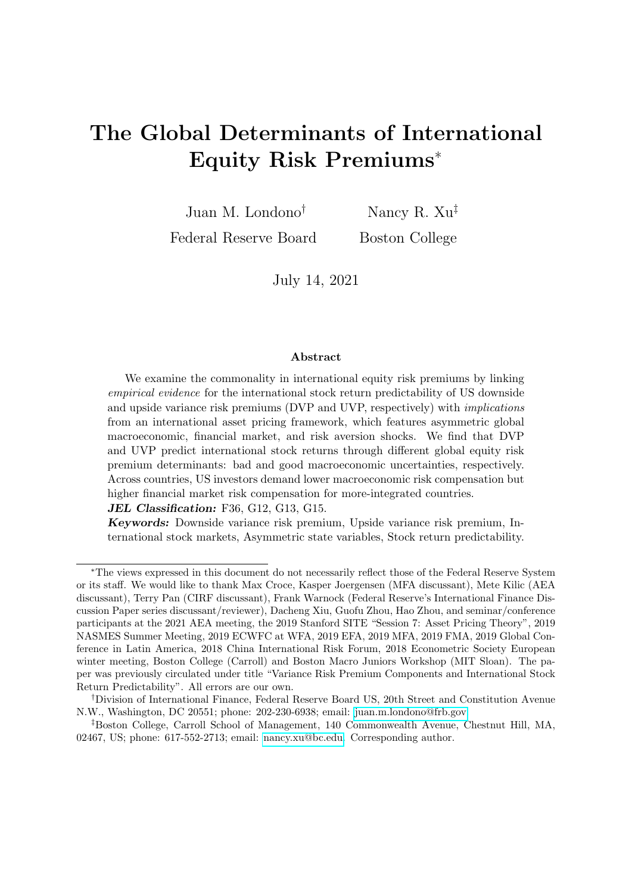# The Global Determinants of International Equity Risk Premiums*

Juan M. Londono[†]  
Federal Reserve Board

Nancy R. Xu[‡]  
Boston College

July 14, 2021

### Abstract

We examine the commonality in international equity risk premiums by linking *empirical evidence* for the international stock return predictability of US downside and upside variance risk premiums (DVP and UVP, respectively) with *implications* from an international asset pricing framework, which features asymmetric global macroeconomic, financial market, and risk aversion shocks. We find that DVP and UVP predict international stock returns through different global equity risk premium determinants: bad and good macroeconomic uncertainties, respectively. Across countries, US investors demand lower macroeconomic risk compensation but higher financial market risk compensation for more-integrated countries.

***JEL Classification:*** F36, G12, G13, G15.

***Keywords:*** Downside variance risk premium, Upside variance risk premium, International stock markets, Asymmetric state variables, Stock return predictability.

---

*The views expressed in this document do not necessarily reflect those of the Federal Reserve System or its staff. We would like to thank Max Croce, Kasper Joergensen (MFA discussant), Mete Kilic (AEA discussant), Terry Pan (CIRF discussant), Frank Warnock (Federal Reserve's International Finance Discussion Paper series discussant/reviewer), Dacheng Xiu, Guofu Zhou, Hao Zhou, and seminar/conference participants at the 2021 AEA meeting, the 2019 Stanford SITE "Session 7: Asset Pricing Theory", 2019 NASMES Summer Meeting, 2019 ECWFC at WFA, 2019 EFA, 2019 MFA, 2019 FMA, 2019 Global Conference in Latin America, 2018 China International Risk Forum, 2018 Econometric Society European winter meeting, Boston College (Carroll) and Boston Macro Juniors Workshop (MIT Sloan). The paper was previously circulated under title "Variance Risk Premium Components and International Stock Return Predictability". All errors are our own.

[†]Division of International Finance, Federal Reserve Board US, 20th Street and Constitution Avenue N.W., Washington, DC 20551; phone: 202-230-6938; email: juan.m.londono@frb.gov

[‡]Boston College, Carroll School of Management, 140 Commonwealth Avenue, Chestnut Hill, MA, 02467, US; phone: 617-552-2713; email: nancy.xu@bc.edu. Corresponding author.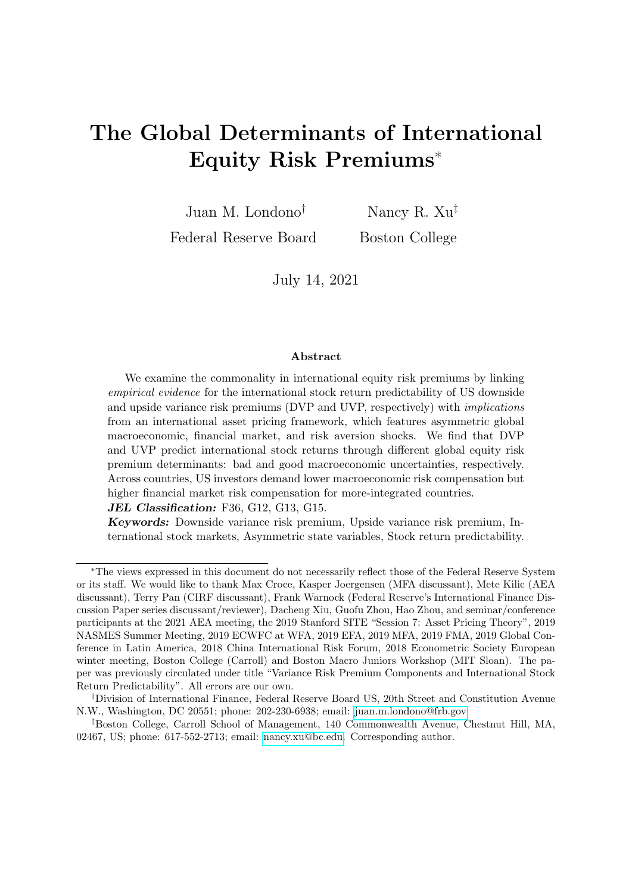# The Global Determinants of International Equity Risk Premiums*

Juan M. Londono[†]
Federal Reserve Board

Nancy R. Xu[‡]
Boston College

July 14, 2021

### Abstract

We examine the commonality in international equity risk premiums by linking *empirical evidence* for the international stock return predictability of US downside and upside variance risk premiums (DVP and UVP, respectively) with *implications* from an international asset pricing framework, which features asymmetric global macroeconomic, financial market, and risk aversion shocks. We find that DVP and UVP predict international stock returns through different global equity risk premium determinants: bad and good macroeconomic uncertainties, respectively. Across countries, US investors demand lower macroeconomic risk compensation but higher financial market risk compensation for more-integrated countries.

***JEL Classification:*** F36, G12, G13, G15.

***Keywords:*** Downside variance risk premium, Upside variance risk premium, International stock markets, Asymmetric state variables, Stock return predictability.

---

*The views expressed in this document do not necessarily reflect those of the Federal Reserve System or its staff. We would like to thank Max Croce, Kasper Joergensen (MFA discussant), Mete Kilic (AEA discussant), Terry Pan (CIRF discussant), Frank Warnock (Federal Reserve's International Finance Discussion Paper series discussant/reviewer), Dacheng Xiu, Guofu Zhou, Hao Zhou, and seminar/conference participants at the 2021 AEA meeting, the 2019 Stanford SITE "Session 7: Asset Pricing Theory", 2019 NASMES Summer Meeting, 2019 ECWFC at WFA, 2019 EFA, 2019 MFA, 2019 FMA, 2019 Global Conference in Latin America, 2018 China International Risk Forum, 2018 Econometric Society European winter meeting, Boston College (Carroll) and Boston Macro Juniors Workshop (MIT Sloan). The paper was previously circulated under title "Variance Risk Premium Components and International Stock Return Predictability". All errors are our own.

[†]Division of International Finance, Federal Reserve Board US, 20th Street and Constitution Avenue N.W., Washington, DC 20551; phone: 202-230-6938; email: juan.m.londono@frb.gov.

[‡]Boston College, Carroll School of Management, 140 Commonwealth Avenue, Chestnut Hill, MA, 02467, US; phone: 617-552-2713; email: nancy.xu@bc.edu. Corresponding author.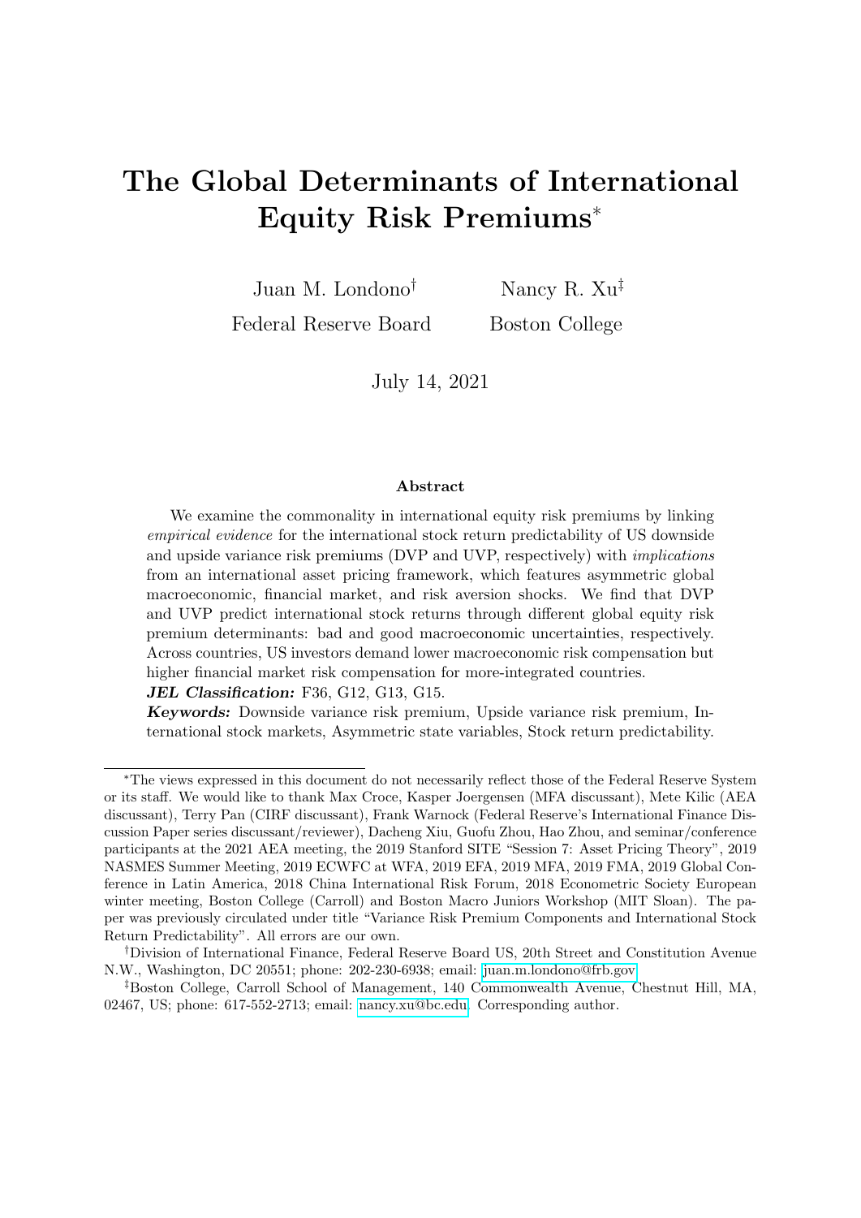# The Global Determinants of International Equity Risk Premiums*

Juan M. Londono[†]
Federal Reserve Board

Nancy R. Xu[‡]
Boston College

July 14, 2021

### Abstract

We examine the commonality in international equity risk premiums by linking *empirical evidence* for the international stock return predictability of US downside and upside variance risk premiums (DVP and UVP, respectively) with *implications* from an international asset pricing framework, which features asymmetric global macroeconomic, financial market, and risk aversion shocks. We find that DVP and UVP predict international stock returns through different global equity risk premium determinants: bad and good macroeconomic uncertainties, respectively. Across countries, US investors demand lower macroeconomic risk compensation but higher financial market risk compensation for more-integrated countries.

***JEL Classification:*** F36, G12, G13, G15.

***Keywords:*** Downside variance risk premium, Upside variance risk premium, International stock markets, Asymmetric state variables, Stock return predictability.

---

*The views expressed in this document do not necessarily reflect those of the Federal Reserve System or its staff. We would like to thank Max Croce, Kasper Joergensen (MFA discussant), Mete Kilic (AEA discussant), Terry Pan (CIRF discussant), Frank Warnock (Federal Reserve's International Finance Discussion Paper series discussant/reviewer), Dacheng Xiu, Guofu Zhou, Hao Zhou, and seminar/conference participants at the 2021 AEA meeting, the 2019 Stanford SITE "Session 7: Asset Pricing Theory", 2019 NASMES Summer Meeting, 2019 ECWFC at WFA, 2019 EFA, 2019 MFA, 2019 FMA, 2019 Global Conference in Latin America, 2018 China International Risk Forum, 2018 Econometric Society European winter meeting, Boston College (Carroll) and Boston Macro Juniors Workshop (MIT Sloan). The paper was previously circulated under title "Variance Risk Premium Components and International Stock Return Predictability". All errors are our own.

[†]Division of International Finance, Federal Reserve Board US, 20th Street and Constitution Avenue N.W., Washington, DC 20551; phone: 202-230-6938; email: juan.m.londono@frb.gov.

[‡]Boston College, Carroll School of Management, 140 Commonwealth Avenue, Chestnut Hill, MA, 02467, US; phone: 617-552-2713; email: nancy.xu@bc.edu. Corresponding author.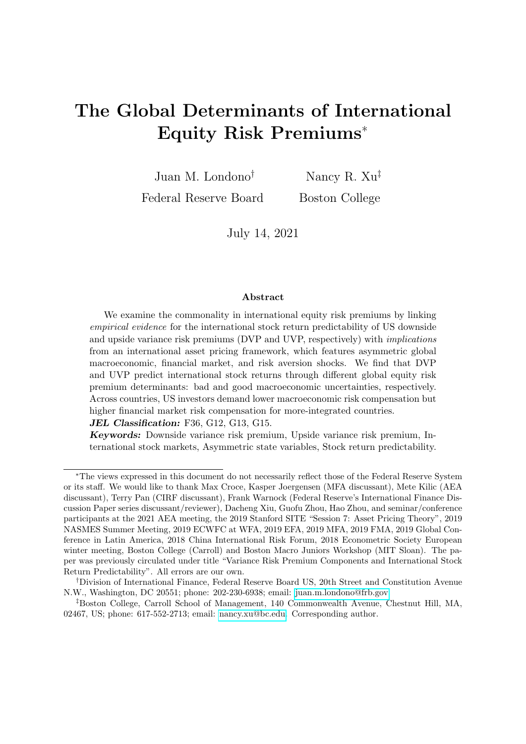# The Global Determinants of International Equity Risk Premiums*

Juan M. Londono[†]
Federal Reserve Board

Nancy R. Xu[‡]
Boston College

July 14, 2021

### Abstract

We examine the commonality in international equity risk premiums by linking *empirical evidence* for the international stock return predictability of US downside and upside variance risk premiums (DVP and UVP, respectively) with *implications* from an international asset pricing framework, which features asymmetric global macroeconomic, financial market, and risk aversion shocks. We find that DVP and UVP predict international stock returns through different global equity risk premium determinants: bad and good macroeconomic uncertainties, respectively. Across countries, US investors demand lower macroeconomic risk compensation but higher financial market risk compensation for more-integrated countries.

***JEL Classification:*** F36, G12, G13, G15.

***Keywords:*** Downside variance risk premium, Upside variance risk premium, International stock markets, Asymmetric state variables, Stock return predictability.

---

*The views expressed in this document do not necessarily reflect those of the Federal Reserve System or its staff. We would like to thank Max Croce, Kasper Joergensen (MFA discussant), Mete Kilic (AEA discussant), Terry Pan (CIRF discussant), Frank Warnock (Federal Reserve's International Finance Discussion Paper series discussant/reviewer), Dacheng Xiu, Guofu Zhou, Hao Zhou, and seminar/conference participants at the 2021 AEA meeting, the 2019 Stanford SITE "Session 7: Asset Pricing Theory", 2019 NASMES Summer Meeting, 2019 ECWFC at WFA, 2019 EFA, 2019 MFA, 2019 FMA, 2019 Global Conference in Latin America, 2018 China International Risk Forum, 2018 Econometric Society European winter meeting, Boston College (Carroll) and Boston Macro Juniors Workshop (MIT Sloan). The paper was previously circulated under title "Variance Risk Premium Components and International Stock Return Predictability". All errors are our own.

[†]Division of International Finance, Federal Reserve Board US, 20th Street and Constitution Avenue N.W., Washington, DC 20551; phone: 202-230-6938; email: juan.m.londono@frb.gov.

[‡]Boston College, Carroll School of Management, 140 Commonwealth Avenue, Chestnut Hill, MA, 02467, US; phone: 617-552-2713; email: nancy.xu@bc.edu. Corresponding author.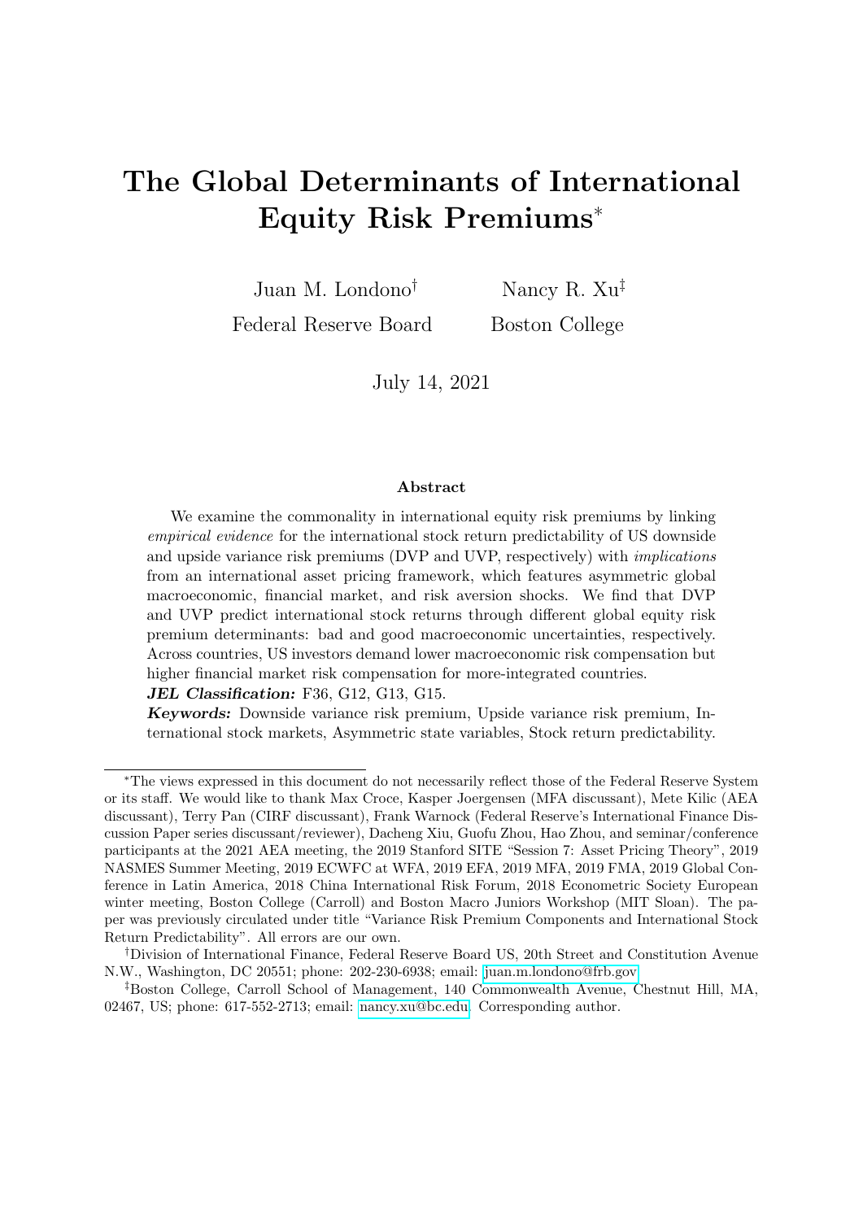# The Global Determinants of International Equity Risk Premiums*

Juan M. Londono[†]
Federal Reserve Board

Nancy R. Xu[‡]
Boston College

July 14, 2021

### Abstract

We examine the commonality in international equity risk premiums by linking *empirical evidence* for the international stock return predictability of US downside and upside variance risk premiums (DVP and UVP, respectively) with *implications* from an international asset pricing framework, which features asymmetric global macroeconomic, financial market, and risk aversion shocks. We find that DVP and UVP predict international stock returns through different global equity risk premium determinants: bad and good macroeconomic uncertainties, respectively. Across countries, US investors demand lower macroeconomic risk compensation but higher financial market risk compensation for more-integrated countries.

***JEL Classification:*** F36, G12, G13, G15.

***Keywords:*** Downside variance risk premium, Upside variance risk premium, International stock markets, Asymmetric state variables, Stock return predictability.

---

*The views expressed in this document do not necessarily reflect those of the Federal Reserve System or its staff. We would like to thank Max Croce, Kasper Joergensen (MFA discussant), Mete Kilic (AEA discussant), Terry Pan (CIRF discussant), Frank Warnock (Federal Reserve's International Finance Discussion Paper series discussant/reviewer), Dacheng Xiu, Guofu Zhou, Hao Zhou, and seminar/conference participants at the 2021 AEA meeting, the 2019 Stanford SITE "Session 7: Asset Pricing Theory", 2019 NASMES Summer Meeting, 2019 ECWFC at WFA, 2019 EFA, 2019 MFA, 2019 FMA, 2019 Global Conference in Latin America, 2018 China International Risk Forum, 2018 Econometric Society European winter meeting, Boston College (Carroll) and Boston Macro Juniors Workshop (MIT Sloan). The paper was previously circulated under title "Variance Risk Premium Components and International Stock Return Predictability". All errors are our own.

[†]Division of International Finance, Federal Reserve Board US, 20th Street and Constitution Avenue N.W., Washington, DC 20551; phone: 202-230-6938; email: juan.m.londono@frb.gov.

[‡]Boston College, Carroll School of Management, 140 Commonwealth Avenue, Chestnut Hill, MA, 02467, US; phone: 617-552-2713; email: nancy.xu@bc.edu. Corresponding author.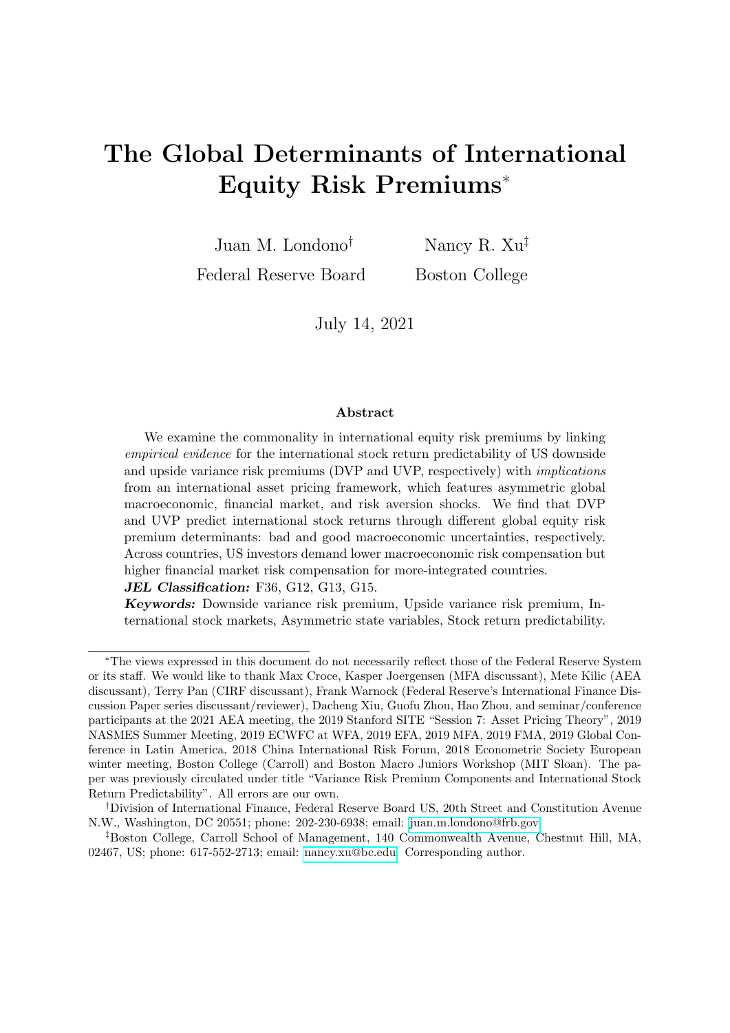# The Global Determinants of International Equity Risk Premiums*

Juan M. Londono[†] Federal Reserve Board

Nancy R. Xu[‡] Boston College

July 14, 2021

## Abstract

We examine the commonality in international equity risk premiums by linking *empirical evidence* for the international stock return predictability of US downside and upside variance risk premiums (DVP and UVP, respectively) with *implications* from an international asset pricing framework, which features asymmetric global macroeconomic, financial market, and risk aversion shocks. We find that DVP and UVP predict international stock returns through different global equity risk premium determinants: bad and good macroeconomic uncertainties, respectively. Across countries, US investors demand lower macroeconomic risk compensation but higher financial market risk compensation for more-integrated countries.

***JEL Classification:*** F36, G12, G13, G15.

***Keywords:*** Downside variance risk premium, Upside variance risk premium, International stock markets, Asymmetric state variables, Stock return predictability.

---

*The views expressed in this document do not necessarily reflect those of the Federal Reserve System or its staff. We would like to thank Max Croce, Kasper Joergensen (MFA discussant), Mete Kilic (AEA discussant), Terry Pan (CIRF discussant), Frank Warnock (Federal Reserve's International Finance Discussion Paper series discussant/reviewer), Dacheng Xiu, Guofu Zhou, Hao Zhou, and seminar/conference participants at the 2021 AEA meeting, the 2019 Stanford SITE "Session 7: Asset Pricing Theory", 2019 NASMES Summer Meeting, 2019 ECWFC at WFA, 2019 EFA, 2019 MFA, 2019 FMA, 2019 Global Conference in Latin America, 2018 China International Risk Forum, 2018 Econometric Society European winter meeting, Boston College (Carroll) and Boston Macro Juniors Workshop (MIT Sloan). The paper was previously circulated under title "Variance Risk Premium Components and International Stock Return Predictability". All errors are our own.

[†]Division of International Finance, Federal Reserve Board US, 20th Street and Constitution Avenue N.W., Washington, DC 20551; phone: 202-230-6938; email: juan.m.londono@frb.gov.

[‡]Boston College, Carroll School of Management, 140 Commonwealth Avenue, Chestnut Hill, MA, 02467, US; phone: 617-552-2713; email: nancy.xu@bc.edu. Corresponding author.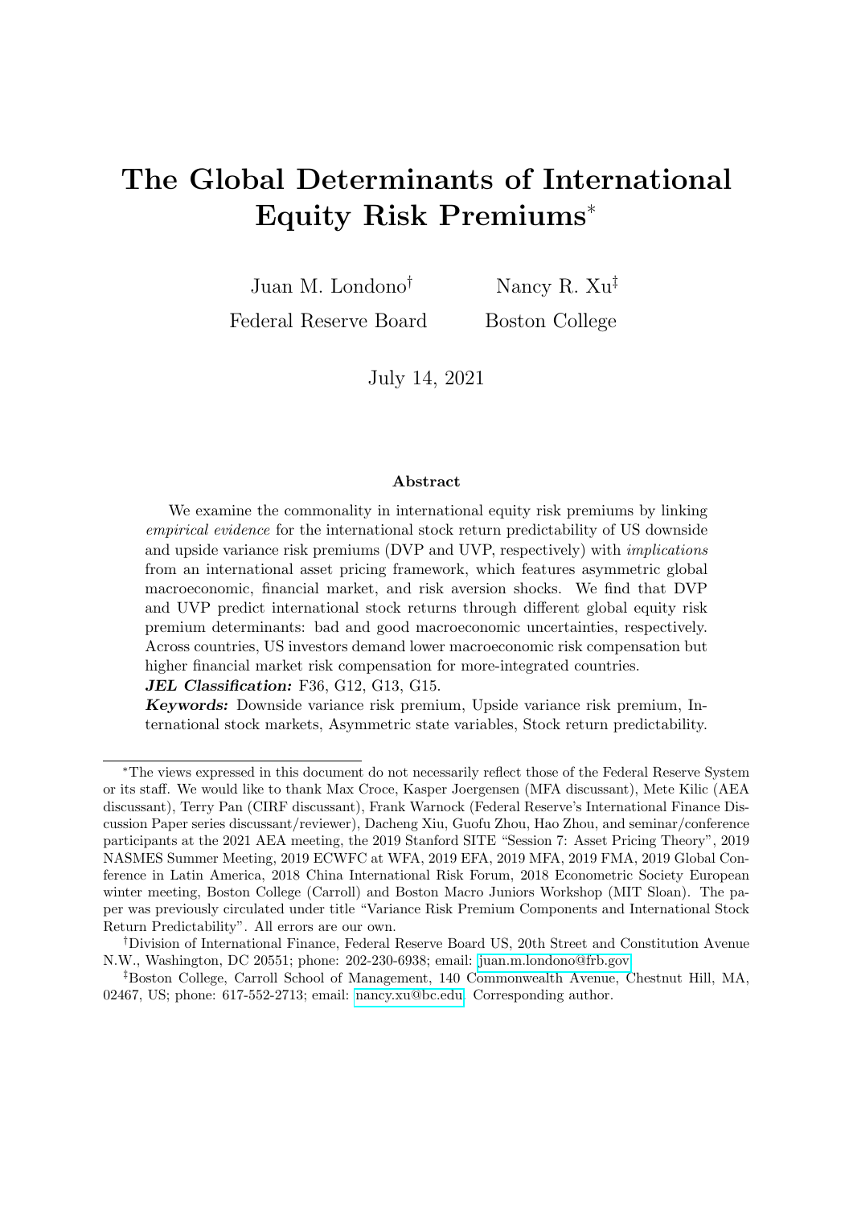# The Global Determinants of International Equity Risk Premiums*

Juan M. Londono[†] Federal Reserve Board

Nancy R. Xu[‡] Boston College

July 14, 2021

### Abstract

We examine the commonality in international equity risk premiums by linking *empirical evidence* for the international stock return predictability of US downside and upside variance risk premiums (DVP and UVP, respectively) with *implications* from an international asset pricing framework, which features asymmetric global macroeconomic, financial market, and risk aversion shocks. We find that DVP and UVP predict international stock returns through different global equity risk premium determinants: bad and good macroeconomic uncertainties, respectively. Across countries, US investors demand lower macroeconomic risk compensation but higher financial market risk compensation for more-integrated countries.

***JEL Classification:*** F36, G12, G13, G15.

***Keywords:*** Downside variance risk premium, Upside variance risk premium, International stock markets, Asymmetric state variables, Stock return predictability.

---

*The views expressed in this document do not necessarily reflect those of the Federal Reserve System or its staff. We would like to thank Max Croce, Kasper Joergensen (MFA discussant), Mete Kilic (AEA discussant), Terry Pan (CIRF discussant), Frank Warnock (Federal Reserve's International Finance Discussion Paper series discussant/reviewer), Dacheng Xiu, Guofu Zhou, Hao Zhou, and seminar/conference participants at the 2021 AEA meeting, the 2019 Stanford SITE "Session 7: Asset Pricing Theory", 2019 NASMES Summer Meeting, 2019 ECWFC at WFA, 2019 EFA, 2019 MFA, 2019 FMA, 2019 Global Conference in Latin America, 2018 China International Risk Forum, 2018 Econometric Society European winter meeting, Boston College (Carroll) and Boston Macro Juniors Workshop (MIT Sloan). The paper was previously circulated under title "Variance Risk Premium Components and International Stock Return Predictability". All errors are our own.

[†]Division of International Finance, Federal Reserve Board US, 20th Street and Constitution Avenue N.W., Washington, DC 20551; phone: 202-230-6938; email: juan.m.londono@frb.gov.

[‡]Boston College, Carroll School of Management, 140 Commonwealth Avenue, Chestnut Hill, MA, 02467, US; phone: 617-552-2713; email: nancy.xu@bc.edu. Corresponding author.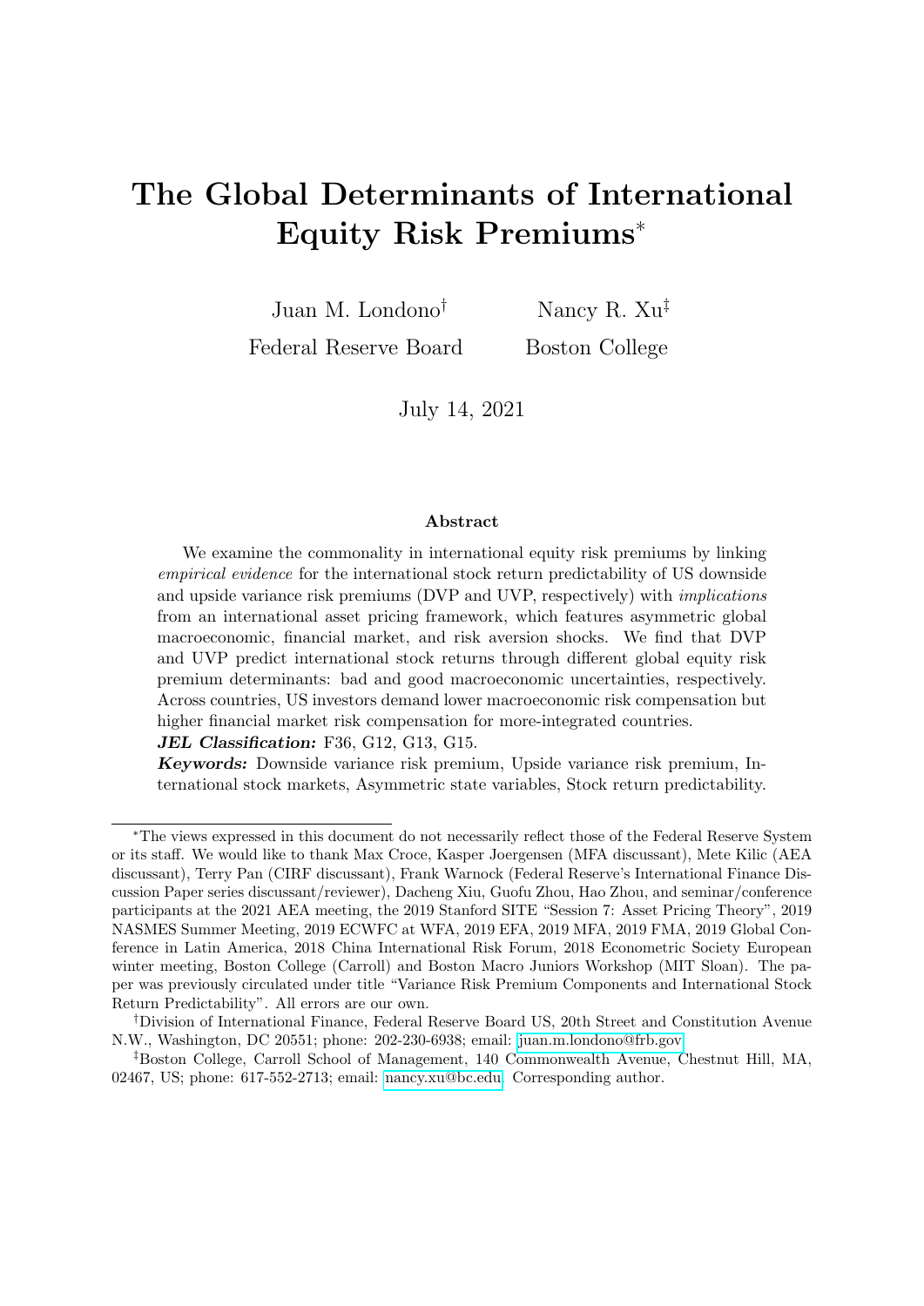# The Global Determinants of International Equity Risk Premiums*

Juan M. Londono[†]
Federal Reserve Board

Nancy R. Xu[‡]
Boston College

July 14, 2021

## Abstract

We examine the commonality in international equity risk premiums by linking *empirical evidence* for the international stock return predictability of US downside and upside variance risk premiums (DVP and UVP, respectively) with *implications* from an international asset pricing framework, which features asymmetric global macroeconomic, financial market, and risk aversion shocks. We find that DVP and UVP predict international stock returns through different global equity risk premium determinants: bad and good macroeconomic uncertainties, respectively. Across countries, US investors demand lower macroeconomic risk compensation but higher financial market risk compensation for more-integrated countries.

***JEL Classification:*** F36, G12, G13, G15.

***Keywords:*** Downside variance risk premium, Upside variance risk premium, International stock markets, Asymmetric state variables, Stock return predictability.

---

*The views expressed in this document do not necessarily reflect those of the Federal Reserve System or its staff. We would like to thank Max Croce, Kasper Joergensen (MFA discussant), Mete Kilic (AEA discussant), Terry Pan (CIRF discussant), Frank Warnock (Federal Reserve's International Finance Discussion Paper series discussant/reviewer), Dacheng Xiu, Guofu Zhou, Hao Zhou, and seminar/conference participants at the 2021 AEA meeting, the 2019 Stanford SITE "Session 7: Asset Pricing Theory", 2019 NASMES Summer Meeting, 2019 ECWFC at WFA, 2019 EFA, 2019 MFA, 2019 FMA, 2019 Global Conference in Latin America, 2018 China International Risk Forum, 2018 Econometric Society European winter meeting, Boston College (Carroll) and Boston Macro Juniors Workshop (MIT Sloan). The paper was previously circulated under title "Variance Risk Premium Components and International Stock Return Predictability". All errors are our own.

[†]Division of International Finance, Federal Reserve Board US, 20th Street and Constitution Avenue N.W., Washington, DC 20551; phone: 202-230-6938; email: juan.m.londono@frb.gov

[‡]Boston College, Carroll School of Management, 140 Commonwealth Avenue, Chestnut Hill, MA, 02467, US; phone: 617-552-2713; email: nancy.xu@bc.edu. Corresponding author.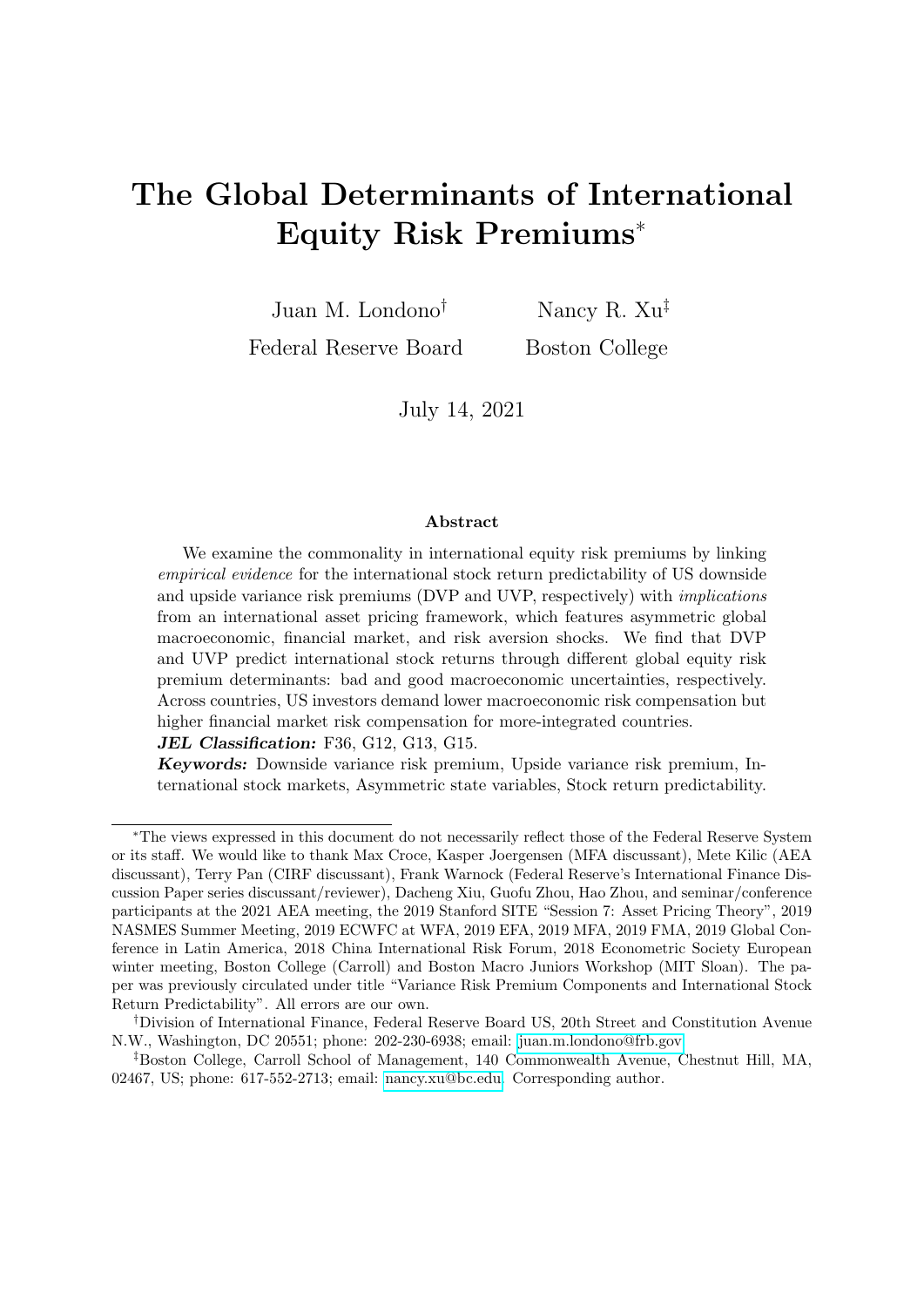# The Global Determinants of International Equity Risk Premiums*

Juan M. Londono[†]
Federal Reserve Board

Nancy R. Xu[‡]
Boston College

July 14, 2021

**Abstract**

We examine the commonality in international equity risk premiums by linking *empirical evidence* for the international stock return predictability of US downside and upside variance risk premiums (DVP and UVP, respectively) with *implications* from an international asset pricing framework, which features asymmetric global macroeconomic, financial market, and risk aversion shocks. We find that DVP and UVP predict international stock returns through different global equity risk premium determinants: bad and good macroeconomic uncertainties, respectively. Across countries, US investors demand lower macroeconomic risk compensation but higher financial market risk compensation for more-integrated countries.

***JEL Classification:*** F36, G12, G13, G15.

***Keywords:*** Downside variance risk premium, Upside variance risk premium, International stock markets, Asymmetric state variables, Stock return predictability.

---

*The views expressed in this document do not necessarily reflect those of the Federal Reserve System or its staff. We would like to thank Max Croce, Kasper Joergensen (MFA discussant), Mete Kilic (AEA discussant), Terry Pan (CIRF discussant), Frank Warnock (Federal Reserve's International Finance Discussion Paper series discussant/reviewer), Dacheng Xiu, Guofu Zhou, Hao Zhou, and seminar/conference participants at the 2021 AEA meeting, the 2019 Stanford SITE "Session 7: Asset Pricing Theory", 2019 NASMES Summer Meeting, 2019 ECWFC at WFA, 2019 EFA, 2019 MFA, 2019 FMA, 2019 Global Conference in Latin America, 2018 China International Risk Forum, 2018 Econometric Society European winter meeting, Boston College (Carroll) and Boston Macro Juniors Workshop (MIT Sloan). The paper was previously circulated under title "Variance Risk Premium Components and International Stock Return Predictability". All errors are our own.

[†]Division of International Finance, Federal Reserve Board US, 20th Street and Constitution Avenue N.W., Washington, DC 20551; phone: 202-230-6938; email: juan.m.londono@frb.gov

[‡]Boston College, Carroll School of Management, 140 Commonwealth Avenue, Chestnut Hill, MA, 02467, US; phone: 617-552-2713; email: nancy.xu@bc.edu. Corresponding author.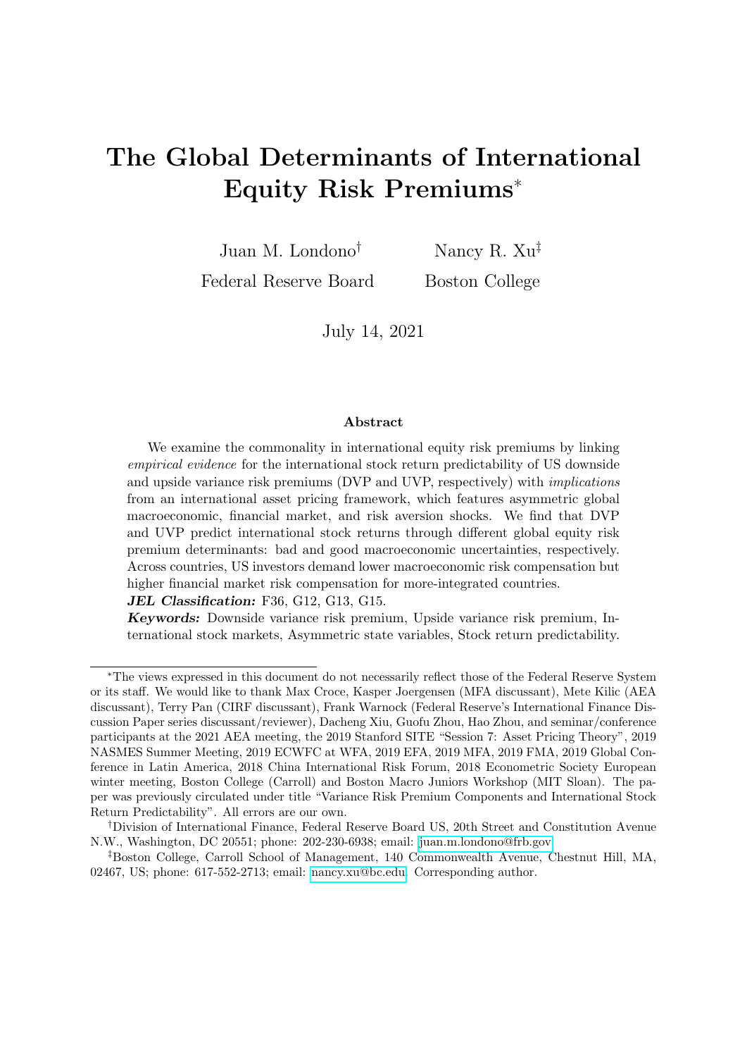# The Global Determinants of International Equity Risk Premiums*

Juan M. Londono[†]
Federal Reserve Board

Nancy R. Xu[‡]
Boston College

July 14, 2021

## Abstract

We examine the commonality in international equity risk premiums by linking *empirical evidence* for the international stock return predictability of US downside and upside variance risk premiums (DVP and UVP, respectively) with *implications* from an international asset pricing framework, which features asymmetric global macroeconomic, financial market, and risk aversion shocks. We find that DVP and UVP predict international stock returns through different global equity risk premium determinants: bad and good macroeconomic uncertainties, respectively. Across countries, US investors demand lower macroeconomic risk compensation but higher financial market risk compensation for more-integrated countries.

***JEL Classification:*** F36, G12, G13, G15.

***Keywords:*** Downside variance risk premium, Upside variance risk premium, International stock markets, Asymmetric state variables, Stock return predictability.

---

*The views expressed in this document do not necessarily reflect those of the Federal Reserve System or its staff. We would like to thank Max Croce, Kasper Joergensen (MFA discussant), Mete Kilic (AEA discussant), Terry Pan (CIRF discussant), Frank Warnock (Federal Reserve's International Finance Discussion Paper series discussant/reviewer), Dacheng Xiu, Guofu Zhou, Hao Zhou, and seminar/conference participants at the 2021 AEA meeting, the 2019 Stanford SITE "Session 7: Asset Pricing Theory", 2019 NASMES Summer Meeting, 2019 ECWFC at WFA, 2019 EFA, 2019 MFA, 2019 FMA, 2019 Global Conference in Latin America, 2018 China International Risk Forum, 2018 Econometric Society European winter meeting, Boston College (Carroll) and Boston Macro Juniors Workshop (MIT Sloan). The paper was previously circulated under title "Variance Risk Premium Components and International Stock Return Predictability". All errors are our own.

[†]Division of International Finance, Federal Reserve Board US, 20th Street and Constitution Avenue N.W., Washington, DC 20551; phone: 202-230-6938; email: juan.m.londono@frb.gov

[‡]Boston College, Carroll School of Management, 140 Commonwealth Avenue, Chestnut Hill, MA, 02467, US; phone: 617-552-2713; email: nancy.xu@bc.edu. Corresponding author.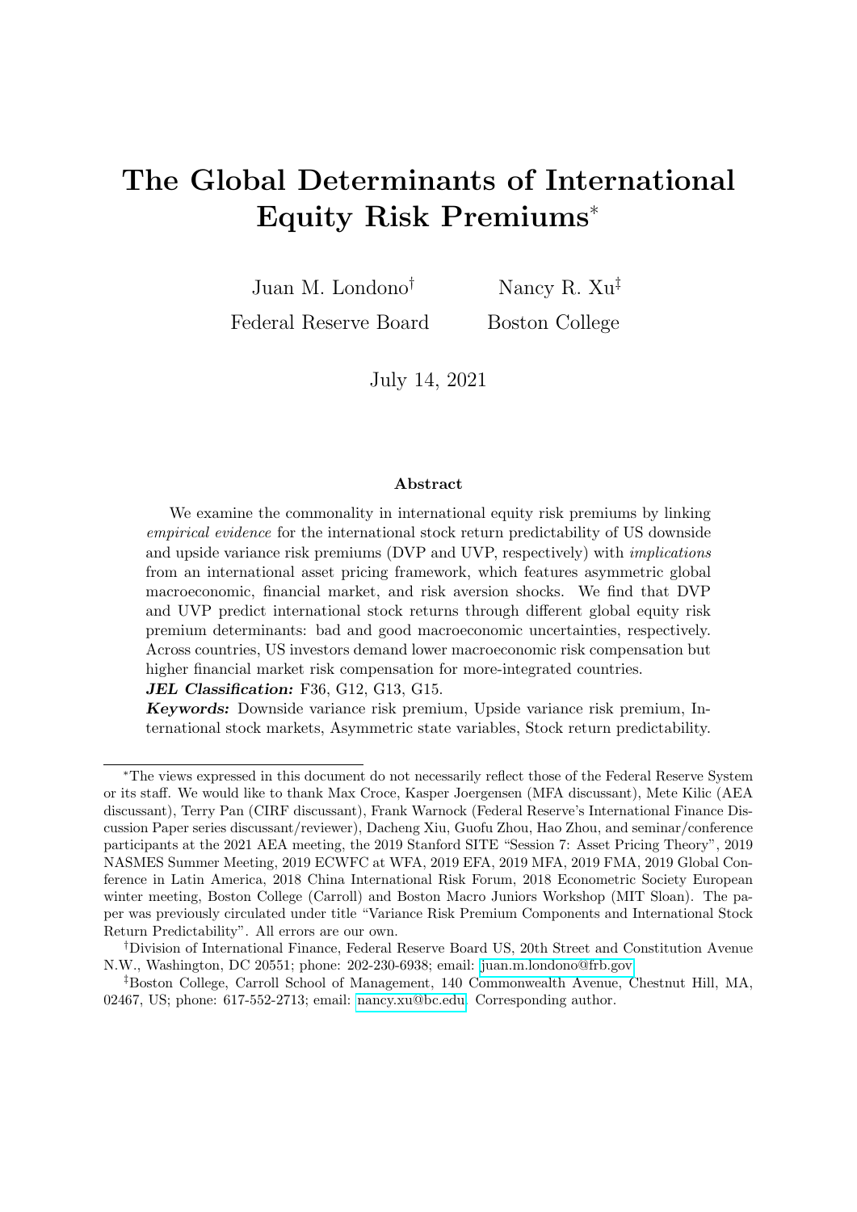# The Global Determinants of International Equity Risk Premiums*

Juan M. Londono[†]
Federal Reserve Board

Nancy R. Xu[‡]
Boston College

July 14, 2021

## Abstract

We examine the commonality in international equity risk premiums by linking *empirical evidence* for the international stock return predictability of US downside and upside variance risk premiums (DVP and UVP, respectively) with *implications* from an international asset pricing framework, which features asymmetric global macroeconomic, financial market, and risk aversion shocks. We find that DVP and UVP predict international stock returns through different global equity risk premium determinants: bad and good macroeconomic uncertainties, respectively. Across countries, US investors demand lower macroeconomic risk compensation but higher financial market risk compensation for more-integrated countries.

***JEL Classification:*** F36, G12, G13, G15.

***Keywords:*** Downside variance risk premium, Upside variance risk premium, International stock markets, Asymmetric state variables, Stock return predictability.

---

*The views expressed in this document do not necessarily reflect those of the Federal Reserve System or its staff. We would like to thank Max Croce, Kasper Joergensen (MFA discussant), Mete Kilic (AEA discussant), Terry Pan (CIRF discussant), Frank Warnock (Federal Reserve's International Finance Discussion Paper series discussant/reviewer), Dacheng Xiu, Guofu Zhou, Hao Zhou, and seminar/conference participants at the 2021 AEA meeting, the 2019 Stanford SITE "Session 7: Asset Pricing Theory", 2019 NASMES Summer Meeting, 2019 ECWFC at WFA, 2019 EFA, 2019 MFA, 2019 FMA, 2019 Global Conference in Latin America, 2018 China International Risk Forum, 2018 Econometric Society European winter meeting, Boston College (Carroll) and Boston Macro Juniors Workshop (MIT Sloan). The paper was previously circulated under title "Variance Risk Premium Components and International Stock Return Predictability". All errors are our own.

[†]Division of International Finance, Federal Reserve Board US, 20th Street and Constitution Avenue N.W., Washington, DC 20551; phone: 202-230-6938; email: juan.m.londono@frb.gov.

[‡]Boston College, Carroll School of Management, 140 Commonwealth Avenue, Chestnut Hill, MA, 02467, US; phone: 617-552-2713; email: nancy.xu@bc.edu. Corresponding author.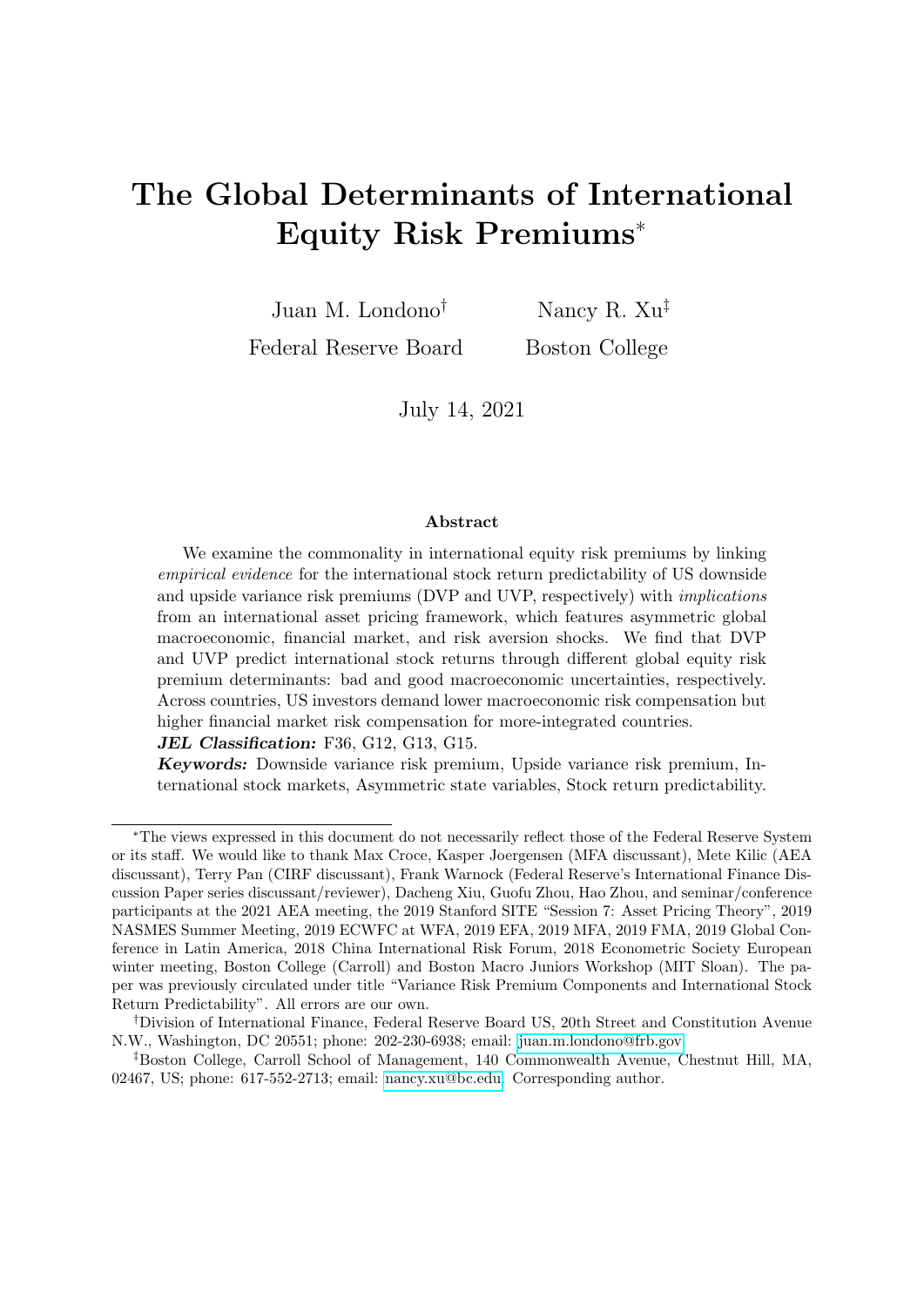# The Global Determinants of International Equity Risk Premiums*

Juan M. Londono[†]
Federal Reserve Board

Nancy R. Xu[‡]
Boston College

July 14, 2021

### Abstract

We examine the commonality in international equity risk premiums by linking *empirical evidence* for the international stock return predictability of US downside and upside variance risk premiums (DVP and UVP, respectively) with *implications* from an international asset pricing framework, which features asymmetric global macroeconomic, financial market, and risk aversion shocks. We find that DVP and UVP predict international stock returns through different global equity risk premium determinants: bad and good macroeconomic uncertainties, respectively. Across countries, US investors demand lower macroeconomic risk compensation but higher financial market risk compensation for more-integrated countries.

***JEL Classification:*** F36, G12, G13, G15.

***Keywords:*** Downside variance risk premium, Upside variance risk premium, International stock markets, Asymmetric state variables, Stock return predictability.

---

*The views expressed in this document do not necessarily reflect those of the Federal Reserve System or its staff. We would like to thank Max Croce, Kasper Joergensen (MFA discussant), Mete Kilic (AEA discussant), Terry Pan (CIRF discussant), Frank Warnock (Federal Reserve's International Finance Discussion Paper series discussant/reviewer), Dacheng Xiu, Guofu Zhou, Hao Zhou, and seminar/conference participants at the 2021 AEA meeting, the 2019 Stanford SITE "Session 7: Asset Pricing Theory", 2019 NASMES Summer Meeting, 2019 ECWFC at WFA, 2019 EFA, 2019 MFA, 2019 FMA, 2019 Global Conference in Latin America, 2018 China International Risk Forum, 2018 Econometric Society European winter meeting, Boston College (Carroll) and Boston Macro Juniors Workshop (MIT Sloan). The paper was previously circulated under title "Variance Risk Premium Components and International Stock Return Predictability". All errors are our own.

[†]Division of International Finance, Federal Reserve Board US, 20th Street and Constitution Avenue N.W., Washington, DC 20551; phone: 202-230-6938; email: juan.m.londono@frb.gov

[‡]Boston College, Carroll School of Management, 140 Commonwealth Avenue, Chestnut Hill, MA, 02467, US; phone: 617-552-2713; email: nancy.xu@bc.edu. Corresponding author.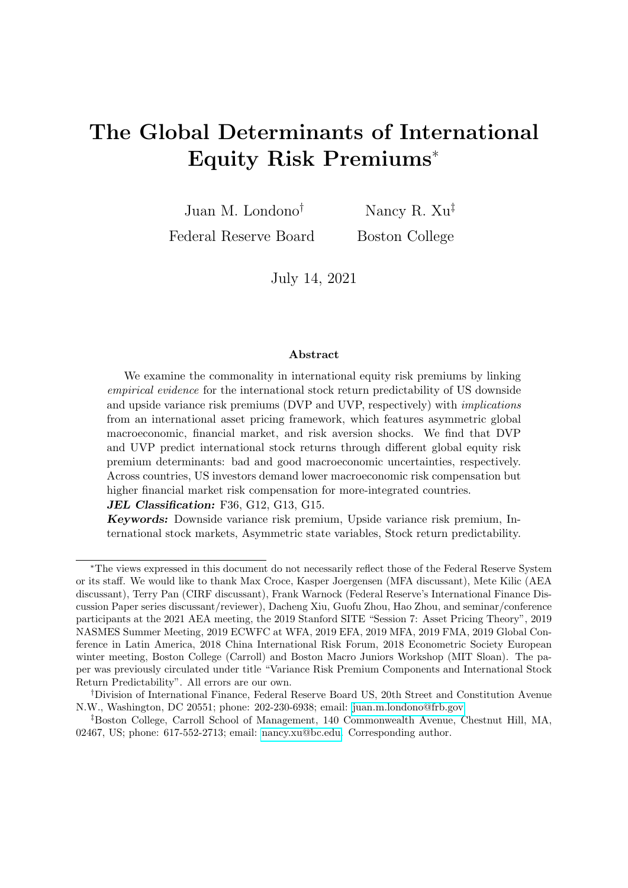# The Global Determinants of International Equity Risk Premiums*

Juan M. Londono[†] Federal Reserve Board

Nancy R. Xu[‡] Boston College

July 14, 2021

## Abstract

We examine the commonality in international equity risk premiums by linking *empirical evidence* for the international stock return predictability of US downside and upside variance risk premiums (DVP and UVP, respectively) with *implications* from an international asset pricing framework, which features asymmetric global macroeconomic, financial market, and risk aversion shocks. We find that DVP and UVP predict international stock returns through different global equity risk premium determinants: bad and good macroeconomic uncertainties, respectively. Across countries, US investors demand lower macroeconomic risk compensation but higher financial market risk compensation for more-integrated countries.

***JEL Classification:*** F36, G12, G13, G15.

***Keywords:*** Downside variance risk premium, Upside variance risk premium, International stock markets, Asymmetric state variables, Stock return predictability.

---

*The views expressed in this document do not necessarily reflect those of the Federal Reserve System or its staff. We would like to thank Max Croce, Kasper Joergensen (MFA discussant), Mete Kilic (AEA discussant), Terry Pan (CIRF discussant), Frank Warnock (Federal Reserve's International Finance Discussion Paper series discussant/reviewer), Dacheng Xiu, Guofu Zhou, Hao Zhou, and seminar/conference participants at the 2021 AEA meeting, the 2019 Stanford SITE "Session 7: Asset Pricing Theory", 2019 NASMES Summer Meeting, 2019 ECWFC at WFA, 2019 EFA, 2019 MFA, 2019 FMA, 2019 Global Conference in Latin America, 2018 China International Risk Forum, 2018 Econometric Society European winter meeting, Boston College (Carroll) and Boston Macro Juniors Workshop (MIT Sloan). The paper was previously circulated under title "Variance Risk Premium Components and International Stock Return Predictability". All errors are our own.

†Division of International Finance, Federal Reserve Board US, 20th Street and Constitution Avenue N.W., Washington, DC 20551; phone: 202-230-6938; email: juan.m.londono@frb.gov

‡Boston College, Carroll School of Management, 140 Commonwealth Avenue, Chestnut Hill, MA, 02467, US; phone: 617-552-2713; email: nancy.xu@bc.edu. Corresponding author.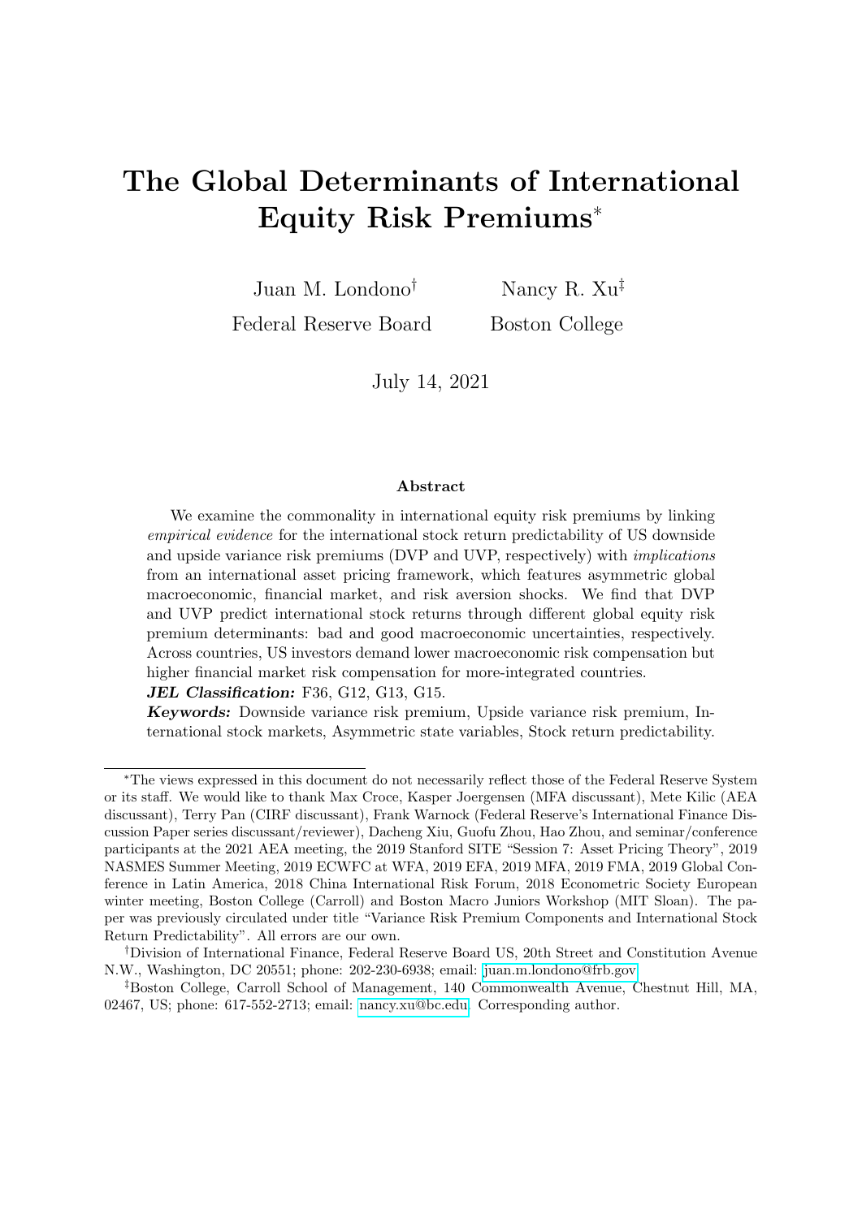# The Global Determinants of International Equity Risk Premiums*

Juan M. Londono[†] Federal Reserve Board

Nancy R. Xu[‡] Boston College

July 14, 2021

### Abstract

We examine the commonality in international equity risk premiums by linking *empirical evidence* for the international stock return predictability of US downside and upside variance risk premiums (DVP and UVP, respectively) with *implications* from an international asset pricing framework, which features asymmetric global macroeconomic, financial market, and risk aversion shocks. We find that DVP and UVP predict international stock returns through different global equity risk premium determinants: bad and good macroeconomic uncertainties, respectively. Across countries, US investors demand lower macroeconomic risk compensation but higher financial market risk compensation for more-integrated countries.

***JEL Classification:*** F36, G12, G13, G15.

***Keywords:*** Downside variance risk premium, Upside variance risk premium, International stock markets, Asymmetric state variables, Stock return predictability.

---

*The views expressed in this document do not necessarily reflect those of the Federal Reserve System or its staff. We would like to thank Max Croce, Kasper Joergensen (MFA discussant), Mete Kilic (AEA discussant), Terry Pan (CIRF discussant), Frank Warnock (Federal Reserve's International Finance Discussion Paper series discussant/reviewer), Dacheng Xiu, Guofu Zhou, Hao Zhou, and seminar/conference participants at the 2021 AEA meeting, the 2019 Stanford SITE "Session 7: Asset Pricing Theory", 2019 NASMES Summer Meeting, 2019 ECWFC at WFA, 2019 EFA, 2019 MFA, 2019 FMA, 2019 Global Conference in Latin America, 2018 China International Risk Forum, 2018 Econometric Society European winter meeting, Boston College (Carroll) and Boston Macro Juniors Workshop (MIT Sloan). The paper was previously circulated under title "Variance Risk Premium Components and International Stock Return Predictability". All errors are our own.

[†]Division of International Finance, Federal Reserve Board US, 20th Street and Constitution Avenue N.W., Washington, DC 20551; phone: 202-230-6938; email: juan.m.londono@frb.gov.

[‡]Boston College, Carroll School of Management, 140 Commonwealth Avenue, Chestnut Hill, MA, 02467, US; phone: 617-552-2713; email: nancy.xu@bc.edu. Corresponding author.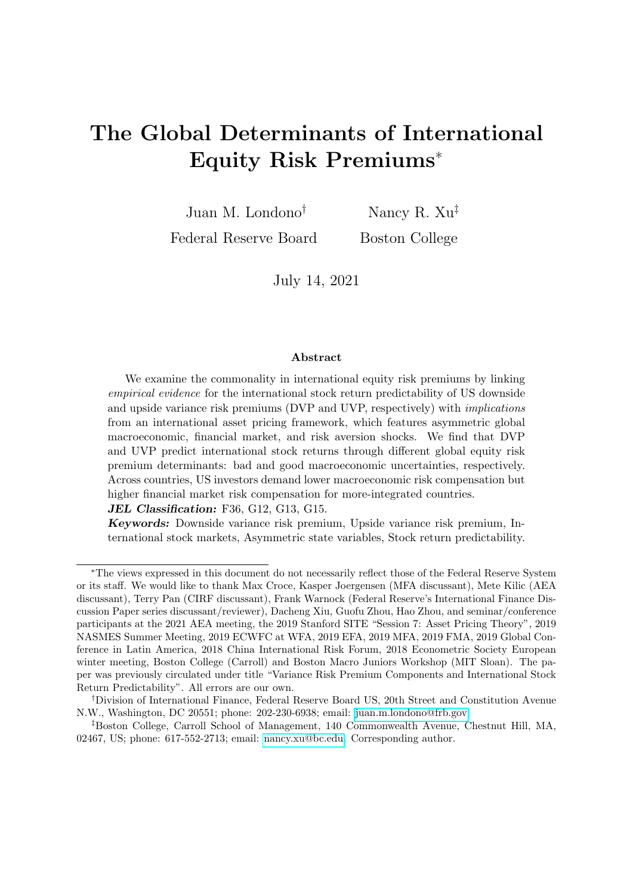# The Global Determinants of International Equity Risk Premiums*

Juan M. Londono[†]
Federal Reserve Board

Nancy R. Xu[‡]
Boston College

July 14, 2021

## Abstract

We examine the commonality in international equity risk premiums by linking *empirical evidence* for the international stock return predictability of US downside and upside variance risk premiums (DVP and UVP, respectively) with *implications* from an international asset pricing framework, which features asymmetric global macroeconomic, financial market, and risk aversion shocks. We find that DVP and UVP predict international stock returns through different global equity risk premium determinants: bad and good macroeconomic uncertainties, respectively. Across countries, US investors demand lower macroeconomic risk compensation but higher financial market risk compensation for more-integrated countries.

***JEL Classification:*** F36, G12, G13, G15.

***Keywords:*** Downside variance risk premium, Upside variance risk premium, International stock markets, Asymmetric state variables, Stock return predictability.

---

*The views expressed in this document do not necessarily reflect those of the Federal Reserve System or its staff. We would like to thank Max Croce, Kasper Joergensen (MFA discussant), Mete Kilic (AEA discussant), Terry Pan (CIRF discussant), Frank Warnock (Federal Reserve's International Finance Discussion Paper series discussant/reviewer), Dacheng Xiu, Guofu Zhou, Hao Zhou, and seminar/conference participants at the 2021 AEA meeting, the 2019 Stanford SITE "Session 7: Asset Pricing Theory", 2019 NASMES Summer Meeting, 2019 ECWFC at WFA, 2019 EFA, 2019 MFA, 2019 FMA, 2019 Global Conference in Latin America, 2018 China International Risk Forum, 2018 Econometric Society European winter meeting, Boston College (Carroll) and Boston Macro Juniors Workshop (MIT Sloan). The paper was previously circulated under title "Variance Risk Premium Components and International Stock Return Predictability". All errors are our own.

[†]Division of International Finance, Federal Reserve Board US, 20th Street and Constitution Avenue N.W., Washington, DC 20551; phone: 202-230-6938; email: juan.m.londono@frb.gov.

[‡]Boston College, Carroll School of Management, 140 Commonwealth Avenue, Chestnut Hill, MA, 02467, US; phone: 617-552-2713; email: nancy.xu@bc.edu. Corresponding author.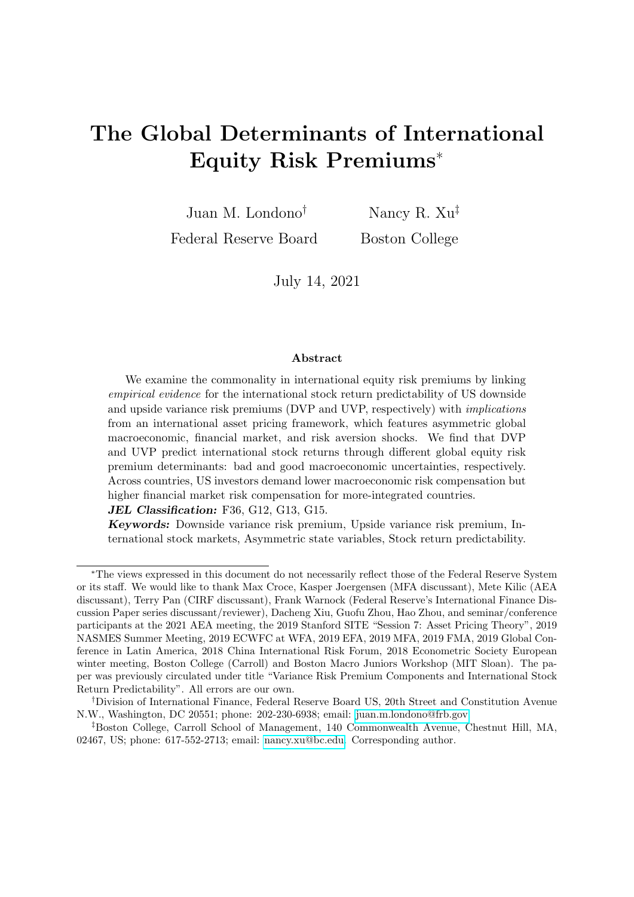# The Global Determinants of International Equity Risk Premiums*

Juan M. Londono[†] Federal Reserve Board

Nancy R. Xu[‡] Boston College

July 14, 2021

## Abstract

We examine the commonality in international equity risk premiums by linking *empirical evidence* for the international stock return predictability of US downside and upside variance risk premiums (DVP and UVP, respectively) with *implications* from an international asset pricing framework, which features asymmetric global macroeconomic, financial market, and risk aversion shocks. We find that DVP and UVP predict international stock returns through different global equity risk premium determinants: bad and good macroeconomic uncertainties, respectively. Across countries, US investors demand lower macroeconomic risk compensation but higher financial market risk compensation for more-integrated countries.

***JEL Classification:*** F36, G12, G13, G15.

***Keywords:*** Downside variance risk premium, Upside variance risk premium, International stock markets, Asymmetric state variables, Stock return predictability.

---

*The views expressed in this document do not necessarily reflect those of the Federal Reserve System or its staff. We would like to thank Max Croce, Kasper Joergensen (MFA discussant), Mete Kilic (AEA discussant), Terry Pan (CIRF discussant), Frank Warnock (Federal Reserve's International Finance Discussion Paper series discussant/reviewer), Dacheng Xiu, Guofu Zhou, Hao Zhou, and seminar/conference participants at the 2021 AEA meeting, the 2019 Stanford SITE "Session 7: Asset Pricing Theory", 2019 NASMES Summer Meeting, 2019 ECWFC at WFA, 2019 EFA, 2019 MFA, 2019 FMA, 2019 Global Conference in Latin America, 2018 China International Risk Forum, 2018 Econometric Society European winter meeting, Boston College (Carroll) and Boston Macro Juniors Workshop (MIT Sloan). The paper was previously circulated under title "Variance Risk Premium Components and International Stock Return Predictability". All errors are our own.

[†]Division of International Finance, Federal Reserve Board US, 20th Street and Constitution Avenue N.W., Washington, DC 20551; phone: 202-230-6938; email: juan.m.londono@frb.gov

[‡]Boston College, Carroll School of Management, 140 Commonwealth Avenue, Chestnut Hill, MA, 02467, US; phone: 617-552-2713; email: nancy.xu@bc.edu. Corresponding author.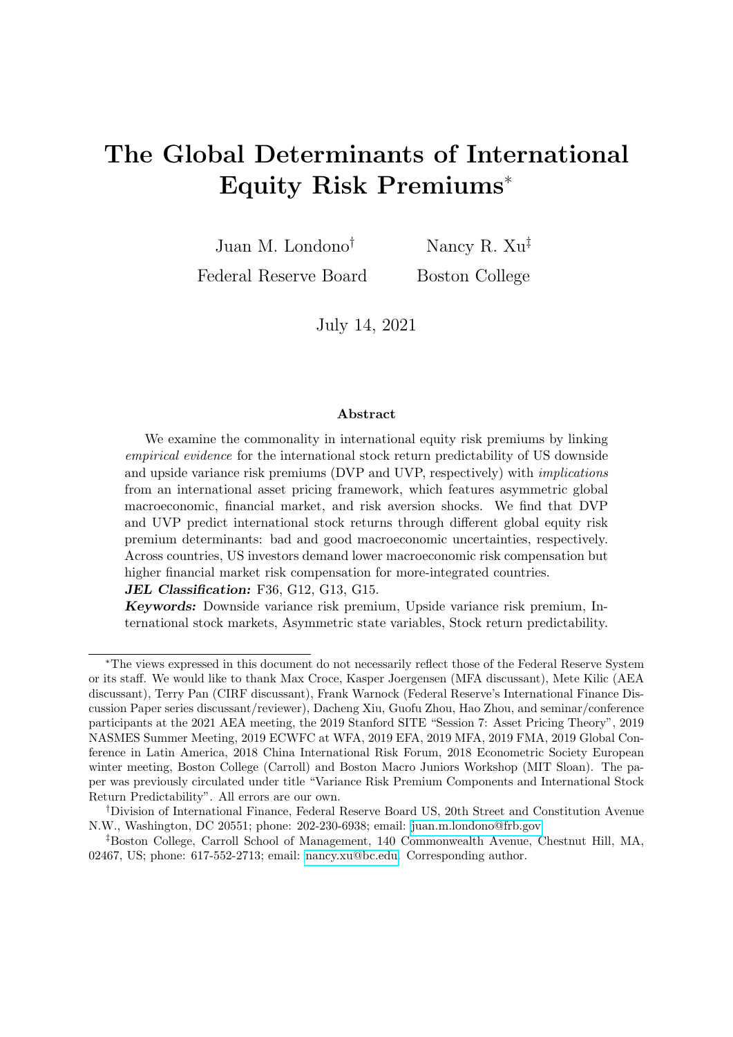# The Global Determinants of International Equity Risk Premiums*

Juan M. Londono[†]
Federal Reserve Board

Nancy R. Xu[‡]
Boston College

July 14, 2021

### Abstract

We examine the commonality in international equity risk premiums by linking *empirical evidence* for the international stock return predictability of US downside and upside variance risk premiums (DVP and UVP, respectively) with *implications* from an international asset pricing framework, which features asymmetric global macroeconomic, financial market, and risk aversion shocks. We find that DVP and UVP predict international stock returns through different global equity risk premium determinants: bad and good macroeconomic uncertainties, respectively. Across countries, US investors demand lower macroeconomic risk compensation but higher financial market risk compensation for more-integrated countries.

***JEL Classification:*** F36, G12, G13, G15.

***Keywords:*** Downside variance risk premium, Upside variance risk premium, International stock markets, Asymmetric state variables, Stock return predictability.

---

*The views expressed in this document do not necessarily reflect those of the Federal Reserve System or its staff. We would like to thank Max Croce, Kasper Joergensen (MFA discussant), Mete Kilic (AEA discussant), Terry Pan (CIRF discussant), Frank Warnock (Federal Reserve's International Finance Discussion Paper series discussant/reviewer), Dacheng Xiu, Guofu Zhou, Hao Zhou, and seminar/conference participants at the 2021 AEA meeting, the 2019 Stanford SITE "Session 7: Asset Pricing Theory", 2019 NASMES Summer Meeting, 2019 ECWFC at WFA, 2019 EFA, 2019 MFA, 2019 FMA, 2019 Global Conference in Latin America, 2018 China International Risk Forum, 2018 Econometric Society European winter meeting, Boston College (Carroll) and Boston Macro Juniors Workshop (MIT Sloan). The paper was previously circulated under title "Variance Risk Premium Components and International Stock Return Predictability". All errors are our own.

[†]Division of International Finance, Federal Reserve Board US, 20th Street and Constitution Avenue N.W., Washington, DC 20551; phone: 202-230-6938; email: juan.m.londono@frb.gov.

[‡]Boston College, Carroll School of Management, 140 Commonwealth Avenue, Chestnut Hill, MA, 02467, US; phone: 617-552-2713; email: nancy.xu@bc.edu. Corresponding author.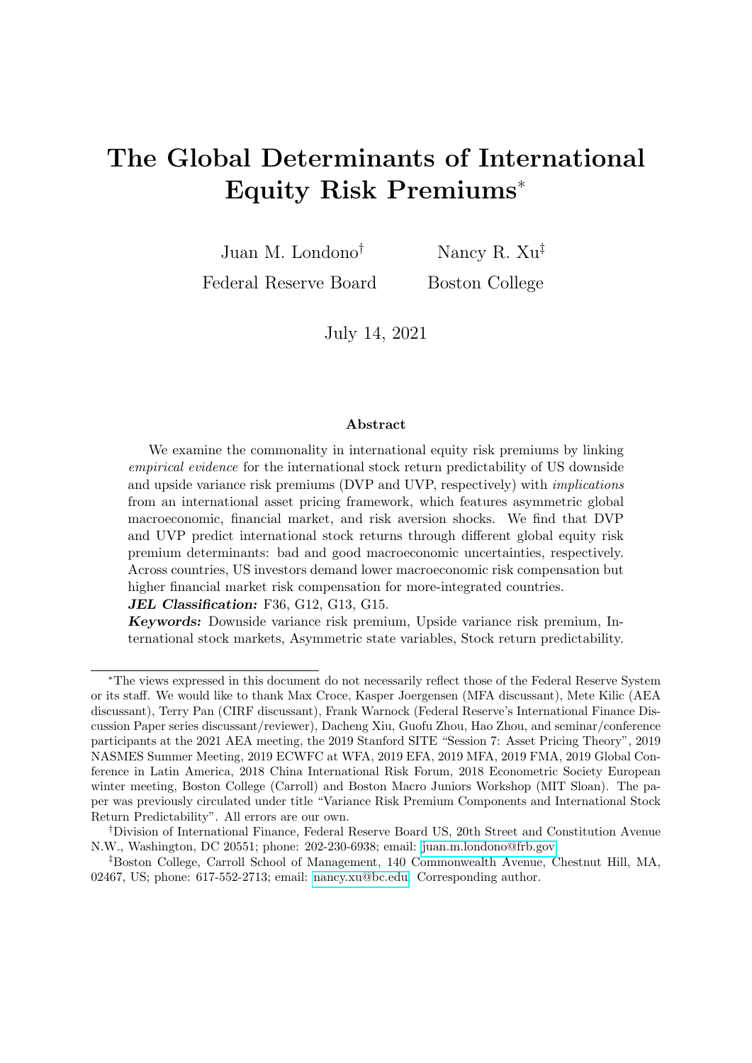# The Global Determinants of International Equity Risk Premiums*

Juan M. Londono[†]
Federal Reserve Board

Nancy R. Xu[‡]
Boston College

July 14, 2021

## Abstract

We examine the commonality in international equity risk premiums by linking *empirical evidence* for the international stock return predictability of US downside and upside variance risk premiums (DVP and UVP, respectively) with *implications* from an international asset pricing framework, which features asymmetric global macroeconomic, financial market, and risk aversion shocks. We find that DVP and UVP predict international stock returns through different global equity risk premium determinants: bad and good macroeconomic uncertainties, respectively. Across countries, US investors demand lower macroeconomic risk compensation but higher financial market risk compensation for more-integrated countries.

***JEL Classification:*** F36, G12, G13, G15.

***Keywords:*** Downside variance risk premium, Upside variance risk premium, International stock markets, Asymmetric state variables, Stock return predictability.

---

*The views expressed in this document do not necessarily reflect those of the Federal Reserve System or its staff. We would like to thank Max Croce, Kasper Joergensen (MFA discussant), Mete Kilic (AEA discussant), Terry Pan (CIRF discussant), Frank Warnock (Federal Reserve's International Finance Discussion Paper series discussant/reviewer), Dacheng Xiu, Guofu Zhou, Hao Zhou, and seminar/conference participants at the 2021 AEA meeting, the 2019 Stanford SITE "Session 7: Asset Pricing Theory", 2019 NASMES Summer Meeting, 2019 ECWFC at WFA, 2019 EFA, 2019 MFA, 2019 FMA, 2019 Global Conference in Latin America, 2018 China International Risk Forum, 2018 Econometric Society European winter meeting, Boston College (Carroll) and Boston Macro Juniors Workshop (MIT Sloan). The paper was previously circulated under title "Variance Risk Premium Components and International Stock Return Predictability". All errors are our own.

[†]Division of International Finance, Federal Reserve Board US, 20th Street and Constitution Avenue N.W., Washington, DC 20551; phone: 202-230-6938; email: juan.m.londono@frb.gov.

[‡]Boston College, Carroll School of Management, 140 Commonwealth Avenue, Chestnut Hill, MA, 02467, US; phone: 617-552-2713; email: nancy.xu@bc.edu. Corresponding author.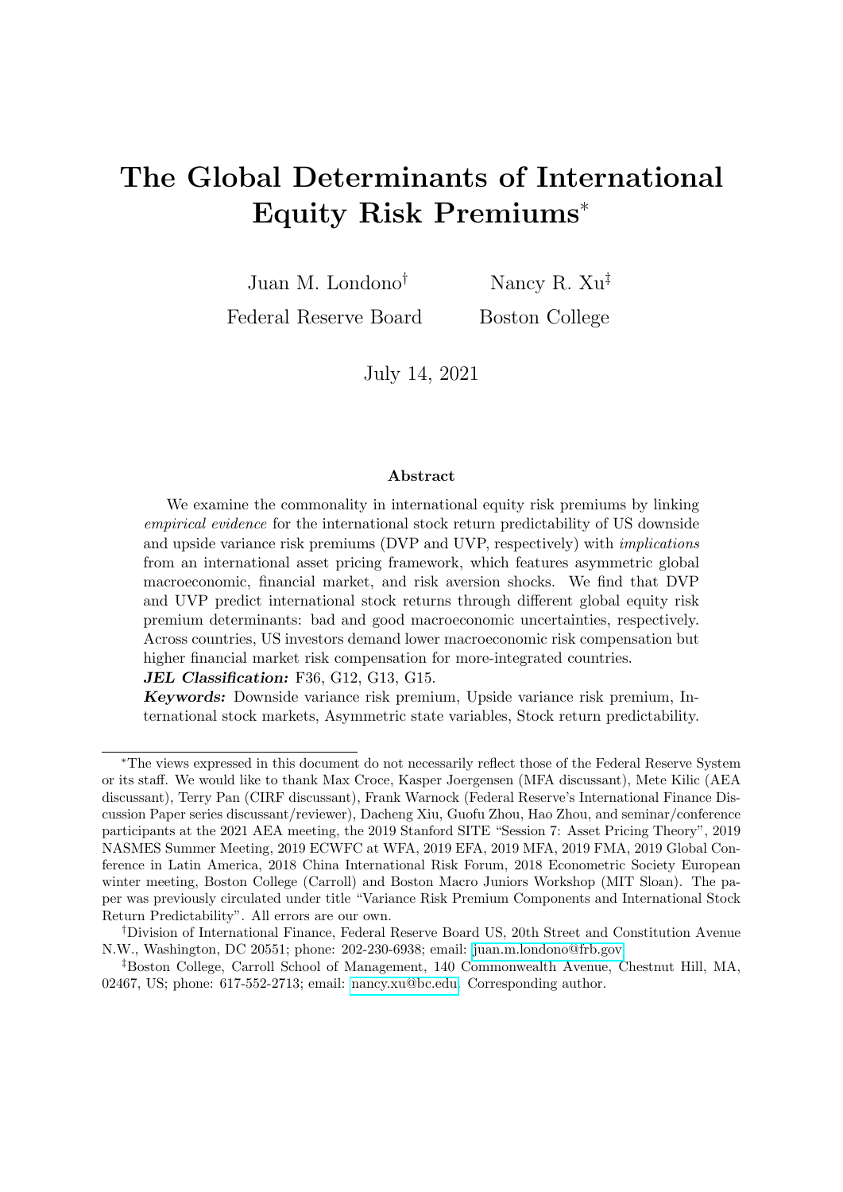# The Global Determinants of International Equity Risk Premiums*

Juan M. Londono[†] Federal Reserve Board

Nancy R. Xu[‡] Boston College

July 14, 2021

### Abstract

We examine the commonality in international equity risk premiums by linking *empirical evidence* for the international stock return predictability of US downside and upside variance risk premiums (DVP and UVP, respectively) with *implications* from an international asset pricing framework, which features asymmetric global macroeconomic, financial market, and risk aversion shocks. We find that DVP and UVP predict international stock returns through different global equity risk premium determinants: bad and good macroeconomic uncertainties, respectively. Across countries, US investors demand lower macroeconomic risk compensation but higher financial market risk compensation for more-integrated countries.

***JEL Classification:*** F36, G12, G13, G15.

***Keywords:*** Downside variance risk premium, Upside variance risk premium, International stock markets, Asymmetric state variables, Stock return predictability.

---

*The views expressed in this document do not necessarily reflect those of the Federal Reserve System or its staff. We would like to thank Max Croce, Kasper Joergensen (MFA discussant), Mete Kilic (AEA discussant), Terry Pan (CIRF discussant), Frank Warnock (Federal Reserve's International Finance Discussion Paper series discussant/reviewer), Dacheng Xiu, Guofu Zhou, Hao Zhou, and seminar/conference participants at the 2021 AEA meeting, the 2019 Stanford SITE "Session 7: Asset Pricing Theory", 2019 NASMES Summer Meeting, 2019 ECWFC at WFA, 2019 EFA, 2019 MFA, 2019 FMA, 2019 Global Conference in Latin America, 2018 China International Risk Forum, 2018 Econometric Society European winter meeting, Boston College (Carroll) and Boston Macro Juniors Workshop (MIT Sloan). The paper was previously circulated under title "Variance Risk Premium Components and International Stock Return Predictability". All errors are our own.

[†]Division of International Finance, Federal Reserve Board US, 20th Street and Constitution Avenue N.W., Washington, DC 20551; phone: 202-230-6938; email: juan.m.londono@frb.gov.

[‡]Boston College, Carroll School of Management, 140 Commonwealth Avenue, Chestnut Hill, MA, 02467, US; phone: 617-552-2713; email: nancy.xu@bc.edu. Corresponding author.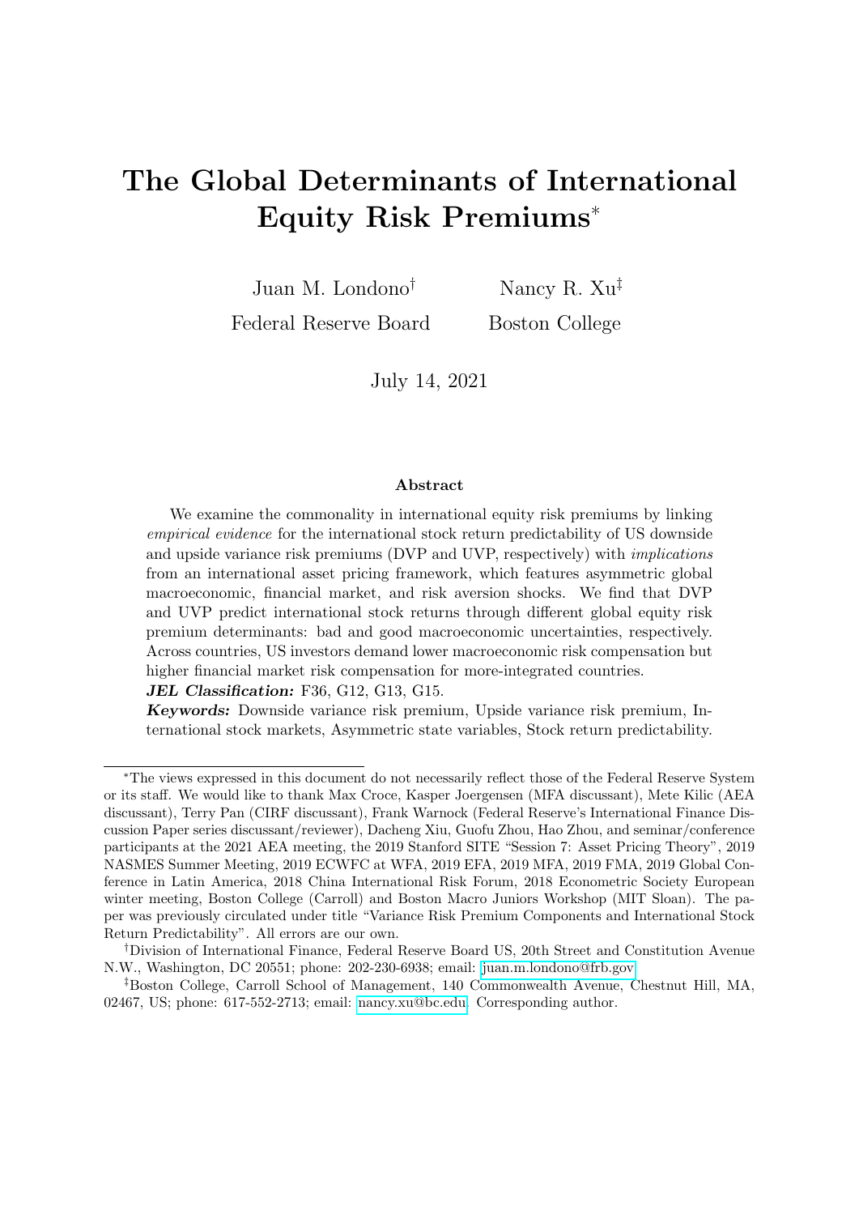# The Global Determinants of International Equity Risk Premiums*

Juan M. Londono[†]
Federal Reserve Board

Nancy R. Xu[‡]
Boston College

July 14, 2021

## Abstract

We examine the commonality in international equity risk premiums by linking *empirical evidence* for the international stock return predictability of US downside and upside variance risk premiums (DVP and UVP, respectively) with *implications* from an international asset pricing framework, which features asymmetric global macroeconomic, financial market, and risk aversion shocks. We find that DVP and UVP predict international stock returns through different global equity risk premium determinants: bad and good macroeconomic uncertainties, respectively. Across countries, US investors demand lower macroeconomic risk compensation but higher financial market risk compensation for more-integrated countries.

***JEL Classification:*** F36, G12, G13, G15.

***Keywords:*** Downside variance risk premium, Upside variance risk premium, International stock markets, Asymmetric state variables, Stock return predictability.

---

*The views expressed in this document do not necessarily reflect those of the Federal Reserve System or its staff. We would like to thank Max Croce, Kasper Joergensen (MFA discussant), Mete Kilic (AEA discussant), Terry Pan (CIRF discussant), Frank Warnock (Federal Reserve's International Finance Discussion Paper series discussant/reviewer), Dacheng Xiu, Guofu Zhou, Hao Zhou, and seminar/conference participants at the 2021 AEA meeting, the 2019 Stanford SITE "Session 7: Asset Pricing Theory", 2019 NASMES Summer Meeting, 2019 ECWFC at WFA, 2019 EFA, 2019 MFA, 2019 FMA, 2019 Global Conference in Latin America, 2018 China International Risk Forum, 2018 Econometric Society European winter meeting, Boston College (Carroll) and Boston Macro Juniors Workshop (MIT Sloan). The paper was previously circulated under title "Variance Risk Premium Components and International Stock Return Predictability". All errors are our own.

[†]Division of International Finance, Federal Reserve Board US, 20th Street and Constitution Avenue N.W., Washington, DC 20551; phone: 202-230-6938; email: juan.m.londono@frb.gov

[‡]Boston College, Carroll School of Management, 140 Commonwealth Avenue, Chestnut Hill, MA, 02467, US; phone: 617-552-2713; email: nancy.xu@bc.edu. Corresponding author.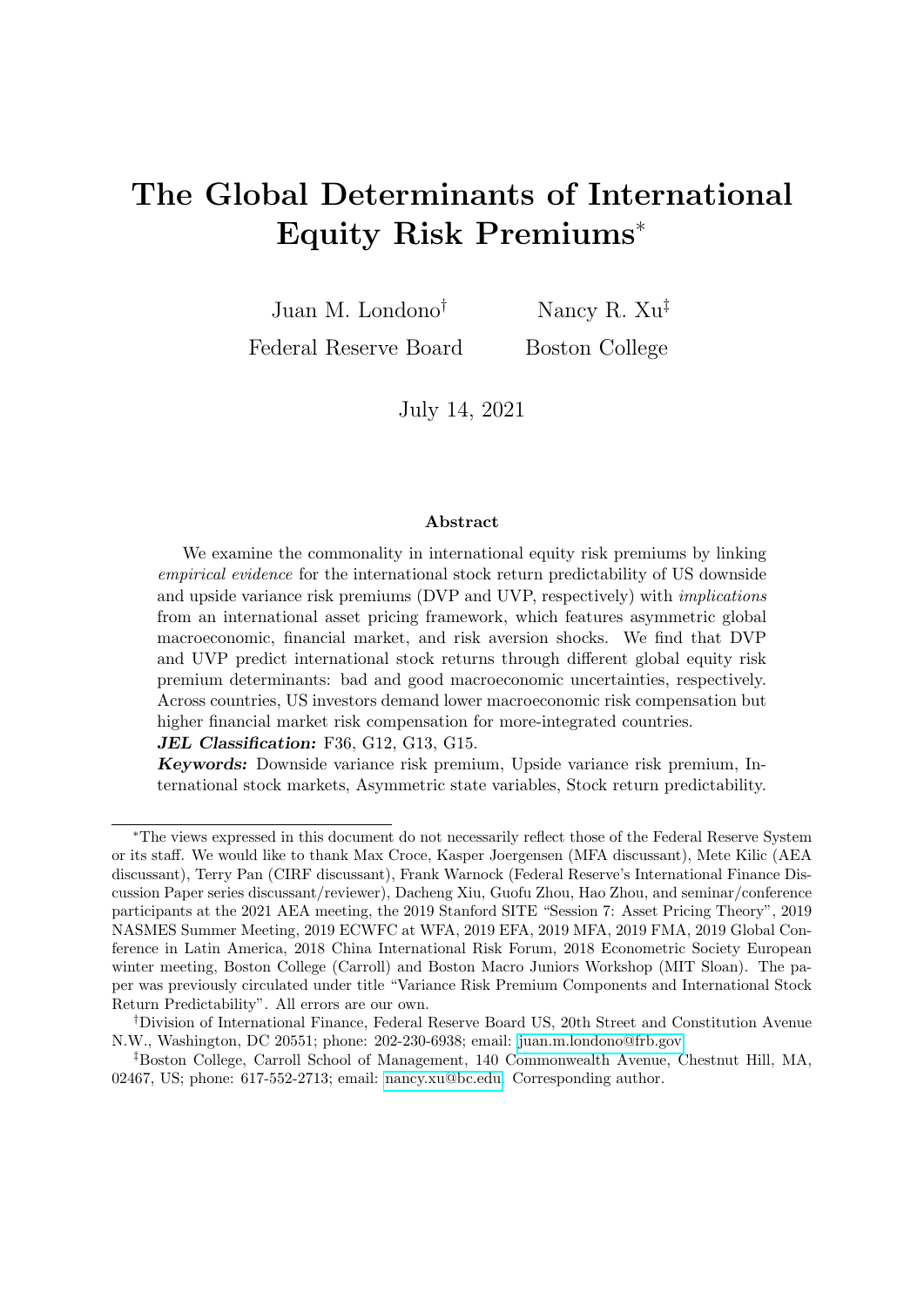# The Global Determinants of International Equity Risk Premiums*

Juan M. Londono[†]
Federal Reserve Board

Nancy R. Xu[‡]
Boston College

July 14, 2021

### Abstract

We examine the commonality in international equity risk premiums by linking *empirical evidence* for the international stock return predictability of US downside and upside variance risk premiums (DVP and UVP, respectively) with *implications* from an international asset pricing framework, which features asymmetric global macroeconomic, financial market, and risk aversion shocks. We find that DVP and UVP predict international stock returns through different global equity risk premium determinants: bad and good macroeconomic uncertainties, respectively. Across countries, US investors demand lower macroeconomic risk compensation but higher financial market risk compensation for more-integrated countries.

***JEL Classification:*** F36, G12, G13, G15.

***Keywords:*** Downside variance risk premium, Upside variance risk premium, International stock markets, Asymmetric state variables, Stock return predictability.

---

*The views expressed in this document do not necessarily reflect those of the Federal Reserve System or its staff. We would like to thank Max Croce, Kasper Joergensen (MFA discussant), Mete Kilic (AEA discussant), Terry Pan (CIRF discussant), Frank Warnock (Federal Reserve's International Finance Discussion Paper series discussant/reviewer), Dacheng Xiu, Guofu Zhou, Hao Zhou, and seminar/conference participants at the 2021 AEA meeting, the 2019 Stanford SITE "Session 7: Asset Pricing Theory", 2019 NASMES Summer Meeting, 2019 ECWFC at WFA, 2019 EFA, 2019 MFA, 2019 FMA, 2019 Global Conference in Latin America, 2018 China International Risk Forum, 2018 Econometric Society European winter meeting, Boston College (Carroll) and Boston Macro Juniors Workshop (MIT Sloan). The paper was previously circulated under title "Variance Risk Premium Components and International Stock Return Predictability". All errors are our own.

[†]Division of International Finance, Federal Reserve Board US, 20th Street and Constitution Avenue N.W., Washington, DC 20551; phone: 202-230-6938; email: juan.m.londono@frb.gov.

[‡]Boston College, Carroll School of Management, 140 Commonwealth Avenue, Chestnut Hill, MA, 02467, US; phone: 617-552-2713; email: nancy.xu@bc.edu. Corresponding author.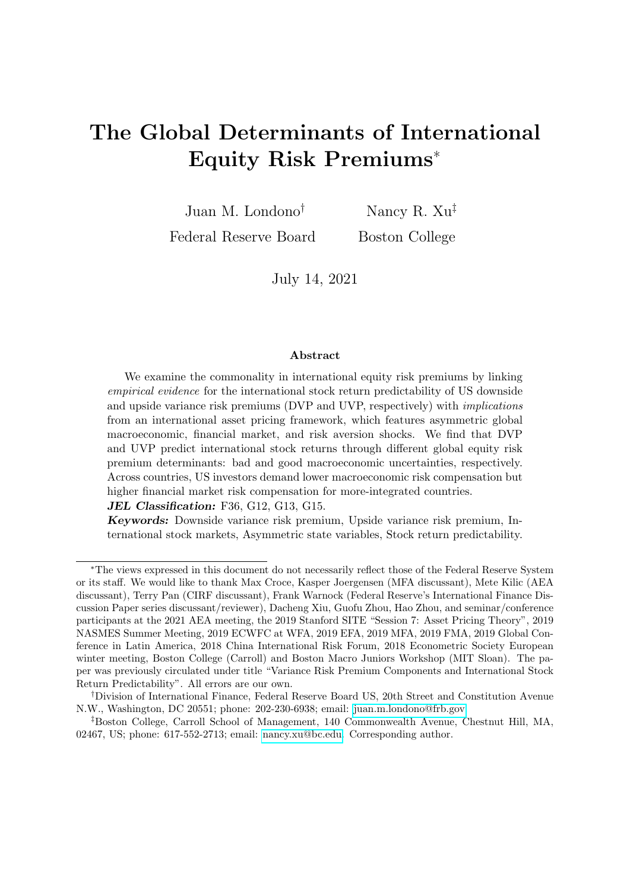# The Global Determinants of International Equity Risk Premiums*

Juan M. Londono[†]
Federal Reserve Board

Nancy R. Xu[‡]
Boston College

July 14, 2021

### Abstract

We examine the commonality in international equity risk premiums by linking *empirical evidence* for the international stock return predictability of US downside and upside variance risk premiums (DVP and UVP, respectively) with *implications* from an international asset pricing framework, which features asymmetric global macroeconomic, financial market, and risk aversion shocks. We find that DVP and UVP predict international stock returns through different global equity risk premium determinants: bad and good macroeconomic uncertainties, respectively. Across countries, US investors demand lower macroeconomic risk compensation but higher financial market risk compensation for more-integrated countries.

***JEL Classification:*** F36, G12, G13, G15.

***Keywords:*** Downside variance risk premium, Upside variance risk premium, International stock markets, Asymmetric state variables, Stock return predictability.

---

*The views expressed in this document do not necessarily reflect those of the Federal Reserve System or its staff. We would like to thank Max Croce, Kasper Joergensen (MFA discussant), Mete Kilic (AEA discussant), Terry Pan (CIRF discussant), Frank Warnock (Federal Reserve's International Finance Discussion Paper series discussant/reviewer), Dacheng Xiu, Guofu Zhou, Hao Zhou, and seminar/conference participants at the 2021 AEA meeting, the 2019 Stanford SITE "Session 7: Asset Pricing Theory", 2019 NASMES Summer Meeting, 2019 ECWFC at WFA, 2019 EFA, 2019 MFA, 2019 FMA, 2019 Global Conference in Latin America, 2018 China International Risk Forum, 2018 Econometric Society European winter meeting, Boston College (Carroll) and Boston Macro Juniors Workshop (MIT Sloan). The paper was previously circulated under title "Variance Risk Premium Components and International Stock Return Predictability". All errors are our own.

†Division of International Finance, Federal Reserve Board US, 20th Street and Constitution Avenue N.W., Washington, DC 20551; phone: 202-230-6938; email: juan.m.londono@frb.gov.

‡Boston College, Carroll School of Management, 140 Commonwealth Avenue, Chestnut Hill, MA, 02467, US; phone: 617-552-2713; email: nancy.xu@bc.edu. Corresponding author.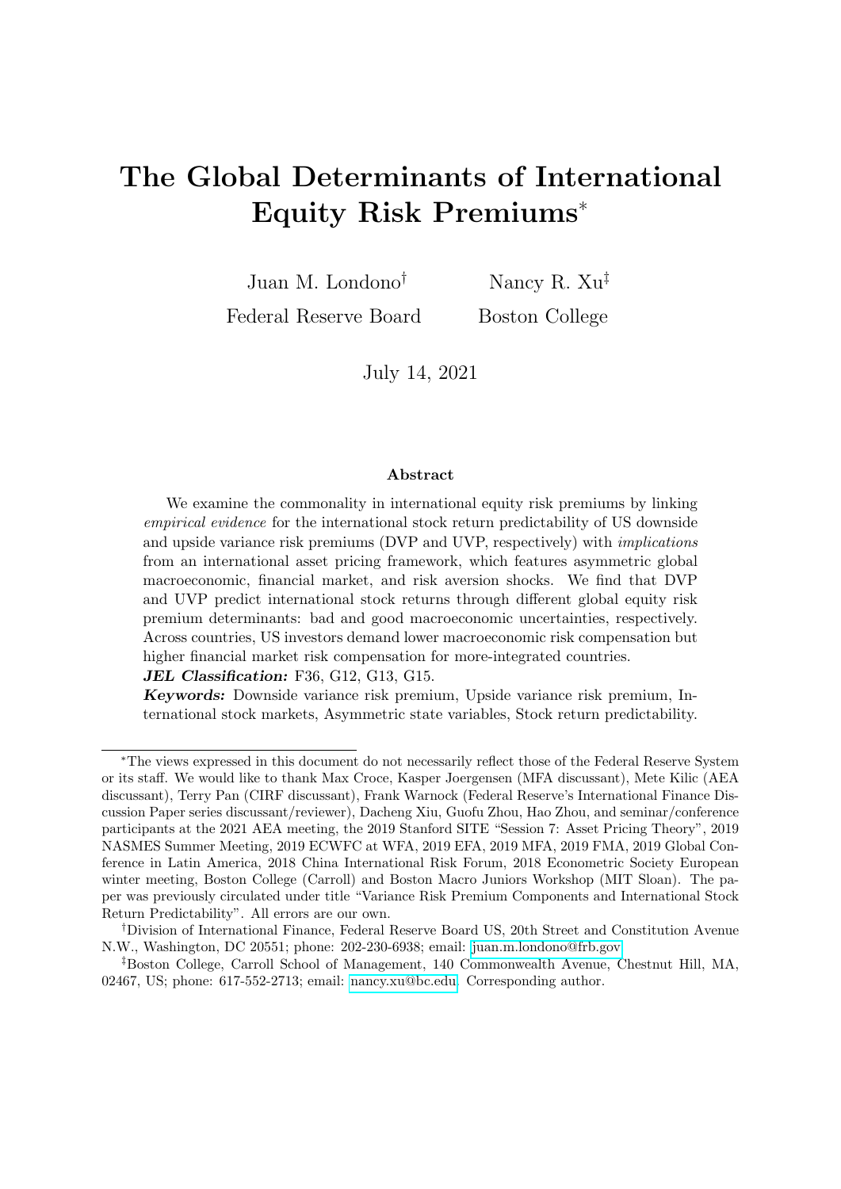# The Global Determinants of International Equity Risk Premiums*

Juan M. Londono[†]
Federal Reserve Board

Nancy R. Xu[‡]
Boston College

July 14, 2021

### Abstract

We examine the commonality in international equity risk premiums by linking *empirical evidence* for the international stock return predictability of US downside and upside variance risk premiums (DVP and UVP, respectively) with *implications* from an international asset pricing framework, which features asymmetric global macroeconomic, financial market, and risk aversion shocks. We find that DVP and UVP predict international stock returns through different global equity risk premium determinants: bad and good macroeconomic uncertainties, respectively. Across countries, US investors demand lower macroeconomic risk compensation but higher financial market risk compensation for more-integrated countries.

***JEL Classification:*** F36, G12, G13, G15.

***Keywords:*** Downside variance risk premium, Upside variance risk premium, International stock markets, Asymmetric state variables, Stock return predictability.

---

*The views expressed in this document do not necessarily reflect those of the Federal Reserve System or its staff. We would like to thank Max Croce, Kasper Joergensen (MFA discussant), Mete Kilic (AEA discussant), Terry Pan (CIRF discussant), Frank Warnock (Federal Reserve's International Finance Discussion Paper series discussant/reviewer), Dacheng Xiu, Guofu Zhou, Hao Zhou, and seminar/conference participants at the 2021 AEA meeting, the 2019 Stanford SITE "Session 7: Asset Pricing Theory", 2019 NASMES Summer Meeting, 2019 ECWFC at WFA, 2019 EFA, 2019 MFA, 2019 FMA, 2019 Global Conference in Latin America, 2018 China International Risk Forum, 2018 Econometric Society European winter meeting, Boston College (Carroll) and Boston Macro Juniors Workshop (MIT Sloan). The paper was previously circulated under title "Variance Risk Premium Components and International Stock Return Predictability". All errors are our own.

[†]Division of International Finance, Federal Reserve Board US, 20th Street and Constitution Avenue N.W., Washington, DC 20551; phone: 202-230-6938; email: juan.m.londono@frb.gov.

[‡]Boston College, Carroll School of Management, 140 Commonwealth Avenue, Chestnut Hill, MA, 02467, US; phone: 617-552-2713; email: nancy.xu@bc.edu. Corresponding author.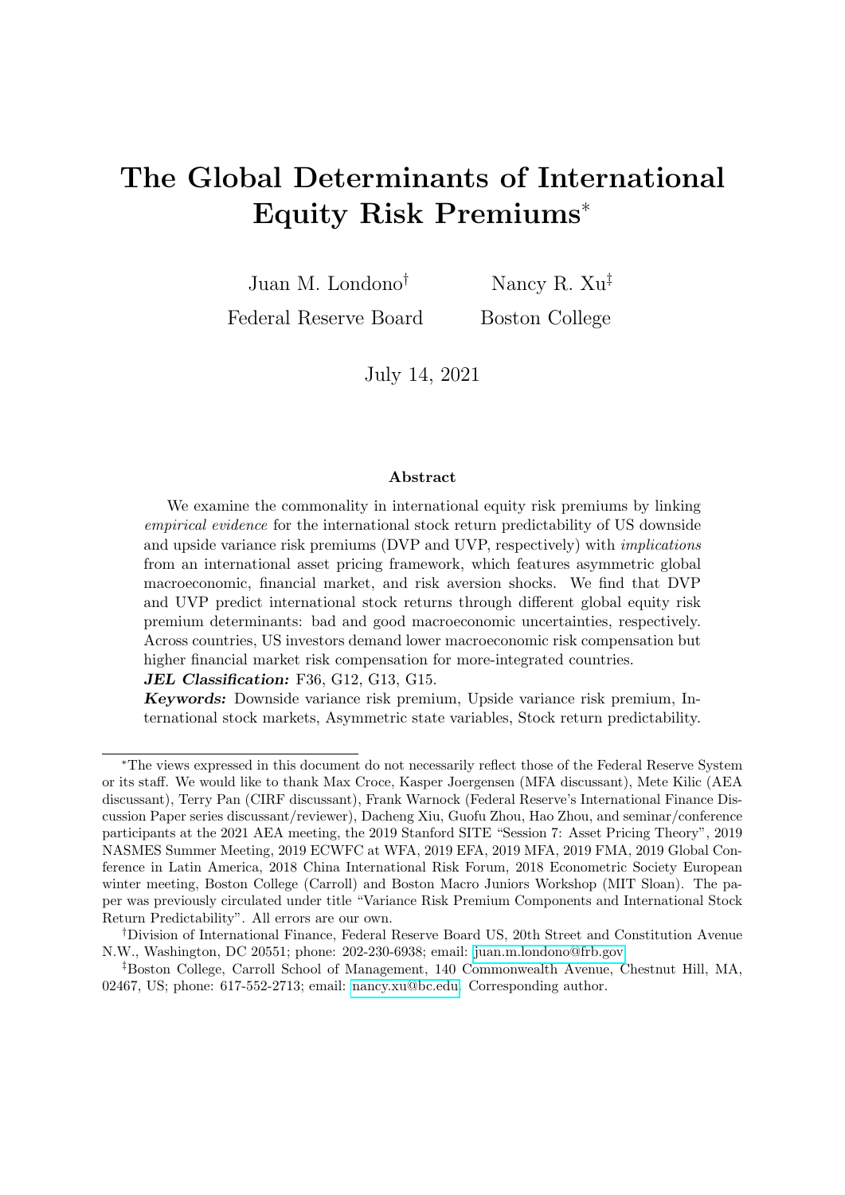# The Global Determinants of International Equity Risk Premiums*

Juan M. Londono[†]
Federal Reserve Board

Nancy R. Xu[‡]
Boston College

July 14, 2021

### Abstract

We examine the commonality in international equity risk premiums by linking *empirical evidence* for the international stock return predictability of US downside and upside variance risk premiums (DVP and UVP, respectively) with *implications* from an international asset pricing framework, which features asymmetric global macroeconomic, financial market, and risk aversion shocks. We find that DVP and UVP predict international stock returns through different global equity risk premium determinants: bad and good macroeconomic uncertainties, respectively. Across countries, US investors demand lower macroeconomic risk compensation but higher financial market risk compensation for more-integrated countries.

***JEL Classification:*** F36, G12, G13, G15.

***Keywords:*** Downside variance risk premium, Upside variance risk premium, International stock markets, Asymmetric state variables, Stock return predictability.

---

*The views expressed in this document do not necessarily reflect those of the Federal Reserve System or its staff. We would like to thank Max Croce, Kasper Joergensen (MFA discussant), Mete Kilic (AEA discussant), Terry Pan (CIRF discussant), Frank Warnock (Federal Reserve's International Finance Discussion Paper series discussant/reviewer), Dacheng Xiu, Guofu Zhou, Hao Zhou, and seminar/conference participants at the 2021 AEA meeting, the 2019 Stanford SITE "Session 7: Asset Pricing Theory", 2019 NASMES Summer Meeting, 2019 ECWFC at WFA, 2019 EFA, 2019 MFA, 2019 FMA, 2019 Global Conference in Latin America, 2018 China International Risk Forum, 2018 Econometric Society European winter meeting, Boston College (Carroll) and Boston Macro Juniors Workshop (MIT Sloan). The paper was previously circulated under title "Variance Risk Premium Components and International Stock Return Predictability". All errors are our own.

[†]Division of International Finance, Federal Reserve Board US, 20th Street and Constitution Avenue N.W., Washington, DC 20551; phone: 202-230-6938; email: juan.m.londono@frb.gov.

[‡]Boston College, Carroll School of Management, 140 Commonwealth Avenue, Chestnut Hill, MA, 02467, US; phone: 617-552-2713; email: nancy.xu@bc.edu. Corresponding author.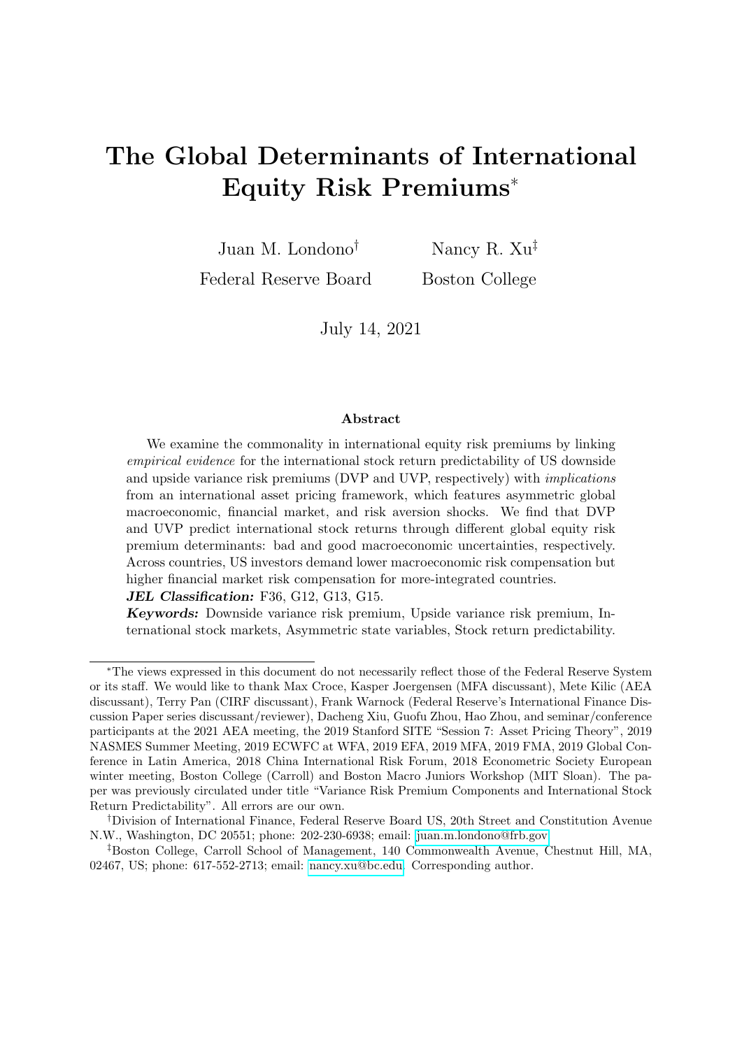# The Global Determinants of International Equity Risk Premiums*

Juan M. Londono[†] Federal Reserve Board

Nancy R. Xu[‡] Boston College

July 14, 2021

### Abstract

We examine the commonality in international equity risk premiums by linking *empirical evidence* for the international stock return predictability of US downside and upside variance risk premiums (DVP and UVP, respectively) with *implications* from an international asset pricing framework, which features asymmetric global macroeconomic, financial market, and risk aversion shocks. We find that DVP and UVP predict international stock returns through different global equity risk premium determinants: bad and good macroeconomic uncertainties, respectively. Across countries, US investors demand lower macroeconomic risk compensation but higher financial market risk compensation for more-integrated countries.

***JEL Classification:*** F36, G12, G13, G15.

***Keywords:*** Downside variance risk premium, Upside variance risk premium, International stock markets, Asymmetric state variables, Stock return predictability.

---

*The views expressed in this document do not necessarily reflect those of the Federal Reserve System or its staff. We would like to thank Max Croce, Kasper Joergensen (MFA discussant), Mete Kilic (AEA discussant), Terry Pan (CIRF discussant), Frank Warnock (Federal Reserve's International Finance Discussion Paper series discussant/reviewer), Dacheng Xiu, Guofu Zhou, Hao Zhou, and seminar/conference participants at the 2021 AEA meeting, the 2019 Stanford SITE "Session 7: Asset Pricing Theory", 2019 NASMES Summer Meeting, 2019 ECWFC at WFA, 2019 EFA, 2019 MFA, 2019 FMA, 2019 Global Conference in Latin America, 2018 China International Risk Forum, 2018 Econometric Society European winter meeting, Boston College (Carroll) and Boston Macro Juniors Workshop (MIT Sloan). The paper was previously circulated under title "Variance Risk Premium Components and International Stock Return Predictability". All errors are our own.

[†]Division of International Finance, Federal Reserve Board US, 20th Street and Constitution Avenue N.W., Washington, DC 20551; phone: 202-230-6938; email: juan.m.londono@frb.gov

[‡]Boston College, Carroll School of Management, 140 Commonwealth Avenue, Chestnut Hill, MA, 02467, US; phone: 617-552-2713; email: nancy.xu@bc.edu. Corresponding author.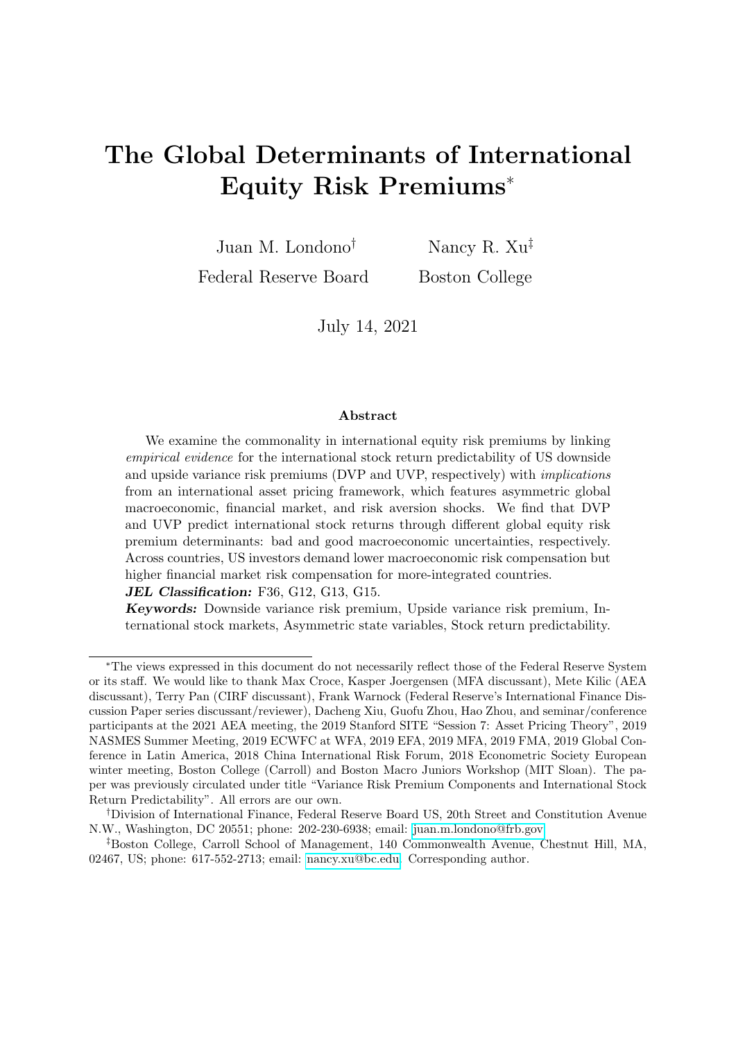# The Global Determinants of International Equity Risk Premiums*

Juan M. Londono[†]
Federal Reserve Board

Nancy R. Xu[‡]
Boston College

July 14, 2021

## Abstract

We examine the commonality in international equity risk premiums by linking *empirical evidence* for the international stock return predictability of US downside and upside variance risk premiums (DVP and UVP, respectively) with *implications* from an international asset pricing framework, which features asymmetric global macroeconomic, financial market, and risk aversion shocks. We find that DVP and UVP predict international stock returns through different global equity risk premium determinants: bad and good macroeconomic uncertainties, respectively. Across countries, US investors demand lower macroeconomic risk compensation but higher financial market risk compensation for more-integrated countries.

***JEL Classification:*** F36, G12, G13, G15.

***Keywords:*** Downside variance risk premium, Upside variance risk premium, International stock markets, Asymmetric state variables, Stock return predictability.

---

*The views expressed in this document do not necessarily reflect those of the Federal Reserve System or its staff. We would like to thank Max Croce, Kasper Joergensen (MFA discussant), Mete Kilic (AEA discussant), Terry Pan (CIRF discussant), Frank Warnock (Federal Reserve's International Finance Discussion Paper series discussant/reviewer), Dacheng Xiu, Guofu Zhou, Hao Zhou, and seminar/conference participants at the 2021 AEA meeting, the 2019 Stanford SITE "Session 7: Asset Pricing Theory", 2019 NASMES Summer Meeting, 2019 ECWFC at WFA, 2019 EFA, 2019 MFA, 2019 FMA, 2019 Global Conference in Latin America, 2018 China International Risk Forum, 2018 Econometric Society European winter meeting, Boston College (Carroll) and Boston Macro Juniors Workshop (MIT Sloan). The paper was previously circulated under title "Variance Risk Premium Components and International Stock Return Predictability". All errors are our own.

[†]Division of International Finance, Federal Reserve Board US, 20th Street and Constitution Avenue N.W., Washington, DC 20551; phone: 202-230-6938; email: juan.m.londono@frb.gov

[‡]Boston College, Carroll School of Management, 140 Commonwealth Avenue, Chestnut Hill, MA, 02467, US; phone: 617-552-2713; email: nancy.xu@bc.edu. Corresponding author.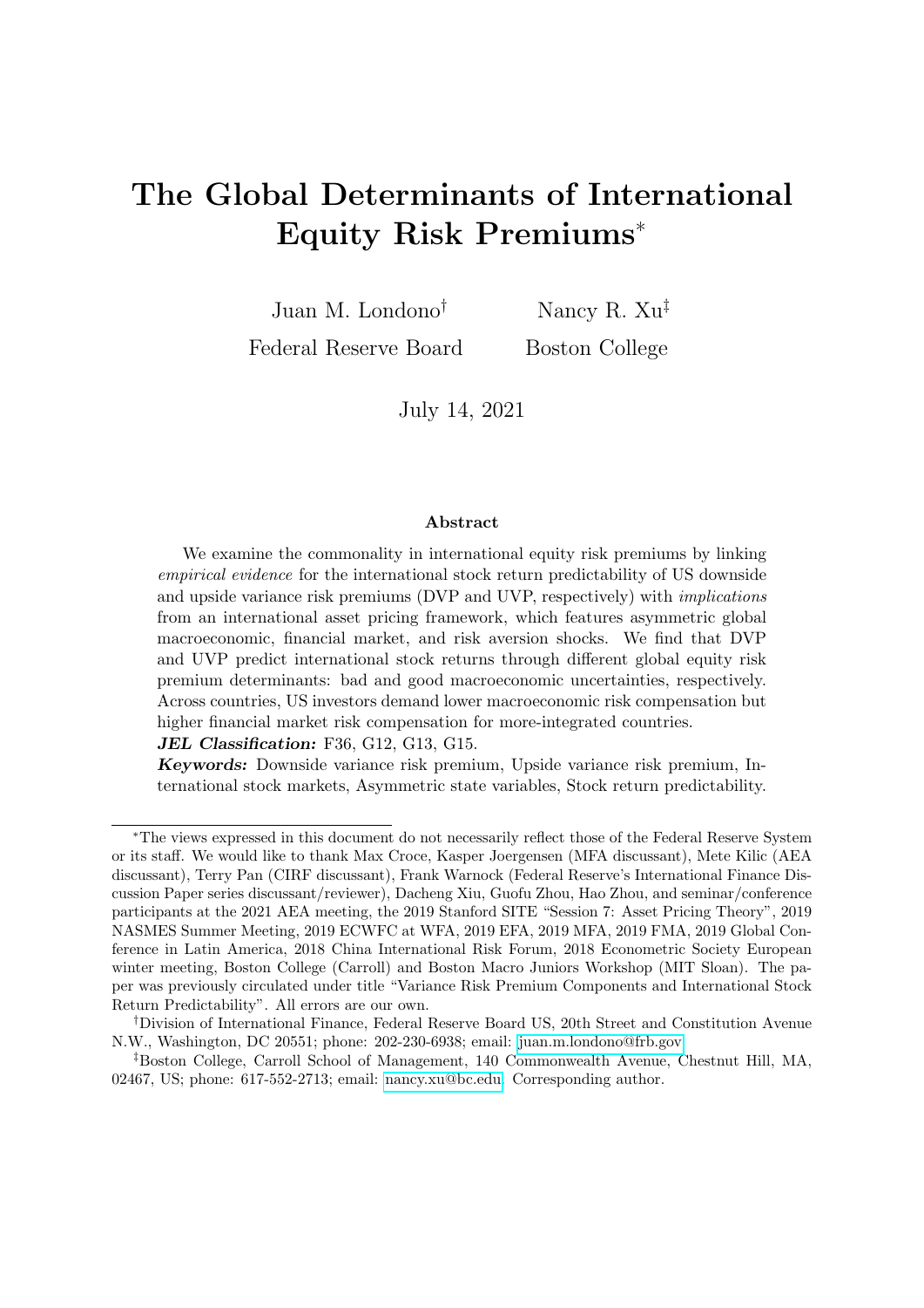# The Global Determinants of International Equity Risk Premiums*

Juan M. Londono[†]
Federal Reserve Board

Nancy R. Xu[‡]
Boston College

July 14, 2021

### Abstract

We examine the commonality in international equity risk premiums by linking *empirical evidence* for the international stock return predictability of US downside and upside variance risk premiums (DVP and UVP, respectively) with *implications* from an international asset pricing framework, which features asymmetric global macroeconomic, financial market, and risk aversion shocks. We find that DVP and UVP predict international stock returns through different global equity risk premium determinants: bad and good macroeconomic uncertainties, respectively. Across countries, US investors demand lower macroeconomic risk compensation but higher financial market risk compensation for more-integrated countries.

***JEL Classification:*** F36, G12, G13, G15.

***Keywords:*** Downside variance risk premium, Upside variance risk premium, International stock markets, Asymmetric state variables, Stock return predictability.

---

*The views expressed in this document do not necessarily reflect those of the Federal Reserve System or its staff. We would like to thank Max Croce, Kasper Joergensen (MFA discussant), Mete Kilic (AEA discussant), Terry Pan (CIRF discussant), Frank Warnock (Federal Reserve's International Finance Discussion Paper series discussant/reviewer), Dacheng Xiu, Guofu Zhou, Hao Zhou, and seminar/conference participants at the 2021 AEA meeting, the 2019 Stanford SITE "Session 7: Asset Pricing Theory", 2019 NASMES Summer Meeting, 2019 ECWFC at WFA, 2019 EFA, 2019 MFA, 2019 FMA, 2019 Global Conference in Latin America, 2018 China International Risk Forum, 2018 Econometric Society European winter meeting, Boston College (Carroll) and Boston Macro Juniors Workshop (MIT Sloan). The paper was previously circulated under title "Variance Risk Premium Components and International Stock Return Predictability". All errors are our own.

[†]Division of International Finance, Federal Reserve Board US, 20th Street and Constitution Avenue N.W., Washington, DC 20551; phone: 202-230-6938; email: juan.m.londono@frb.gov.

[‡]Boston College, Carroll School of Management, 140 Commonwealth Avenue, Chestnut Hill, MA, 02467, US; phone: 617-552-2713; email: nancy.xu@bc.edu. Corresponding author.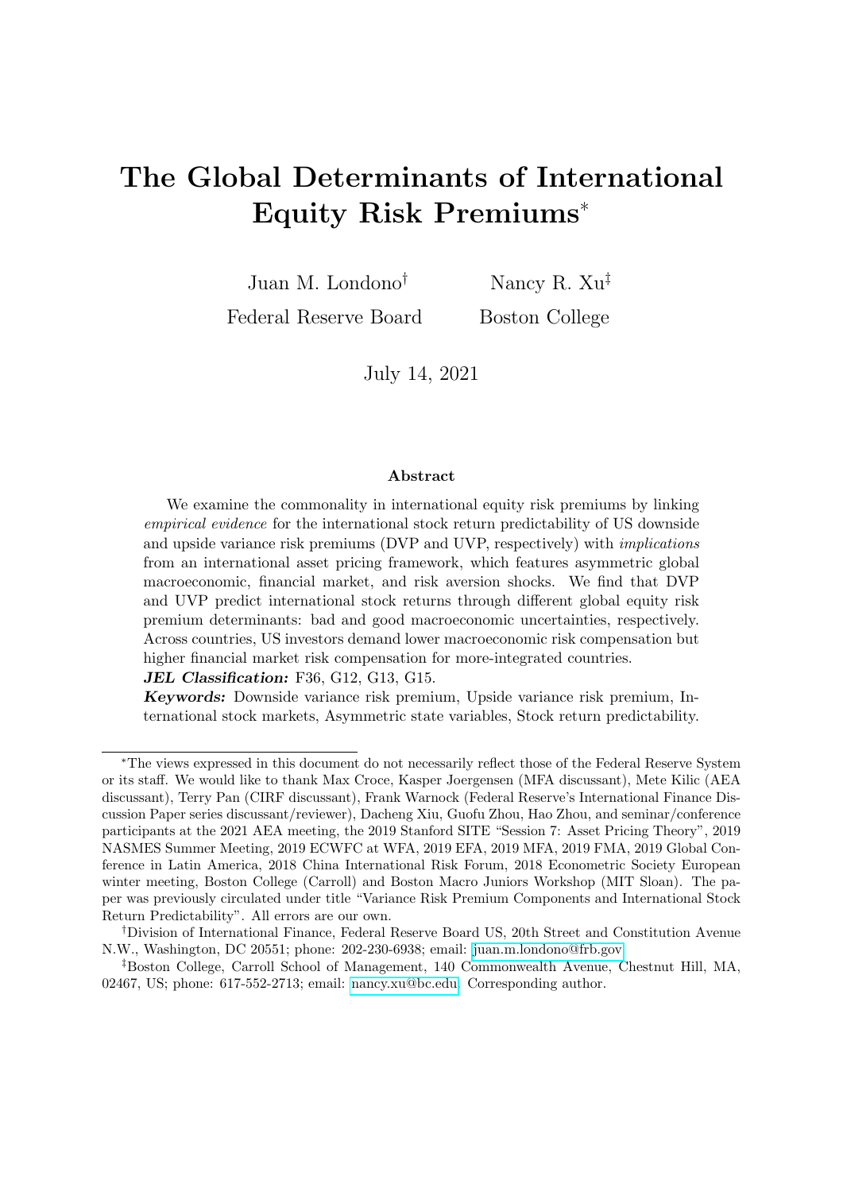# The Global Determinants of International Equity Risk Premiums*

Juan M. Londono[†]
Federal Reserve Board

Nancy R. Xu[‡]
Boston College

July 14, 2021

### Abstract

We examine the commonality in international equity risk premiums by linking *empirical evidence* for the international stock return predictability of US downside and upside variance risk premiums (DVP and UVP, respectively) with *implications* from an international asset pricing framework, which features asymmetric global macroeconomic, financial market, and risk aversion shocks. We find that DVP and UVP predict international stock returns through different global equity risk premium determinants: bad and good macroeconomic uncertainties, respectively. Across countries, US investors demand lower macroeconomic risk compensation but higher financial market risk compensation for more-integrated countries.

***JEL Classification:*** F36, G12, G13, G15.

***Keywords:*** Downside variance risk premium, Upside variance risk premium, International stock markets, Asymmetric state variables, Stock return predictability.

---

*The views expressed in this document do not necessarily reflect those of the Federal Reserve System or its staff. We would like to thank Max Croce, Kasper Joergensen (MFA discussant), Mete Kilic (AEA discussant), Terry Pan (CIRF discussant), Frank Warnock (Federal Reserve's International Finance Discussion Paper series discussant/reviewer), Dacheng Xiu, Guofu Zhou, Hao Zhou, and seminar/conference participants at the 2021 AEA meeting, the 2019 Stanford SITE "Session 7: Asset Pricing Theory", 2019 NASMES Summer Meeting, 2019 ECWFC at WFA, 2019 EFA, 2019 MFA, 2019 FMA, 2019 Global Conference in Latin America, 2018 China International Risk Forum, 2018 Econometric Society European winter meeting, Boston College (Carroll) and Boston Macro Juniors Workshop (MIT Sloan). The paper was previously circulated under title "Variance Risk Premium Components and International Stock Return Predictability". All errors are our own.

[†]Division of International Finance, Federal Reserve Board US, 20th Street and Constitution Avenue N.W., Washington, DC 20551; phone: 202-230-6938; email: juan.m.londono@frb.gov.

[‡]Boston College, Carroll School of Management, 140 Commonwealth Avenue, Chestnut Hill, MA, 02467, US; phone: 617-552-2713; email: nancy.xu@bc.edu. Corresponding author.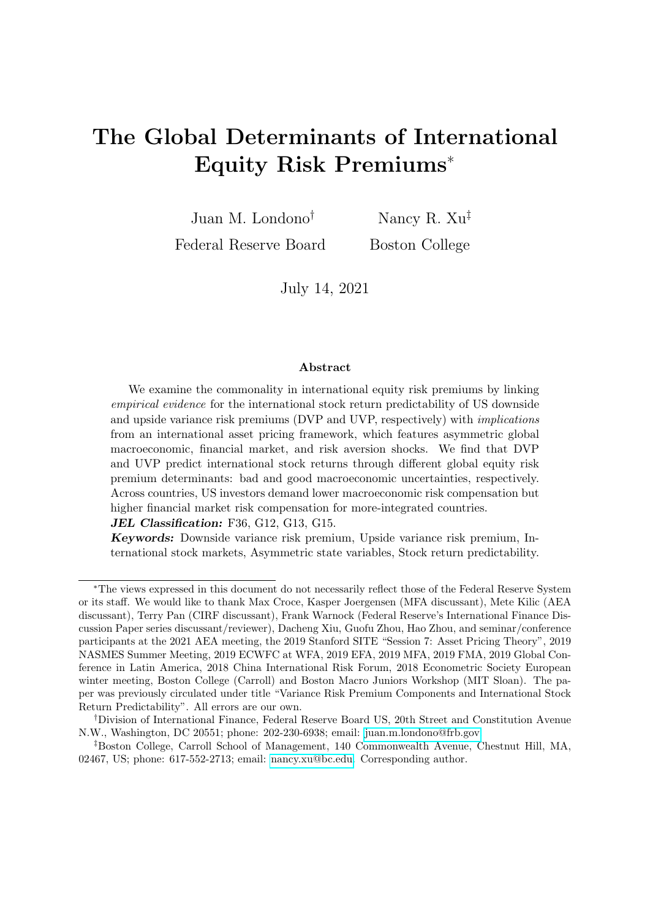# The Global Determinants of International Equity Risk Premiums*

Juan M. Londono[†]
Federal Reserve Board

Nancy R. Xu[‡]
Boston College

July 14, 2021

### Abstract

We examine the commonality in international equity risk premiums by linking *empirical evidence* for the international stock return predictability of US downside and upside variance risk premiums (DVP and UVP, respectively) with *implications* from an international asset pricing framework, which features asymmetric global macroeconomic, financial market, and risk aversion shocks. We find that DVP and UVP predict international stock returns through different global equity risk premium determinants: bad and good macroeconomic uncertainties, respectively. Across countries, US investors demand lower macroeconomic risk compensation but higher financial market risk compensation for more-integrated countries.

***JEL Classification:*** F36, G12, G13, G15.

***Keywords:*** Downside variance risk premium, Upside variance risk premium, International stock markets, Asymmetric state variables, Stock return predictability.

---

*The views expressed in this document do not necessarily reflect those of the Federal Reserve System or its staff. We would like to thank Max Croce, Kasper Joergensen (MFA discussant), Mete Kilic (AEA discussant), Terry Pan (CIRF discussant), Frank Warnock (Federal Reserve's International Finance Discussion Paper series discussant/reviewer), Dacheng Xiu, Guofu Zhou, Hao Zhou, and seminar/conference participants at the 2021 AEA meeting, the 2019 Stanford SITE "Session 7: Asset Pricing Theory", 2019 NASMES Summer Meeting, 2019 ECWFC at WFA, 2019 EFA, 2019 MFA, 2019 FMA, 2019 Global Conference in Latin America, 2018 China International Risk Forum, 2018 Econometric Society European winter meeting, Boston College (Carroll) and Boston Macro Juniors Workshop (MIT Sloan). The paper was previously circulated under title "Variance Risk Premium Components and International Stock Return Predictability". All errors are our own.

[†]Division of International Finance, Federal Reserve Board US, 20th Street and Constitution Avenue N.W., Washington, DC 20551; phone: 202-230-6938; email: juan.m.londono@frb.gov.

[‡]Boston College, Carroll School of Management, 140 Commonwealth Avenue, Chestnut Hill, MA, 02467, US; phone: 617-552-2713; email: nancy.xu@bc.edu. Corresponding author.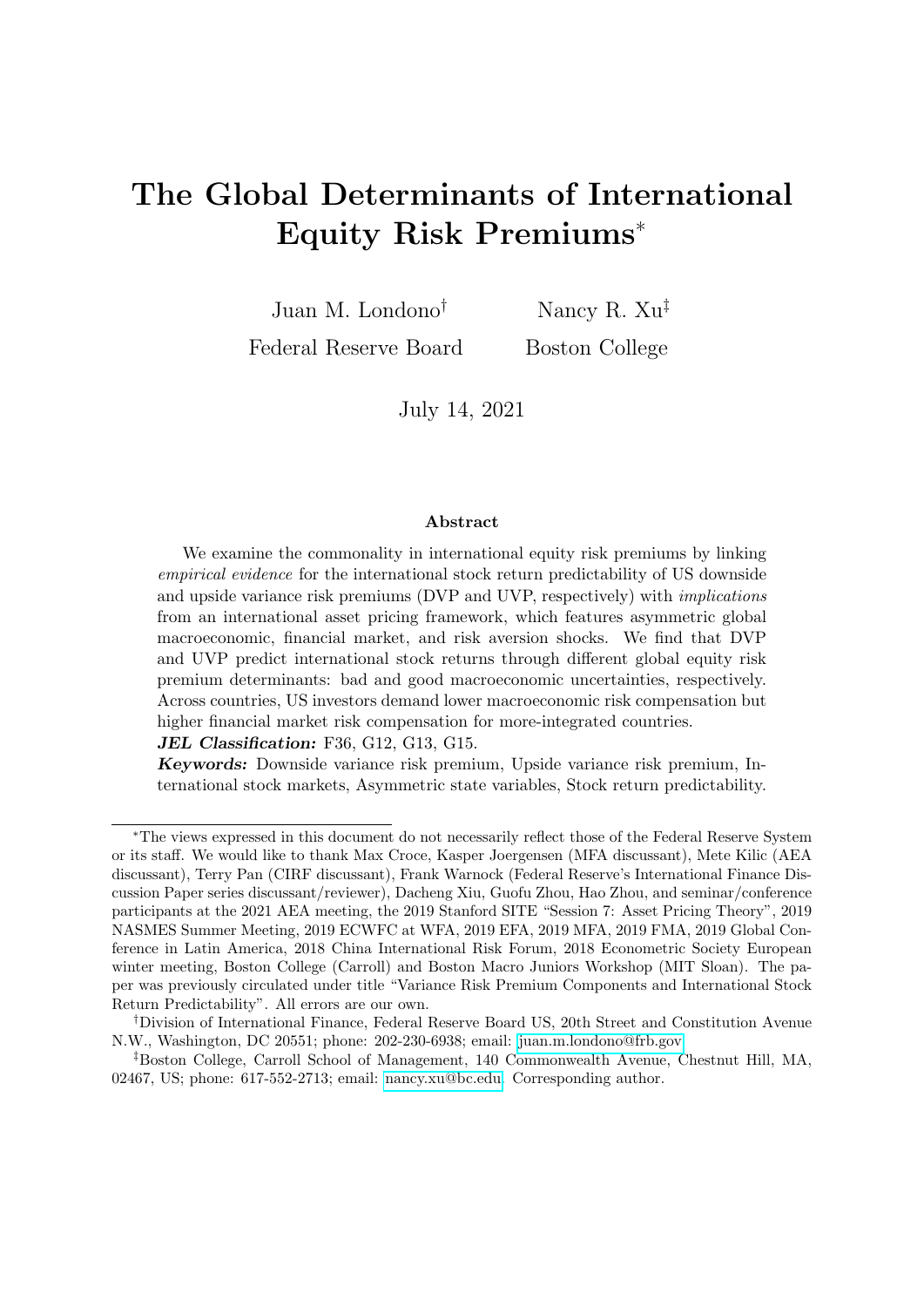# The Global Determinants of International Equity Risk Premiums*

Juan M. Londono[†]  
Federal Reserve Board

Nancy R. Xu[‡]  
Boston College

July 14, 2021

### Abstract

We examine the commonality in international equity risk premiums by linking *empirical evidence* for the international stock return predictability of US downside and upside variance risk premiums (DVP and UVP, respectively) with *implications* from an international asset pricing framework, which features asymmetric global macroeconomic, financial market, and risk aversion shocks. We find that DVP and UVP predict international stock returns through different global equity risk premium determinants: bad and good macroeconomic uncertainties, respectively. Across countries, US investors demand lower macroeconomic risk compensation but higher financial market risk compensation for more-integrated countries.

***JEL Classification:*** F36, G12, G13, G15.

***Keywords:*** Downside variance risk premium, Upside variance risk premium, International stock markets, Asymmetric state variables, Stock return predictability.

---

*The views expressed in this document do not necessarily reflect those of the Federal Reserve System or its staff. We would like to thank Max Croce, Kasper Joergensen (MFA discussant), Mete Kilic (AEA discussant), Terry Pan (CIRF discussant), Frank Warnock (Federal Reserve's International Finance Discussion Paper series discussant/reviewer), Dacheng Xiu, Guofu Zhou, Hao Zhou, and seminar/conference participants at the 2021 AEA meeting, the 2019 Stanford SITE "Session 7: Asset Pricing Theory", 2019 NASMES Summer Meeting, 2019 ECWFC at WFA, 2019 EFA, 2019 MFA, 2019 FMA, 2019 Global Conference in Latin America, 2018 China International Risk Forum, 2018 Econometric Society European winter meeting, Boston College (Carroll) and Boston Macro Juniors Workshop (MIT Sloan). The paper was previously circulated under title "Variance Risk Premium Components and International Stock Return Predictability". All errors are our own.

[†]Division of International Finance, Federal Reserve Board US, 20th Street and Constitution Avenue N.W., Washington, DC 20551; phone: 202-230-6938; email: juan.m.londono@frb.gov

[‡]Boston College, Carroll School of Management, 140 Commonwealth Avenue, Chestnut Hill, MA, 02467, US; phone: 617-552-2713; email: nancy.xu@bc.edu. Corresponding author.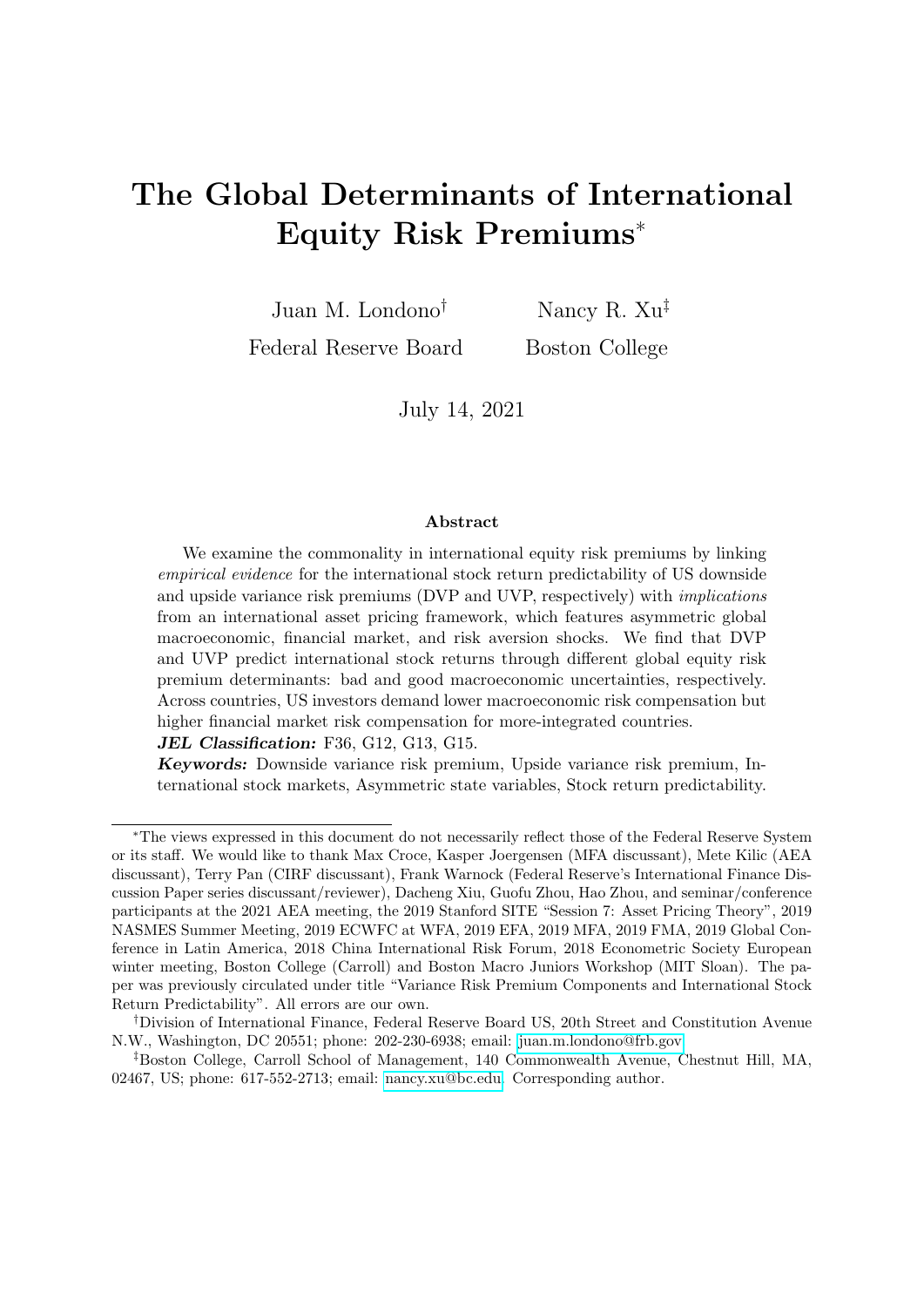# The Global Determinants of International Equity Risk Premiums*

Juan M. Londono[†] Federal Reserve Board

Nancy R. Xu[‡] Boston College

July 14, 2021

### Abstract

We examine the commonality in international equity risk premiums by linking *empirical evidence* for the international stock return predictability of US downside and upside variance risk premiums (DVP and UVP, respectively) with *implications* from an international asset pricing framework, which features asymmetric global macroeconomic, financial market, and risk aversion shocks. We find that DVP and UVP predict international stock returns through different global equity risk premium determinants: bad and good macroeconomic uncertainties, respectively. Across countries, US investors demand lower macroeconomic risk compensation but higher financial market risk compensation for more-integrated countries.

***JEL Classification:*** F36, G12, G13, G15.

***Keywords:*** Downside variance risk premium, Upside variance risk premium, International stock markets, Asymmetric state variables, Stock return predictability.

---

*The views expressed in this document do not necessarily reflect those of the Federal Reserve System or its staff. We would like to thank Max Croce, Kasper Joergensen (MFA discussant), Mete Kilic (AEA discussant), Terry Pan (CIRF discussant), Frank Warnock (Federal Reserve's International Finance Discussion Paper series discussant/reviewer), Dacheng Xiu, Guofu Zhou, Hao Zhou, and seminar/conference participants at the 2021 AEA meeting, the 2019 Stanford SITE "Session 7: Asset Pricing Theory", 2019 NASMES Summer Meeting, 2019 ECWFC at WFA, 2019 EFA, 2019 MFA, 2019 FMA, 2019 Global Conference in Latin America, 2018 China International Risk Forum, 2018 Econometric Society European winter meeting, Boston College (Carroll) and Boston Macro Juniors Workshop (MIT Sloan). The paper was previously circulated under title "Variance Risk Premium Components and International Stock Return Predictability". All errors are our own.

[†]Division of International Finance, Federal Reserve Board US, 20th Street and Constitution Avenue N.W., Washington, DC 20551; phone: 202-230-6938; email: juan.m.londono@frb.gov.

[‡]Boston College, Carroll School of Management, 140 Commonwealth Avenue, Chestnut Hill, MA, 02467, US; phone: 617-552-2713; email: nancy.xu@bc.edu. Corresponding author.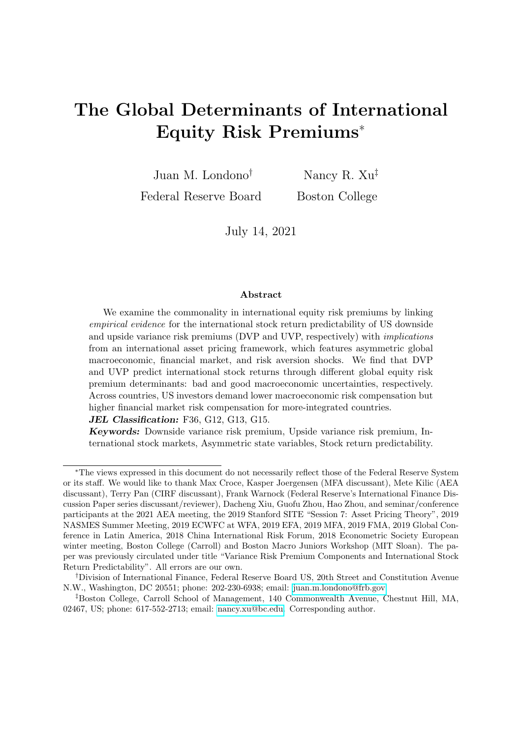# The Global Determinants of International Equity Risk Premiums*

Juan M. Londono[†]
Federal Reserve Board

Nancy R. Xu[‡]
Boston College

July 14, 2021

## Abstract

We examine the commonality in international equity risk premiums by linking *empirical evidence* for the international stock return predictability of US downside and upside variance risk premiums (DVP and UVP, respectively) with *implications* from an international asset pricing framework, which features asymmetric global macroeconomic, financial market, and risk aversion shocks. We find that DVP and UVP predict international stock returns through different global equity risk premium determinants: bad and good macroeconomic uncertainties, respectively. Across countries, US investors demand lower macroeconomic risk compensation but higher financial market risk compensation for more-integrated countries.

***JEL Classification:*** F36, G12, G13, G15.

***Keywords:*** Downside variance risk premium, Upside variance risk premium, International stock markets, Asymmetric state variables, Stock return predictability.

---

*The views expressed in this document do not necessarily reflect those of the Federal Reserve System or its staff. We would like to thank Max Croce, Kasper Joergensen (MFA discussant), Mete Kilic (AEA discussant), Terry Pan (CIRF discussant), Frank Warnock (Federal Reserve's International Finance Discussion Paper series discussant/reviewer), Dacheng Xiu, Guofu Zhou, Hao Zhou, and seminar/conference participants at the 2021 AEA meeting, the 2019 Stanford SITE "Session 7: Asset Pricing Theory", 2019 NASMES Summer Meeting, 2019 ECWFC at WFA, 2019 EFA, 2019 MFA, 2019 FMA, 2019 Global Conference in Latin America, 2018 China International Risk Forum, 2018 Econometric Society European winter meeting, Boston College (Carroll) and Boston Macro Juniors Workshop (MIT Sloan). The paper was previously circulated under title "Variance Risk Premium Components and International Stock Return Predictability". All errors are our own.

[†]Division of International Finance, Federal Reserve Board US, 20th Street and Constitution Avenue N.W., Washington, DC 20551; phone: 202-230-6938; email: juan.m.londono@frb.gov.

[‡]Boston College, Carroll School of Management, 140 Commonwealth Avenue, Chestnut Hill, MA, 02467, US; phone: 617-552-2713; email: nancy.xu@bc.edu. Corresponding author.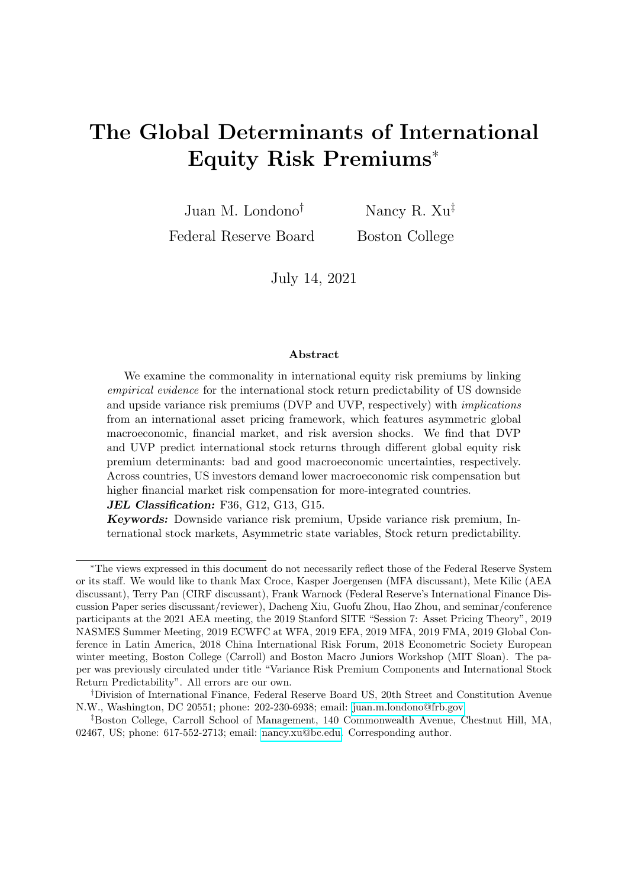# The Global Determinants of International Equity Risk Premiums*

Juan M. Londono[†]  
Federal Reserve Board

Nancy R. Xu[‡]  
Boston College

July 14, 2021

### Abstract

We examine the commonality in international equity risk premiums by linking *empirical evidence* for the international stock return predictability of US downside and upside variance risk premiums (DVP and UVP, respectively) with *implications* from an international asset pricing framework, which features asymmetric global macroeconomic, financial market, and risk aversion shocks. We find that DVP and UVP predict international stock returns through different global equity risk premium determinants: bad and good macroeconomic uncertainties, respectively. Across countries, US investors demand lower macroeconomic risk compensation but higher financial market risk compensation for more-integrated countries.

***JEL Classification:*** F36, G12, G13, G15.

***Keywords:*** Downside variance risk premium, Upside variance risk premium, International stock markets, Asymmetric state variables, Stock return predictability.

---

*The views expressed in this document do not necessarily reflect those of the Federal Reserve System or its staff. We would like to thank Max Croce, Kasper Joergensen (MFA discussant), Mete Kilic (AEA discussant), Terry Pan (CIRF discussant), Frank Warnock (Federal Reserve's International Finance Discussion Paper series discussant/reviewer), Dacheng Xiu, Guofu Zhou, Hao Zhou, and seminar/conference participants at the 2021 AEA meeting, the 2019 Stanford SITE "Session 7: Asset Pricing Theory", 2019 NASMES Summer Meeting, 2019 ECWFC at WFA, 2019 EFA, 2019 MFA, 2019 FMA, 2019 Global Conference in Latin America, 2018 China International Risk Forum, 2018 Econometric Society European winter meeting, Boston College (Carroll) and Boston Macro Juniors Workshop (MIT Sloan). The paper was previously circulated under title "Variance Risk Premium Components and International Stock Return Predictability". All errors are our own.

[†]Division of International Finance, Federal Reserve Board US, 20th Street and Constitution Avenue N.W., Washington, DC 20551; phone: 202-230-6938; email: juan.m.londono@frb.gov.

[‡]Boston College, Carroll School of Management, 140 Commonwealth Avenue, Chestnut Hill, MA, 02467, US; phone: 617-552-2713; email: nancy.xu@bc.edu. Corresponding author.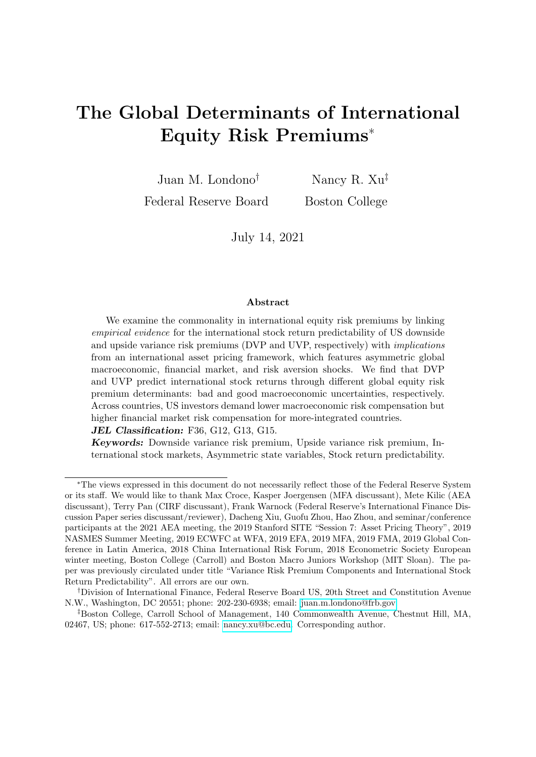# The Global Determinants of International Equity Risk Premiums*

Juan M. Londono[†]
Federal Reserve Board

Nancy R. Xu[‡]
Boston College

July 14, 2021

## Abstract

We examine the commonality in international equity risk premiums by linking *empirical evidence* for the international stock return predictability of US downside and upside variance risk premiums (DVP and UVP, respectively) with *implications* from an international asset pricing framework, which features asymmetric global macroeconomic, financial market, and risk aversion shocks. We find that DVP and UVP predict international stock returns through different global equity risk premium determinants: bad and good macroeconomic uncertainties, respectively. Across countries, US investors demand lower macroeconomic risk compensation but higher financial market risk compensation for more-integrated countries.

***JEL Classification:*** F36, G12, G13, G15.

***Keywords:*** Downside variance risk premium, Upside variance risk premium, International stock markets, Asymmetric state variables, Stock return predictability.

---

*The views expressed in this document do not necessarily reflect those of the Federal Reserve System or its staff. We would like to thank Max Croce, Kasper Joergensen (MFA discussant), Mete Kilic (AEA discussant), Terry Pan (CIRF discussant), Frank Warnock (Federal Reserve's International Finance Discussion Paper series discussant/reviewer), Dacheng Xiu, Guofu Zhou, Hao Zhou, and seminar/conference participants at the 2021 AEA meeting, the 2019 Stanford SITE "Session 7: Asset Pricing Theory", 2019 NASMES Summer Meeting, 2019 ECWFC at WFA, 2019 EFA, 2019 MFA, 2019 FMA, 2019 Global Conference in Latin America, 2018 China International Risk Forum, 2018 Econometric Society European winter meeting, Boston College (Carroll) and Boston Macro Juniors Workshop (MIT Sloan). The paper was previously circulated under title "Variance Risk Premium Components and International Stock Return Predictability". All errors are our own.

[†]Division of International Finance, Federal Reserve Board US, 20th Street and Constitution Avenue N.W., Washington, DC 20551; phone: 202-230-6938; email: juan.m.londono@frb.gov.

[‡]Boston College, Carroll School of Management, 140 Commonwealth Avenue, Chestnut Hill, MA, 02467, US; phone: 617-552-2713; email: nancy.xu@bc.edu. Corresponding author.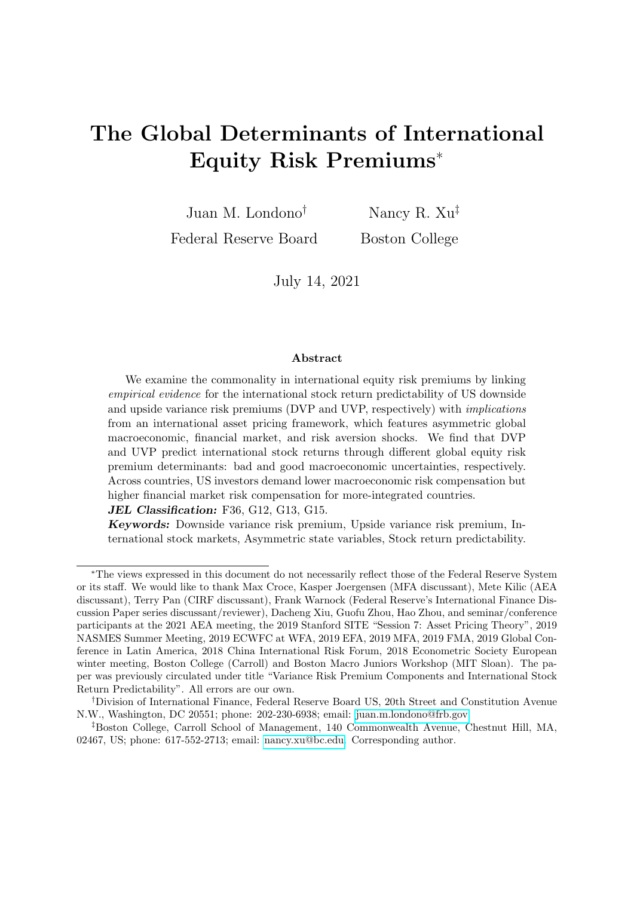# The Global Determinants of International Equity Risk Premiums*

Juan M. Londono[†]
Federal Reserve Board

Nancy R. Xu[‡]
Boston College

July 14, 2021

### Abstract

We examine the commonality in international equity risk premiums by linking *empirical evidence* for the international stock return predictability of US downside and upside variance risk premiums (DVP and UVP, respectively) with *implications* from an international asset pricing framework, which features asymmetric global macroeconomic, financial market, and risk aversion shocks. We find that DVP and UVP predict international stock returns through different global equity risk premium determinants: bad and good macroeconomic uncertainties, respectively. Across countries, US investors demand lower macroeconomic risk compensation but higher financial market risk compensation for more-integrated countries.

***JEL Classification:*** F36, G12, G13, G15.

***Keywords:*** Downside variance risk premium, Upside variance risk premium, International stock markets, Asymmetric state variables, Stock return predictability.

---

*The views expressed in this document do not necessarily reflect those of the Federal Reserve System or its staff. We would like to thank Max Croce, Kasper Joergensen (MFA discussant), Mete Kilic (AEA discussant), Terry Pan (CIRF discussant), Frank Warnock (Federal Reserve's International Finance Discussion Paper series discussant/reviewer), Dacheng Xiu, Guofu Zhou, Hao Zhou, and seminar/conference participants at the 2021 AEA meeting, the 2019 Stanford SITE "Session 7: Asset Pricing Theory", 2019 NASMES Summer Meeting, 2019 ECWFC at WFA, 2019 EFA, 2019 MFA, 2019 FMA, 2019 Global Conference in Latin America, 2018 China International Risk Forum, 2018 Econometric Society European winter meeting, Boston College (Carroll) and Boston Macro Juniors Workshop (MIT Sloan). The paper was previously circulated under title "Variance Risk Premium Components and International Stock Return Predictability". All errors are our own.

[†]Division of International Finance, Federal Reserve Board US, 20th Street and Constitution Avenue N.W., Washington, DC 20551; phone: 202-230-6938; email: juan.m.londono@frb.gov

[‡]Boston College, Carroll School of Management, 140 Commonwealth Avenue, Chestnut Hill, MA, 02467, US; phone: 617-552-2713; email: nancy.xu@bc.edu. Corresponding author.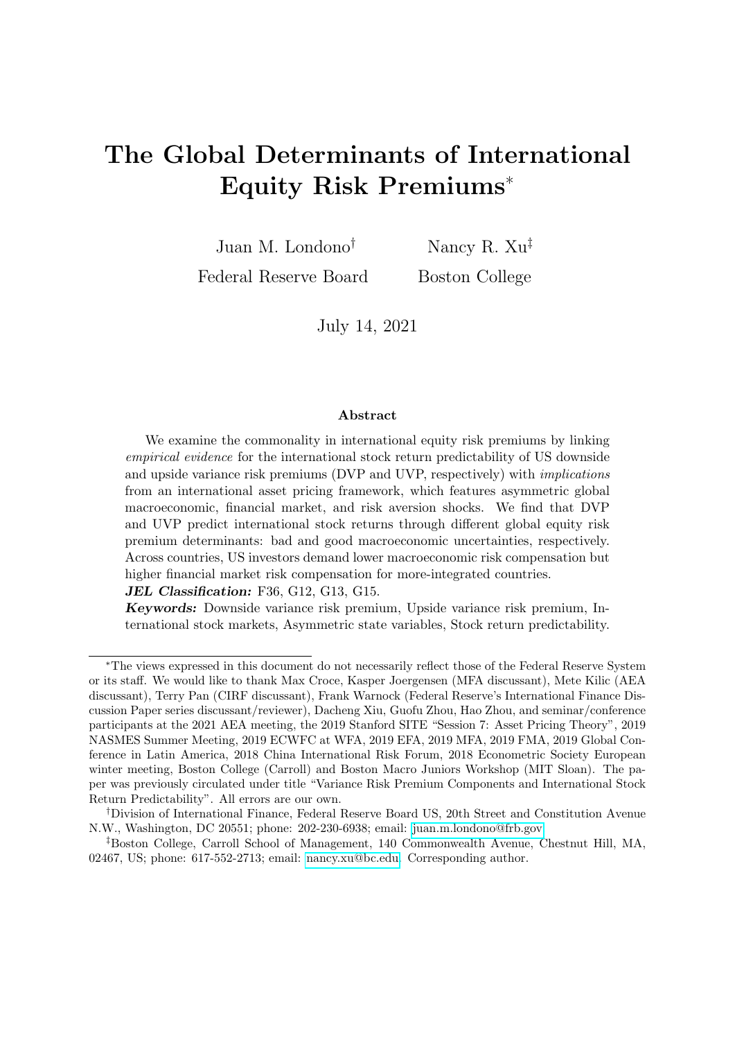# The Global Determinants of International Equity Risk Premiums*

Juan M. Londono[†]
Federal Reserve Board

Nancy R. Xu[‡]
Boston College

July 14, 2021

### Abstract

We examine the commonality in international equity risk premiums by linking *empirical evidence* for the international stock return predictability of US downside and upside variance risk premiums (DVP and UVP, respectively) with *implications* from an international asset pricing framework, which features asymmetric global macroeconomic, financial market, and risk aversion shocks. We find that DVP and UVP predict international stock returns through different global equity risk premium determinants: bad and good macroeconomic uncertainties, respectively. Across countries, US investors demand lower macroeconomic risk compensation but higher financial market risk compensation for more-integrated countries.

***JEL Classification:*** F36, G12, G13, G15.

***Keywords:*** Downside variance risk premium, Upside variance risk premium, International stock markets, Asymmetric state variables, Stock return predictability.

---

*The views expressed in this document do not necessarily reflect those of the Federal Reserve System or its staff. We would like to thank Max Croce, Kasper Joergensen (MFA discussant), Mete Kilic (AEA discussant), Terry Pan (CIRF discussant), Frank Warnock (Federal Reserve's International Finance Discussion Paper series discussant/reviewer), Dacheng Xiu, Guofu Zhou, Hao Zhou, and seminar/conference participants at the 2021 AEA meeting, the 2019 Stanford SITE "Session 7: Asset Pricing Theory", 2019 NASMES Summer Meeting, 2019 ECWFC at WFA, 2019 EFA, 2019 MFA, 2019 FMA, 2019 Global Conference in Latin America, 2018 China International Risk Forum, 2018 Econometric Society European winter meeting, Boston College (Carroll) and Boston Macro Juniors Workshop (MIT Sloan). The paper was previously circulated under title "Variance Risk Premium Components and International Stock Return Predictability". All errors are our own.

[†]Division of International Finance, Federal Reserve Board US, 20th Street and Constitution Avenue N.W., Washington, DC 20551; phone: 202-230-6938; email: juan.m.londono@frb.gov.

[‡]Boston College, Carroll School of Management, 140 Commonwealth Avenue, Chestnut Hill, MA, 02467, US; phone: 617-552-2713; email: nancy.xu@bc.edu. Corresponding author.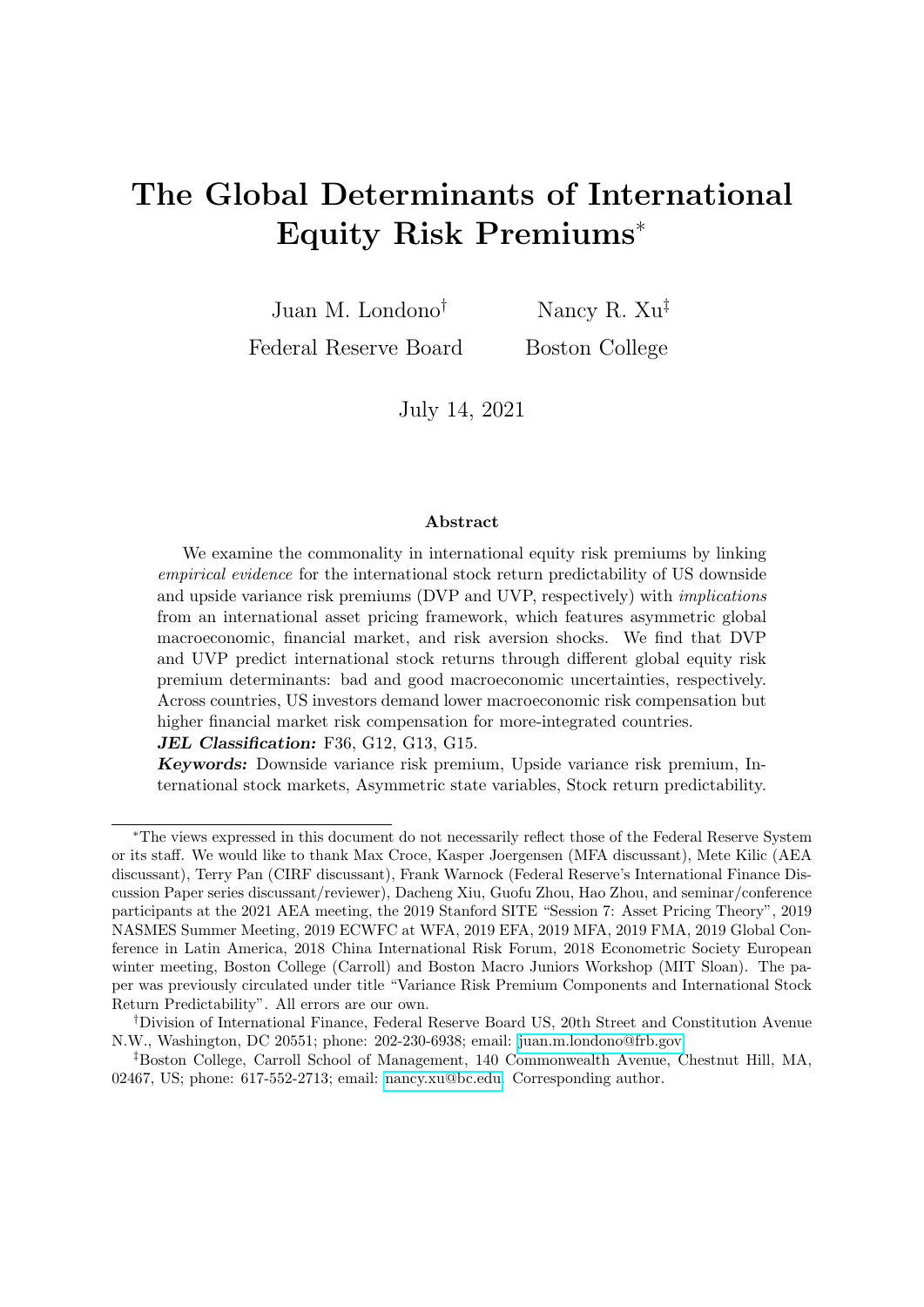# The Global Determinants of International Equity Risk Premiums*

Juan M. Londono[†] Federal Reserve Board

Nancy R. Xu[‡] Boston College

July 14, 2021

### Abstract

We examine the commonality in international equity risk premiums by linking *empirical evidence* for the international stock return predictability of US downside and upside variance risk premiums (DVP and UVP, respectively) with *implications* from an international asset pricing framework, which features asymmetric global macroeconomic, financial market, and risk aversion shocks. We find that DVP and UVP predict international stock returns through different global equity risk premium determinants: bad and good macroeconomic uncertainties, respectively. Across countries, US investors demand lower macroeconomic risk compensation but higher financial market risk compensation for more-integrated countries.

***JEL Classification:*** F36, G12, G13, G15.

***Keywords:*** Downside variance risk premium, Upside variance risk premium, International stock markets, Asymmetric state variables, Stock return predictability.

---

*The views expressed in this document do not necessarily reflect those of the Federal Reserve System or its staff. We would like to thank Max Croce, Kasper Joergensen (MFA discussant), Mete Kilic (AEA discussant), Terry Pan (CIRF discussant), Frank Warnock (Federal Reserve's International Finance Discussion Paper series discussant/reviewer), Dacheng Xiu, Guofu Zhou, Hao Zhou, and seminar/conference participants at the 2021 AEA meeting, the 2019 Stanford SITE "Session 7: Asset Pricing Theory", 2019 NASMES Summer Meeting, 2019 ECWFC at WFA, 2019 EFA, 2019 MFA, 2019 FMA, 2019 Global Conference in Latin America, 2018 China International Risk Forum, 2018 Econometric Society European winter meeting, Boston College (Carroll) and Boston Macro Juniors Workshop (MIT Sloan). The paper was previously circulated under title "Variance Risk Premium Components and International Stock Return Predictability". All errors are our own.

[†]Division of International Finance, Federal Reserve Board US, 20th Street and Constitution Avenue N.W., Washington, DC 20551; phone: 202-230-6938; email: juan.m.londono@frb.gov.

[‡]Boston College, Carroll School of Management, 140 Commonwealth Avenue, Chestnut Hill, MA, 02467, US; phone: 617-552-2713; email: nancy.xu@bc.edu. Corresponding author.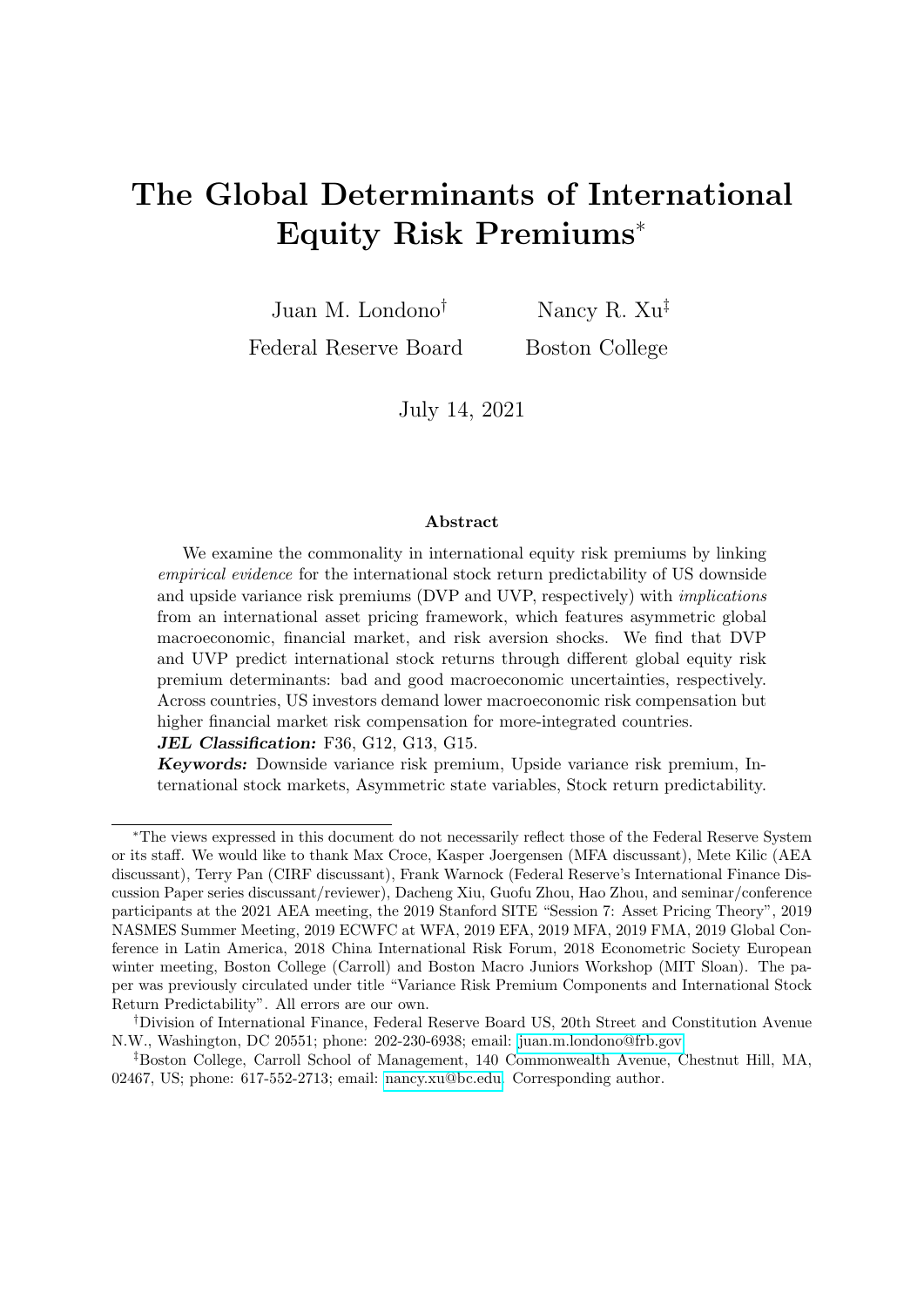# The Global Determinants of International Equity Risk Premiums*

Juan M. Londono[†]
Federal Reserve Board

Nancy R. Xu[‡]
Boston College

July 14, 2021

## Abstract

We examine the commonality in international equity risk premiums by linking *empirical evidence* for the international stock return predictability of US downside and upside variance risk premiums (DVP and UVP, respectively) with *implications* from an international asset pricing framework, which features asymmetric global macroeconomic, financial market, and risk aversion shocks. We find that DVP and UVP predict international stock returns through different global equity risk premium determinants: bad and good macroeconomic uncertainties, respectively. Across countries, US investors demand lower macroeconomic risk compensation but higher financial market risk compensation for more-integrated countries.

***JEL Classification:*** F36, G12, G13, G15.

***Keywords:*** Downside variance risk premium, Upside variance risk premium, International stock markets, Asymmetric state variables, Stock return predictability.

---

*The views expressed in this document do not necessarily reflect those of the Federal Reserve System or its staff. We would like to thank Max Croce, Kasper Joergensen (MFA discussant), Mete Kilic (AEA discussant), Terry Pan (CIRF discussant), Frank Warnock (Federal Reserve's International Finance Discussion Paper series discussant/reviewer), Dacheng Xiu, Guofu Zhou, Hao Zhou, and seminar/conference participants at the 2021 AEA meeting, the 2019 Stanford SITE "Session 7: Asset Pricing Theory", 2019 NASMES Summer Meeting, 2019 ECWFC at WFA, 2019 EFA, 2019 MFA, 2019 FMA, 2019 Global Conference in Latin America, 2018 China International Risk Forum, 2018 Econometric Society European winter meeting, Boston College (Carroll) and Boston Macro Juniors Workshop (MIT Sloan). The paper was previously circulated under title "Variance Risk Premium Components and International Stock Return Predictability". All errors are our own.

[†]Division of International Finance, Federal Reserve Board US, 20th Street and Constitution Avenue N.W., Washington, DC 20551; phone: 202-230-6938; email: juan.m.londono@frb.gov.

[‡]Boston College, Carroll School of Management, 140 Commonwealth Avenue, Chestnut Hill, MA, 02467, US; phone: 617-552-2713; email: nancy.xu@bc.edu. Corresponding author.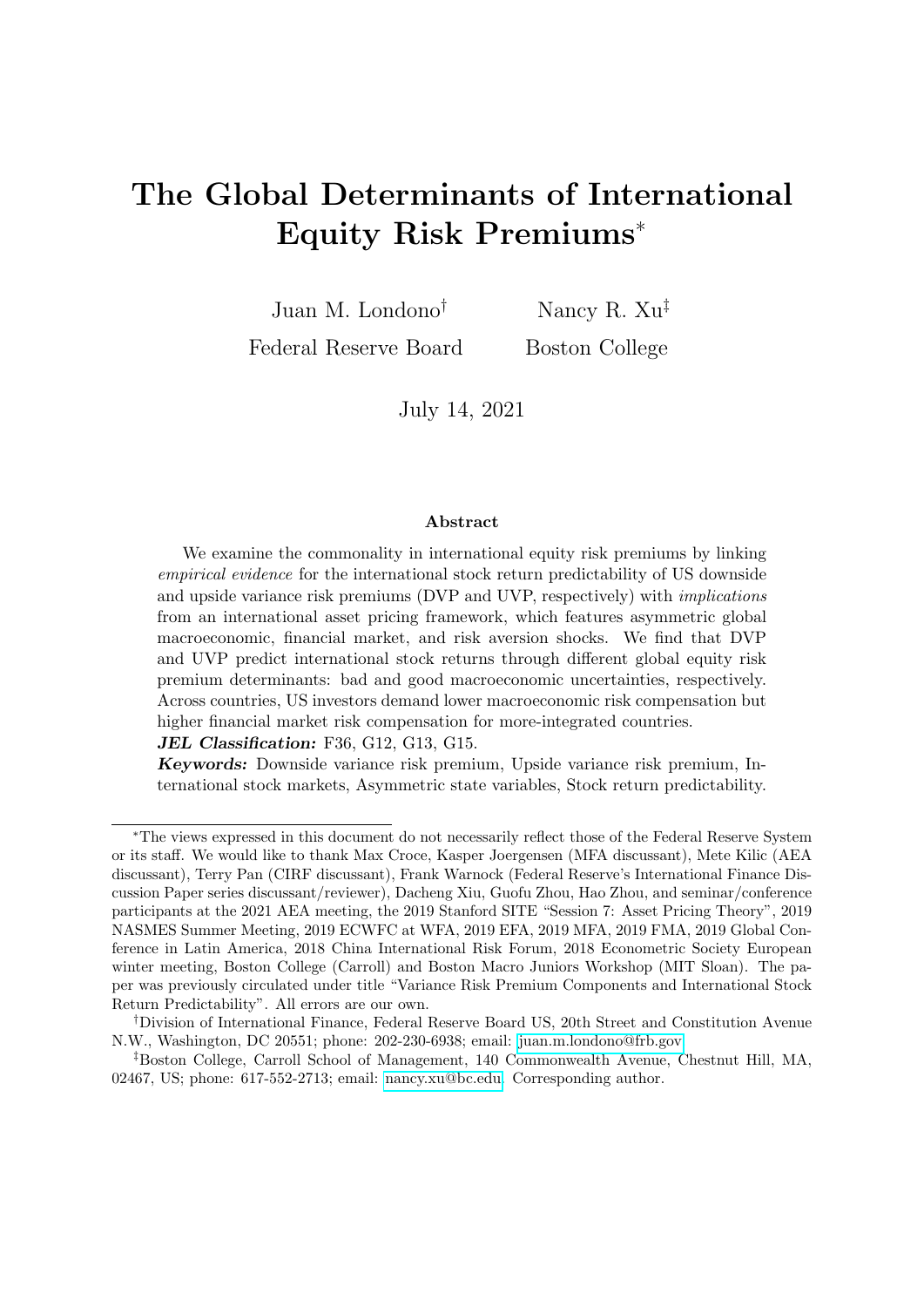# The Global Determinants of International Equity Risk Premiums*

Juan M. Londono[†]
Federal Reserve Board

Nancy R. Xu[‡]
Boston College

July 14, 2021

### Abstract

We examine the commonality in international equity risk premiums by linking *empirical evidence* for the international stock return predictability of US downside and upside variance risk premiums (DVP and UVP, respectively) with *implications* from an international asset pricing framework, which features asymmetric global macroeconomic, financial market, and risk aversion shocks. We find that DVP and UVP predict international stock returns through different global equity risk premium determinants: bad and good macroeconomic uncertainties, respectively. Across countries, US investors demand lower macroeconomic risk compensation but higher financial market risk compensation for more-integrated countries.

***JEL Classification:*** F36, G12, G13, G15.

***Keywords:*** Downside variance risk premium, Upside variance risk premium, International stock markets, Asymmetric state variables, Stock return predictability.

---

*The views expressed in this document do not necessarily reflect those of the Federal Reserve System or its staff. We would like to thank Max Croce, Kasper Joergensen (MFA discussant), Mete Kilic (AEA discussant), Terry Pan (CIRF discussant), Frank Warnock (Federal Reserve's International Finance Discussion Paper series discussant/reviewer), Dacheng Xiu, Guofu Zhou, Hao Zhou, and seminar/conference participants at the 2021 AEA meeting, the 2019 Stanford SITE "Session 7: Asset Pricing Theory", 2019 NASMES Summer Meeting, 2019 ECWFC at WFA, 2019 EFA, 2019 MFA, 2019 FMA, 2019 Global Conference in Latin America, 2018 China International Risk Forum, 2018 Econometric Society European winter meeting, Boston College (Carroll) and Boston Macro Juniors Workshop (MIT Sloan). The paper was previously circulated under title "Variance Risk Premium Components and International Stock Return Predictability". All errors are our own.

[†]Division of International Finance, Federal Reserve Board US, 20th Street and Constitution Avenue N.W., Washington, DC 20551; phone: 202-230-6938; email: juan.m.londono@frb.gov.

[‡]Boston College, Carroll School of Management, 140 Commonwealth Avenue, Chestnut Hill, MA, 02467, US; phone: 617-552-2713; email: nancy.xu@bc.edu. Corresponding author.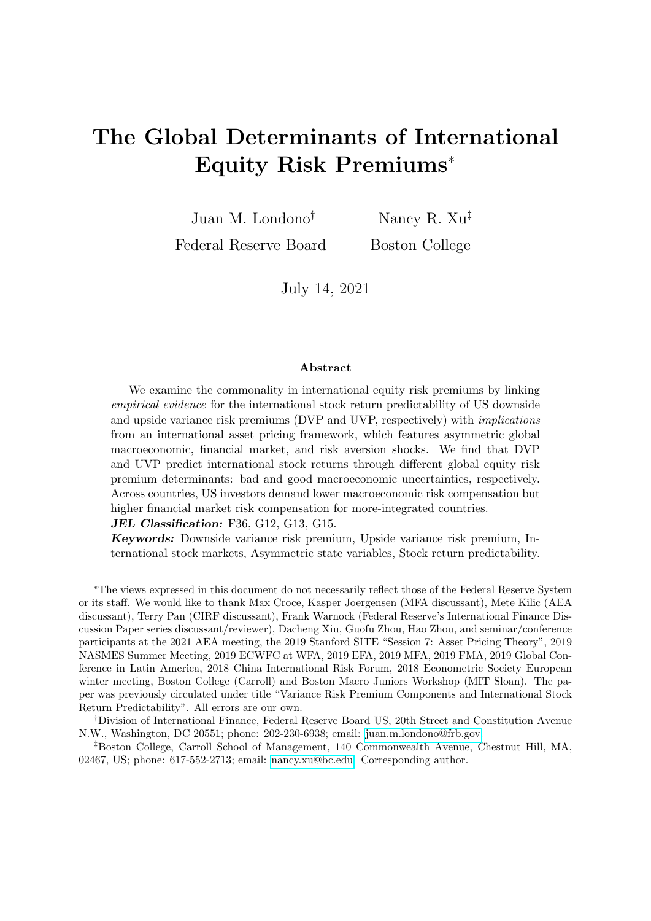# The Global Determinants of International Equity Risk Premiums*

Juan M. Londono†  
Federal Reserve Board

Nancy R. Xu‡  
Boston College

July 14, 2021

## Abstract

We examine the commonality in international equity risk premiums by linking *empirical evidence* for the international stock return predictability of US downside and upside variance risk premiums (DVP and UVP, respectively) with *implications* from an international asset pricing framework, which features asymmetric global macroeconomic, financial market, and risk aversion shocks. We find that DVP and UVP predict international stock returns through different global equity risk premium determinants: bad and good macroeconomic uncertainties, respectively. Across countries, US investors demand lower macroeconomic risk compensation but higher financial market risk compensation for more-integrated countries.

***JEL Classification:*** F36, G12, G13, G15.

***Keywords:*** Downside variance risk premium, Upside variance risk premium, International stock markets, Asymmetric state variables, Stock return predictability.

---

*The views expressed in this document do not necessarily reflect those of the Federal Reserve System or its staff. We would like to thank Max Croce, Kasper Joergensen (MFA discussant), Mete Kilic (AEA discussant), Terry Pan (CIRF discussant), Frank Warnock (Federal Reserve's International Finance Discussion Paper series discussant/reviewer), Dacheng Xiu, Guofu Zhou, Hao Zhou, and seminar/conference participants at the 2021 AEA meeting, the 2019 Stanford SITE "Session 7: Asset Pricing Theory", 2019 NASMES Summer Meeting, 2019 ECWFC at WFA, 2019 EFA, 2019 MFA, 2019 FMA, 2019 Global Conference in Latin America, 2018 China International Risk Forum, 2018 Econometric Society European winter meeting, Boston College (Carroll) and Boston Macro Juniors Workshop (MIT Sloan). The paper was previously circulated under title "Variance Risk Premium Components and International Stock Return Predictability". All errors are our own.

†Division of International Finance, Federal Reserve Board US, 20th Street and Constitution Avenue N.W., Washington, DC 20551; phone: 202-230-6938; email: juan.m.londono@frb.gov

‡Boston College, Carroll School of Management, 140 Commonwealth Avenue, Chestnut Hill, MA, 02467, US; phone: 617-552-2713; email: nancy.xu@bc.edu. Corresponding author.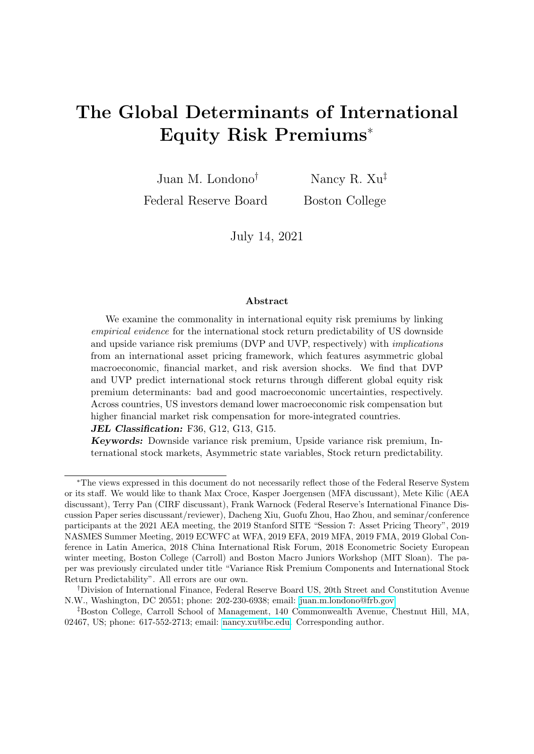# The Global Determinants of International Equity Risk Premiums*

Juan M. Londono[†]
Federal Reserve Board

Nancy R. Xu[‡]
Boston College

July 14, 2021

### Abstract

We examine the commonality in international equity risk premiums by linking *empirical evidence* for the international stock return predictability of US downside and upside variance risk premiums (DVP and UVP, respectively) with *implications* from an international asset pricing framework, which features asymmetric global macroeconomic, financial market, and risk aversion shocks. We find that DVP and UVP predict international stock returns through different global equity risk premium determinants: bad and good macroeconomic uncertainties, respectively. Across countries, US investors demand lower macroeconomic risk compensation but higher financial market risk compensation for more-integrated countries.

***JEL Classification:*** F36, G12, G13, G15.

***Keywords:*** Downside variance risk premium, Upside variance risk premium, International stock markets, Asymmetric state variables, Stock return predictability.

---

*The views expressed in this document do not necessarily reflect those of the Federal Reserve System or its staff. We would like to thank Max Croce, Kasper Joergensen (MFA discussant), Mete Kilic (AEA discussant), Terry Pan (CIRF discussant), Frank Warnock (Federal Reserve's International Finance Discussion Paper series discussant/reviewer), Dacheng Xiu, Guofu Zhou, Hao Zhou, and seminar/conference participants at the 2021 AEA meeting, the 2019 Stanford SITE "Session 7: Asset Pricing Theory", 2019 NASMES Summer Meeting, 2019 ECWFC at WFA, 2019 EFA, 2019 MFA, 2019 FMA, 2019 Global Conference in Latin America, 2018 China International Risk Forum, 2018 Econometric Society European winter meeting, Boston College (Carroll) and Boston Macro Juniors Workshop (MIT Sloan). The paper was previously circulated under title "Variance Risk Premium Components and International Stock Return Predictability". All errors are our own.

[†]Division of International Finance, Federal Reserve Board US, 20th Street and Constitution Avenue N.W., Washington, DC 20551; phone: 202-230-6938; email: juan.m.londono@frb.gov

[‡]Boston College, Carroll School of Management, 140 Commonwealth Avenue, Chestnut Hill, MA, 02467, US; phone: 617-552-2713; email: nancy.xu@bc.edu. Corresponding author.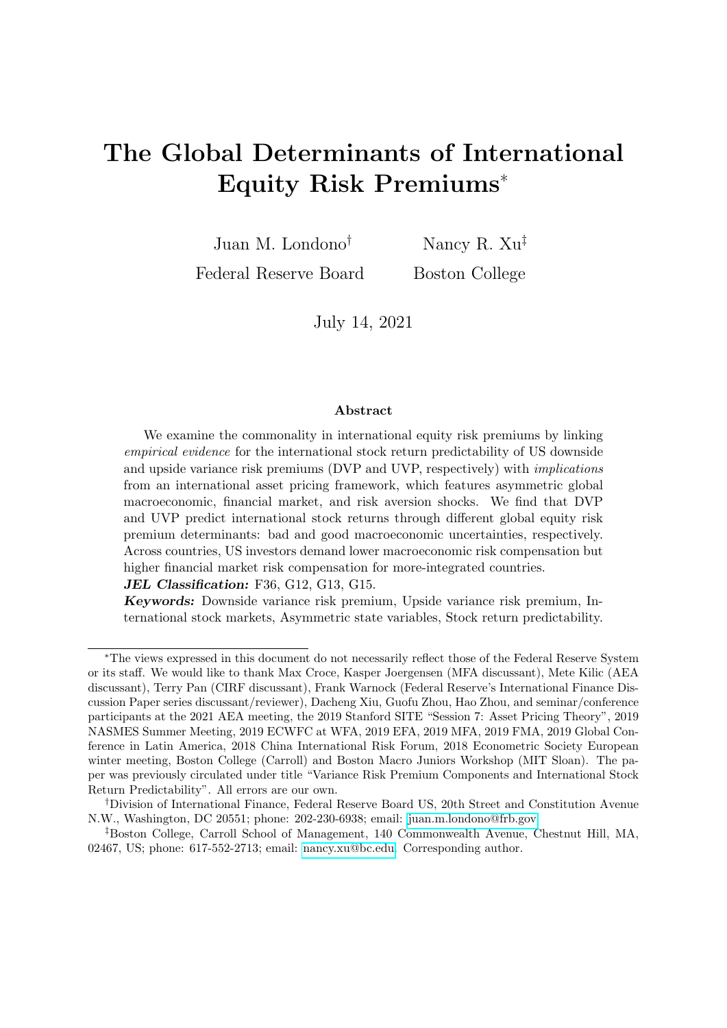# The Global Determinants of International Equity Risk Premiums*

Juan M. Londono[†]
Federal Reserve Board

Nancy R. Xu[‡]
Boston College

July 14, 2021

### Abstract

We examine the commonality in international equity risk premiums by linking *empirical evidence* for the international stock return predictability of US downside and upside variance risk premiums (DVP and UVP, respectively) with *implications* from an international asset pricing framework, which features asymmetric global macroeconomic, financial market, and risk aversion shocks. We find that DVP and UVP predict international stock returns through different global equity risk premium determinants: bad and good macroeconomic uncertainties, respectively. Across countries, US investors demand lower macroeconomic risk compensation but higher financial market risk compensation for more-integrated countries.

***JEL Classification:*** F36, G12, G13, G15.

***Keywords:*** Downside variance risk premium, Upside variance risk premium, International stock markets, Asymmetric state variables, Stock return predictability.

---

*The views expressed in this document do not necessarily reflect those of the Federal Reserve System or its staff. We would like to thank Max Croce, Kasper Joergensen (MFA discussant), Mete Kilic (AEA discussant), Terry Pan (CIRF discussant), Frank Warnock (Federal Reserve's International Finance Discussion Paper series discussant/reviewer), Dacheng Xiu, Guofu Zhou, Hao Zhou, and seminar/conference participants at the 2021 AEA meeting, the 2019 Stanford SITE "Session 7: Asset Pricing Theory", 2019 NASMES Summer Meeting, 2019 ECWFC at WFA, 2019 EFA, 2019 MFA, 2019 FMA, 2019 Global Conference in Latin America, 2018 China International Risk Forum, 2018 Econometric Society European winter meeting, Boston College (Carroll) and Boston Macro Juniors Workshop (MIT Sloan). The paper was previously circulated under title "Variance Risk Premium Components and International Stock Return Predictability". All errors are our own.

[†]Division of International Finance, Federal Reserve Board US, 20th Street and Constitution Avenue N.W., Washington, DC 20551; phone: 202-230-6938; email: juan.m.londono@frb.gov

[‡]Boston College, Carroll School of Management, 140 Commonwealth Avenue, Chestnut Hill, MA, 02467, US; phone: 617-552-2713; email: nancy.xu@bc.edu. Corresponding author.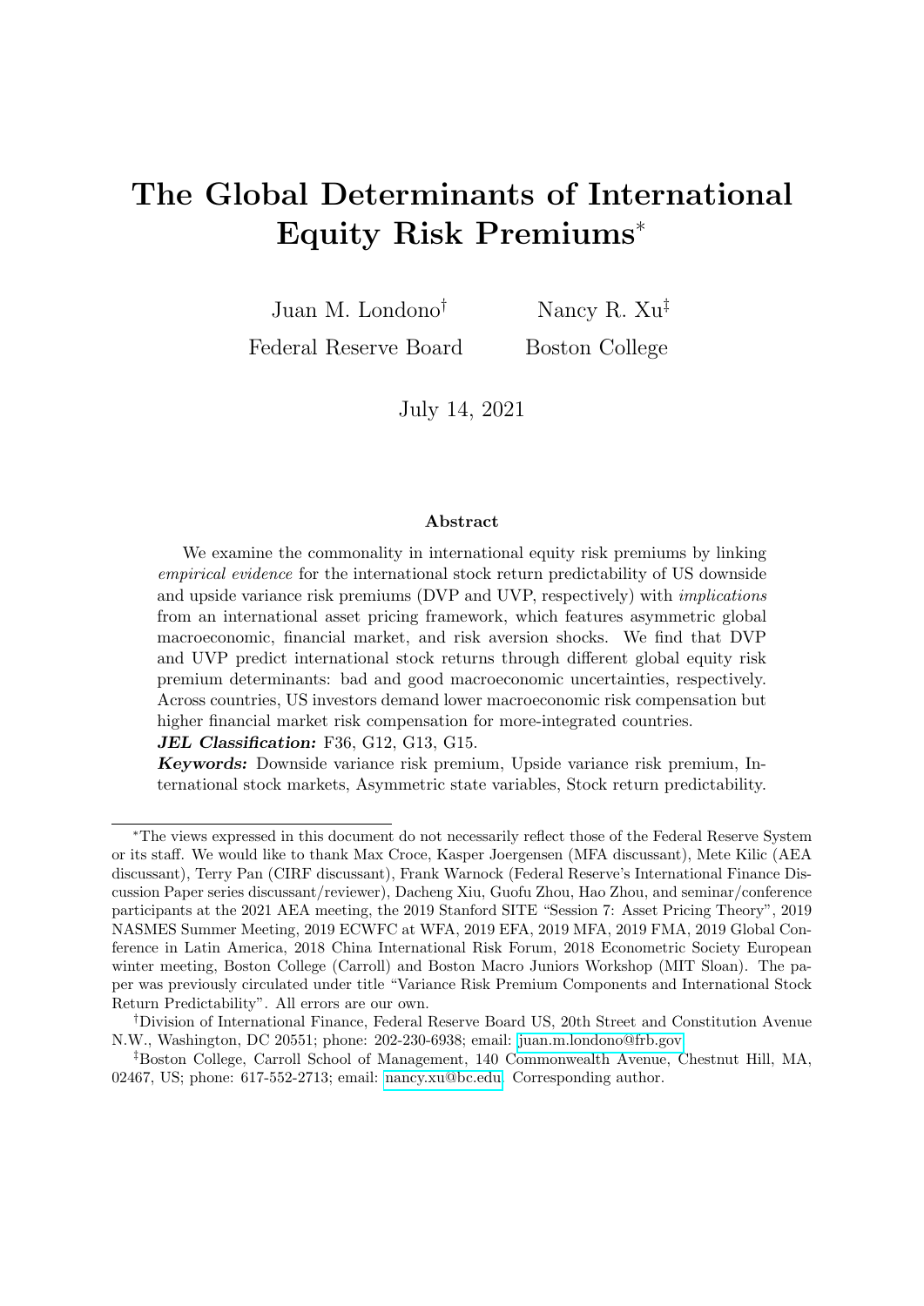# The Global Determinants of International Equity Risk Premiums*

Juan M. Londono[†]
Federal Reserve Board

Nancy R. Xu[‡]
Boston College

July 14, 2021

### Abstract

We examine the commonality in international equity risk premiums by linking *empirical evidence* for the international stock return predictability of US downside and upside variance risk premiums (DVP and UVP, respectively) with *implications* from an international asset pricing framework, which features asymmetric global macroeconomic, financial market, and risk aversion shocks. We find that DVP and UVP predict international stock returns through different global equity risk premium determinants: bad and good macroeconomic uncertainties, respectively. Across countries, US investors demand lower macroeconomic risk compensation but higher financial market risk compensation for more-integrated countries.

***JEL Classification:*** F36, G12, G13, G15.

***Keywords:*** Downside variance risk premium, Upside variance risk premium, International stock markets, Asymmetric state variables, Stock return predictability.

---

*The views expressed in this document do not necessarily reflect those of the Federal Reserve System or its staff. We would like to thank Max Croce, Kasper Joergensen (MFA discussant), Mete Kilic (AEA discussant), Terry Pan (CIRF discussant), Frank Warnock (Federal Reserve's International Finance Discussion Paper series discussant/reviewer), Dacheng Xiu, Guofu Zhou, Hao Zhou, and seminar/conference participants at the 2021 AEA meeting, the 2019 Stanford SITE "Session 7: Asset Pricing Theory", 2019 NASMES Summer Meeting, 2019 ECWFC at WFA, 2019 EFA, 2019 MFA, 2019 FMA, 2019 Global Conference in Latin America, 2018 China International Risk Forum, 2018 Econometric Society European winter meeting, Boston College (Carroll) and Boston Macro Juniors Workshop (MIT Sloan). The paper was previously circulated under title "Variance Risk Premium Components and International Stock Return Predictability". All errors are our own.

[†]Division of International Finance, Federal Reserve Board US, 20th Street and Constitution Avenue N.W., Washington, DC 20551; phone: 202-230-6938; email: juan.m.londono@frb.gov.

[‡]Boston College, Carroll School of Management, 140 Commonwealth Avenue, Chestnut Hill, MA, 02467, US; phone: 617-552-2713; email: nancy.xu@bc.edu. Corresponding author.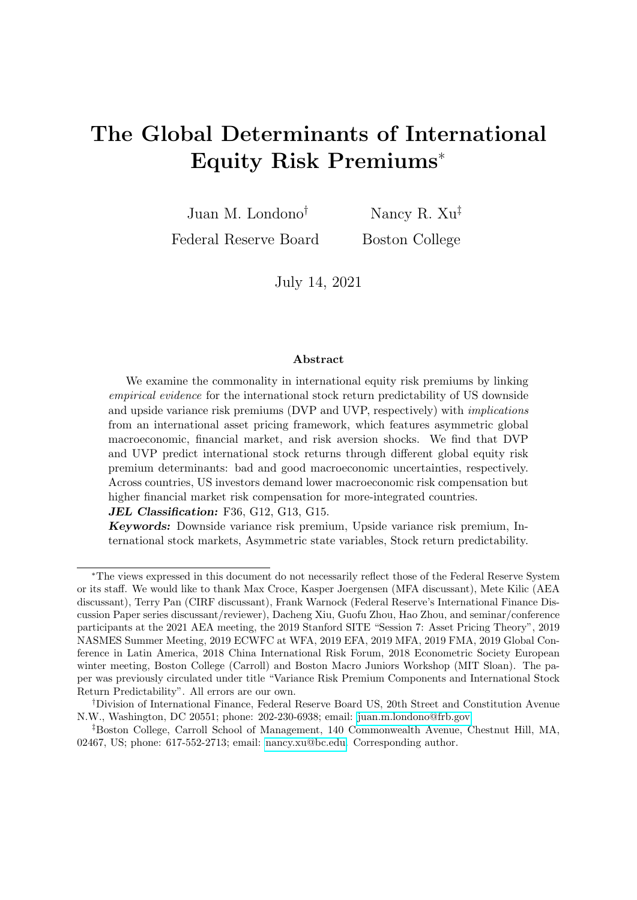# The Global Determinants of International Equity Risk Premiums*

Juan M. Londono[†]
Federal Reserve Board

Nancy R. Xu[‡]
Boston College

July 14, 2021

### Abstract

We examine the commonality in international equity risk premiums by linking *empirical evidence* for the international stock return predictability of US downside and upside variance risk premiums (DVP and UVP, respectively) with *implications* from an international asset pricing framework, which features asymmetric global macroeconomic, financial market, and risk aversion shocks. We find that DVP and UVP predict international stock returns through different global equity risk premium determinants: bad and good macroeconomic uncertainties, respectively. Across countries, US investors demand lower macroeconomic risk compensation but higher financial market risk compensation for more-integrated countries.

***JEL Classification:*** F36, G12, G13, G15.

***Keywords:*** Downside variance risk premium, Upside variance risk premium, International stock markets, Asymmetric state variables, Stock return predictability.

---

*The views expressed in this document do not necessarily reflect those of the Federal Reserve System or its staff. We would like to thank Max Croce, Kasper Joergensen (MFA discussant), Mete Kilic (AEA discussant), Terry Pan (CIRF discussant), Frank Warnock (Federal Reserve's International Finance Discussion Paper series discussant/reviewer), Dacheng Xiu, Guofu Zhou, Hao Zhou, and seminar/conference participants at the 2021 AEA meeting, the 2019 Stanford SITE "Session 7: Asset Pricing Theory", 2019 NASMES Summer Meeting, 2019 ECWFC at WFA, 2019 EFA, 2019 MFA, 2019 FMA, 2019 Global Conference in Latin America, 2018 China International Risk Forum, 2018 Econometric Society European winter meeting, Boston College (Carroll) and Boston Macro Juniors Workshop (MIT Sloan). The paper was previously circulated under title "Variance Risk Premium Components and International Stock Return Predictability". All errors are our own.

†Division of International Finance, Federal Reserve Board US, 20th Street and Constitution Avenue N.W., Washington, DC 20551; phone: 202-230-6938; email: juan.m.londono@frb.gov

‡Boston College, Carroll School of Management, 140 Commonwealth Avenue, Chestnut Hill, MA, 02467, US; phone: 617-552-2713; email: nancy.xu@bc.edu. Corresponding author.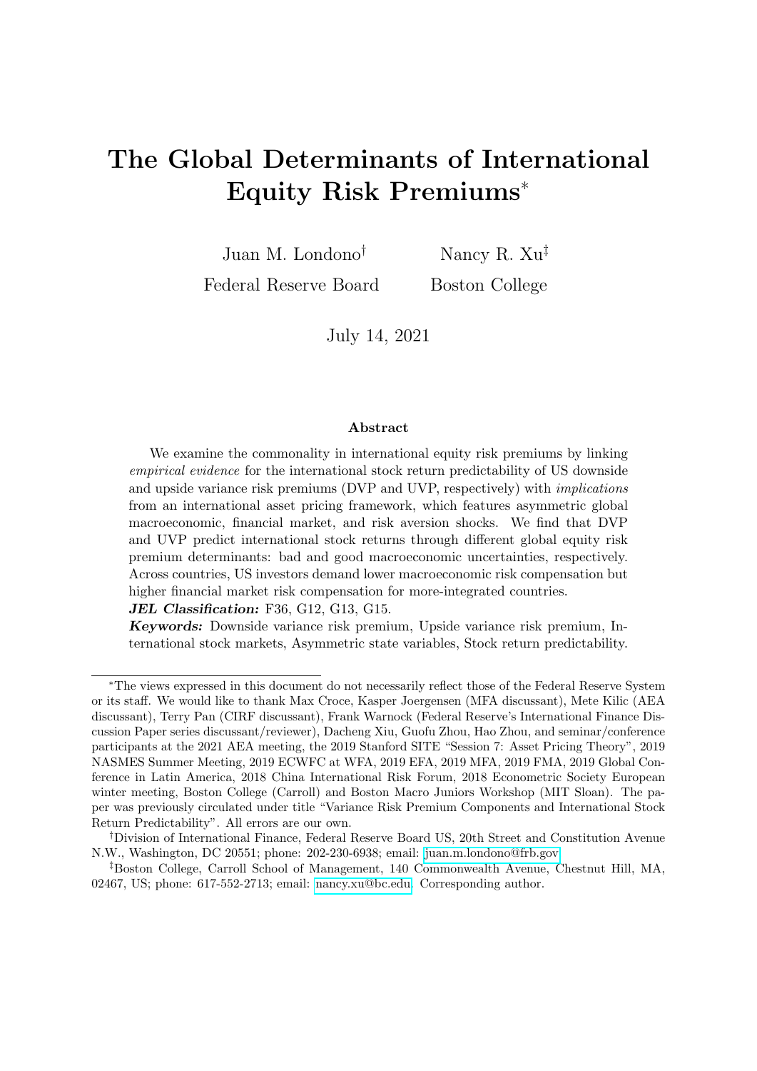# The Global Determinants of International Equity Risk Premiums*

Juan M. Londono[†]
Federal Reserve Board

Nancy R. Xu[‡]
Boston College

July 14, 2021

## Abstract

We examine the commonality in international equity risk premiums by linking *empirical evidence* for the international stock return predictability of US downside and upside variance risk premiums (DVP and UVP, respectively) with *implications* from an international asset pricing framework, which features asymmetric global macroeconomic, financial market, and risk aversion shocks. We find that DVP and UVP predict international stock returns through different global equity risk premium determinants: bad and good macroeconomic uncertainties, respectively. Across countries, US investors demand lower macroeconomic risk compensation but higher financial market risk compensation for more-integrated countries.

***JEL Classification:*** F36, G12, G13, G15.

***Keywords:*** Downside variance risk premium, Upside variance risk premium, International stock markets, Asymmetric state variables, Stock return predictability.

---

*The views expressed in this document do not necessarily reflect those of the Federal Reserve System or its staff. We would like to thank Max Croce, Kasper Joergensen (MFA discussant), Mete Kilic (AEA discussant), Terry Pan (CIRF discussant), Frank Warnock (Federal Reserve's International Finance Discussion Paper series discussant/reviewer), Dacheng Xiu, Guofu Zhou, Hao Zhou, and seminar/conference participants at the 2021 AEA meeting, the 2019 Stanford SITE "Session 7: Asset Pricing Theory", 2019 NASMES Summer Meeting, 2019 ECWFC at WFA, 2019 EFA, 2019 MFA, 2019 FMA, 2019 Global Conference in Latin America, 2018 China International Risk Forum, 2018 Econometric Society European winter meeting, Boston College (Carroll) and Boston Macro Juniors Workshop (MIT Sloan). The paper was previously circulated under title "Variance Risk Premium Components and International Stock Return Predictability". All errors are our own.

[†]Division of International Finance, Federal Reserve Board US, 20th Street and Constitution Avenue N.W., Washington, DC 20551; phone: 202-230-6938; email: juan.m.londono@frb.gov

[‡]Boston College, Carroll School of Management, 140 Commonwealth Avenue, Chestnut Hill, MA, 02467, US; phone: 617-552-2713; email: nancy.xu@bc.edu. Corresponding author.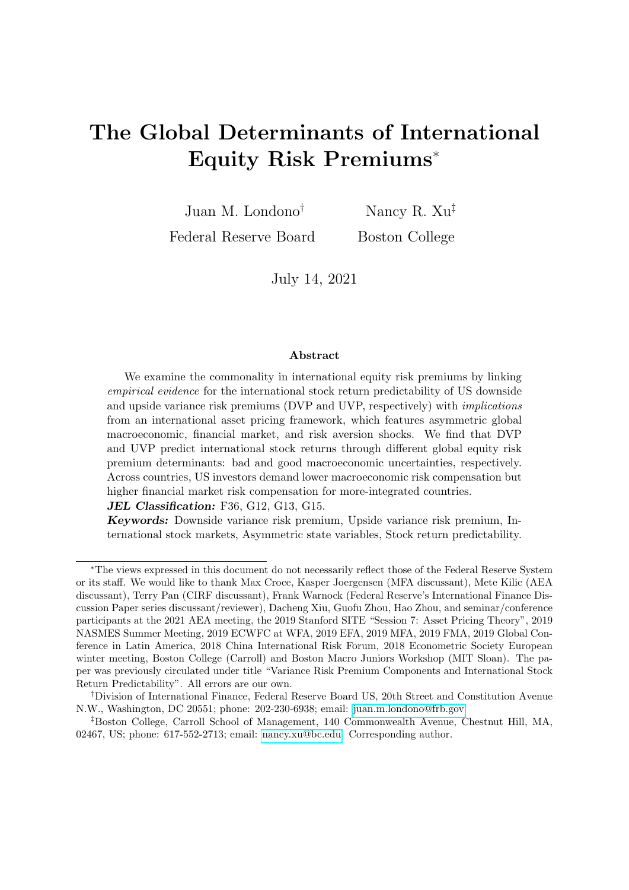# The Global Determinants of International Equity Risk Premiums*

Juan M. Londono[†]  
Federal Reserve Board

Nancy R. Xu[‡]  
Boston College

July 14, 2021

### Abstract

We examine the commonality in international equity risk premiums by linking *empirical evidence* for the international stock return predictability of US downside and upside variance risk premiums (DVP and UVP, respectively) with *implications* from an international asset pricing framework, which features asymmetric global macroeconomic, financial market, and risk aversion shocks. We find that DVP and UVP predict international stock returns through different global equity risk premium determinants: bad and good macroeconomic uncertainties, respectively. Across countries, US investors demand lower macroeconomic risk compensation but higher financial market risk compensation for more-integrated countries.

***JEL Classification:*** F36, G12, G13, G15.

***Keywords:*** Downside variance risk premium, Upside variance risk premium, International stock markets, Asymmetric state variables, Stock return predictability.

---

*The views expressed in this document do not necessarily reflect those of the Federal Reserve System or its staff. We would like to thank Max Croce, Kasper Joergensen (MFA discussant), Mete Kilic (AEA discussant), Terry Pan (CIRF discussant), Frank Warnock (Federal Reserve's International Finance Discussion Paper series discussant/reviewer), Dacheng Xiu, Guofu Zhou, Hao Zhou, and seminar/conference participants at the 2021 AEA meeting, the 2019 Stanford SITE "Session 7: Asset Pricing Theory", 2019 NASMES Summer Meeting, 2019 ECWFC at WFA, 2019 EFA, 2019 MFA, 2019 FMA, 2019 Global Conference in Latin America, 2018 China International Risk Forum, 2018 Econometric Society European winter meeting, Boston College (Carroll) and Boston Macro Juniors Workshop (MIT Sloan). The paper was previously circulated under title "Variance Risk Premium Components and International Stock Return Predictability". All errors are our own.

[†]Division of International Finance, Federal Reserve Board US, 20th Street and Constitution Avenue N.W., Washington, DC 20551; phone: 202-230-6938; email: juan.m.londono@frb.gov.

[‡]Boston College, Carroll School of Management, 140 Commonwealth Avenue, Chestnut Hill, MA, 02467, US; phone: 617-552-2713; email: nancy.xu@bc.edu. Corresponding author.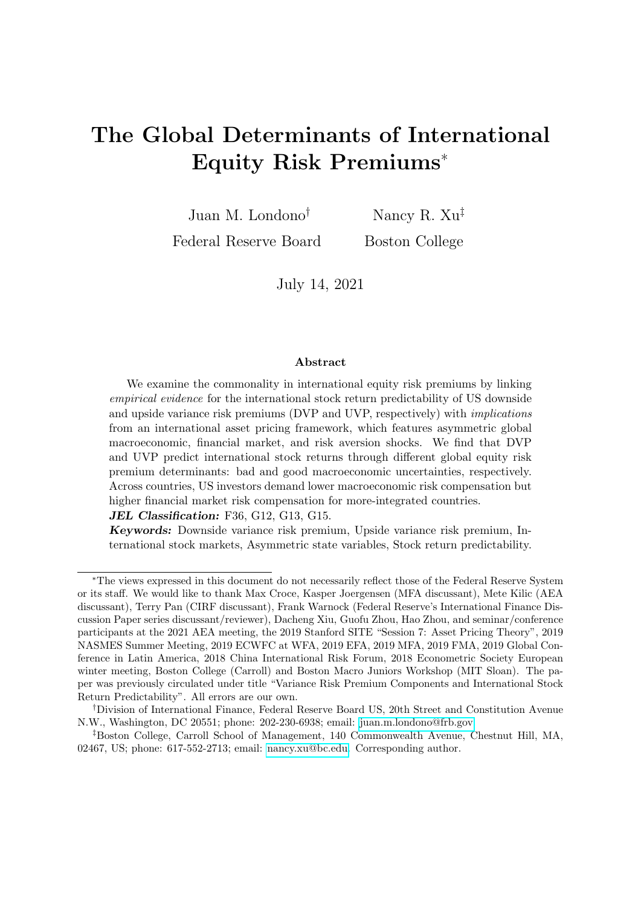# The Global Determinants of International Equity Risk Premiums*

Juan M. Londono[†]
Federal Reserve Board

Nancy R. Xu[‡]
Boston College

July 14, 2021

### Abstract

We examine the commonality in international equity risk premiums by linking *empirical evidence* for the international stock return predictability of US downside and upside variance risk premiums (DVP and UVP, respectively) with *implications* from an international asset pricing framework, which features asymmetric global macroeconomic, financial market, and risk aversion shocks. We find that DVP and UVP predict international stock returns through different global equity risk premium determinants: bad and good macroeconomic uncertainties, respectively. Across countries, US investors demand lower macroeconomic risk compensation but higher financial market risk compensation for more-integrated countries.

***JEL Classification:*** F36, G12, G13, G15.

***Keywords:*** Downside variance risk premium, Upside variance risk premium, International stock markets, Asymmetric state variables, Stock return predictability.

---

*The views expressed in this document do not necessarily reflect those of the Federal Reserve System or its staff. We would like to thank Max Croce, Kasper Joergensen (MFA discussant), Mete Kilic (AEA discussant), Terry Pan (CIRF discussant), Frank Warnock (Federal Reserve's International Finance Discussion Paper series discussant/reviewer), Dacheng Xiu, Guofu Zhou, Hao Zhou, and seminar/conference participants at the 2021 AEA meeting, the 2019 Stanford SITE "Session 7: Asset Pricing Theory", 2019 NASMES Summer Meeting, 2019 ECWFC at WFA, 2019 EFA, 2019 MFA, 2019 FMA, 2019 Global Conference in Latin America, 2018 China International Risk Forum, 2018 Econometric Society European winter meeting, Boston College (Carroll) and Boston Macro Juniors Workshop (MIT Sloan). The paper was previously circulated under title "Variance Risk Premium Components and International Stock Return Predictability". All errors are our own.

[†]Division of International Finance, Federal Reserve Board US, 20th Street and Constitution Avenue N.W., Washington, DC 20551; phone: 202-230-6938; email: juan.m.londono@frb.gov.

[‡]Boston College, Carroll School of Management, 140 Commonwealth Avenue, Chestnut Hill, MA, 02467, US; phone: 617-552-2713; email: nancy.xu@bc.edu. Corresponding author.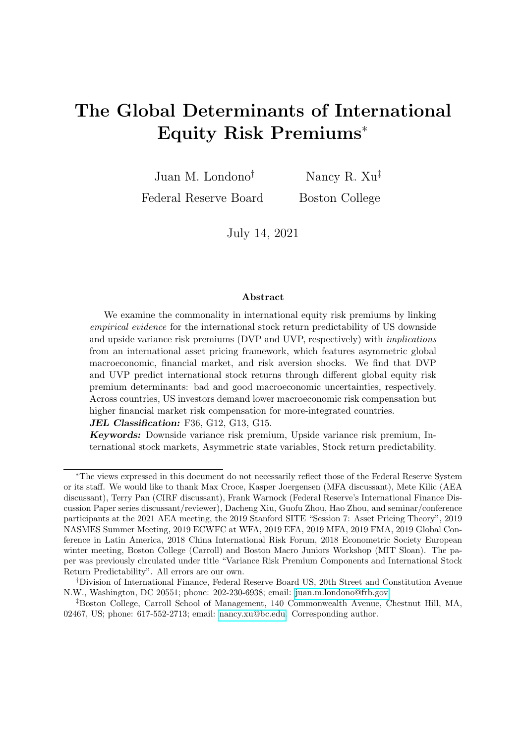# The Global Determinants of International Equity Risk Premiums*

Juan M. Londono[†]
Federal Reserve Board

Nancy R. Xu[‡]
Boston College

July 14, 2021

### Abstract

We examine the commonality in international equity risk premiums by linking *empirical evidence* for the international stock return predictability of US downside and upside variance risk premiums (DVP and UVP, respectively) with *implications* from an international asset pricing framework, which features asymmetric global macroeconomic, financial market, and risk aversion shocks. We find that DVP and UVP predict international stock returns through different global equity risk premium determinants: bad and good macroeconomic uncertainties, respectively. Across countries, US investors demand lower macroeconomic risk compensation but higher financial market risk compensation for more-integrated countries.

***JEL Classification:*** F36, G12, G13, G15.

***Keywords:*** Downside variance risk premium, Upside variance risk premium, International stock markets, Asymmetric state variables, Stock return predictability.

---

*The views expressed in this document do not necessarily reflect those of the Federal Reserve System or its staff. We would like to thank Max Croce, Kasper Joergensen (MFA discussant), Mete Kilic (AEA discussant), Terry Pan (CIRF discussant), Frank Warnock (Federal Reserve's International Finance Discussion Paper series discussant/reviewer), Dacheng Xiu, Guofu Zhou, Hao Zhou, and seminar/conference participants at the 2021 AEA meeting, the 2019 Stanford SITE "Session 7: Asset Pricing Theory", 2019 NASMES Summer Meeting, 2019 ECWFC at WFA, 2019 EFA, 2019 MFA, 2019 FMA, 2019 Global Conference in Latin America, 2018 China International Risk Forum, 2018 Econometric Society European winter meeting, Boston College (Carroll) and Boston Macro Juniors Workshop (MIT Sloan). The paper was previously circulated under title "Variance Risk Premium Components and International Stock Return Predictability". All errors are our own.

[†]Division of International Finance, Federal Reserve Board US, 20th Street and Constitution Avenue N.W., Washington, DC 20551; phone: 202-230-6938; email: juan.m.londono@frb.gov

[‡]Boston College, Carroll School of Management, 140 Commonwealth Avenue, Chestnut Hill, MA, 02467, US; phone: 617-552-2713; email: nancy.xu@bc.edu. Corresponding author.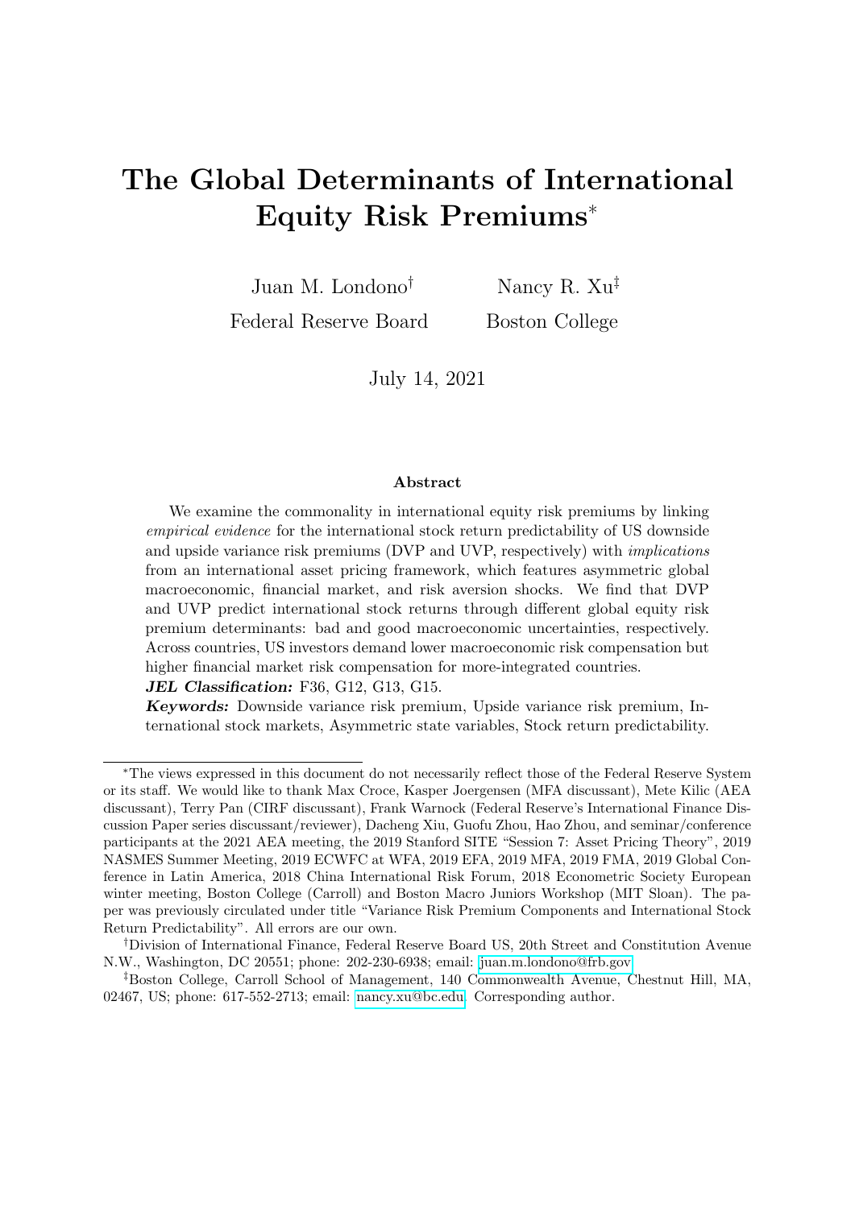# The Global Determinants of International Equity Risk Premiums*

Juan M. Londono[†] Federal Reserve Board

Nancy R. Xu[‡] Boston College

July 14, 2021

### Abstract

We examine the commonality in international equity risk premiums by linking *empirical evidence* for the international stock return predictability of US downside and upside variance risk premiums (DVP and UVP, respectively) with *implications* from an international asset pricing framework, which features asymmetric global macroeconomic, financial market, and risk aversion shocks. We find that DVP and UVP predict international stock returns through different global equity risk premium determinants: bad and good macroeconomic uncertainties, respectively. Across countries, US investors demand lower macroeconomic risk compensation but higher financial market risk compensation for more-integrated countries.

***JEL Classification:*** F36, G12, G13, G15.

***Keywords:*** Downside variance risk premium, Upside variance risk premium, International stock markets, Asymmetric state variables, Stock return predictability.

---

*The views expressed in this document do not necessarily reflect those of the Federal Reserve System or its staff. We would like to thank Max Croce, Kasper Joergensen (MFA discussant), Mete Kilic (AEA discussant), Terry Pan (CIRF discussant), Frank Warnock (Federal Reserve's International Finance Discussion Paper series discussant/reviewer), Dacheng Xiu, Guofu Zhou, Hao Zhou, and seminar/conference participants at the 2021 AEA meeting, the 2019 Stanford SITE "Session 7: Asset Pricing Theory", 2019 NASMES Summer Meeting, 2019 ECWFC at WFA, 2019 EFA, 2019 MFA, 2019 FMA, 2019 Global Conference in Latin America, 2018 China International Risk Forum, 2018 Econometric Society European winter meeting, Boston College (Carroll) and Boston Macro Juniors Workshop (MIT Sloan). The paper was previously circulated under title "Variance Risk Premium Components and International Stock Return Predictability". All errors are our own.

[†]Division of International Finance, Federal Reserve Board US, 20th Street and Constitution Avenue N.W., Washington, DC 20551; phone: 202-230-6938; email: juan.m.londono@frb.gov.

[‡]Boston College, Carroll School of Management, 140 Commonwealth Avenue, Chestnut Hill, MA, 02467, US; phone: 617-552-2713; email: nancy.xu@bc.edu. Corresponding author.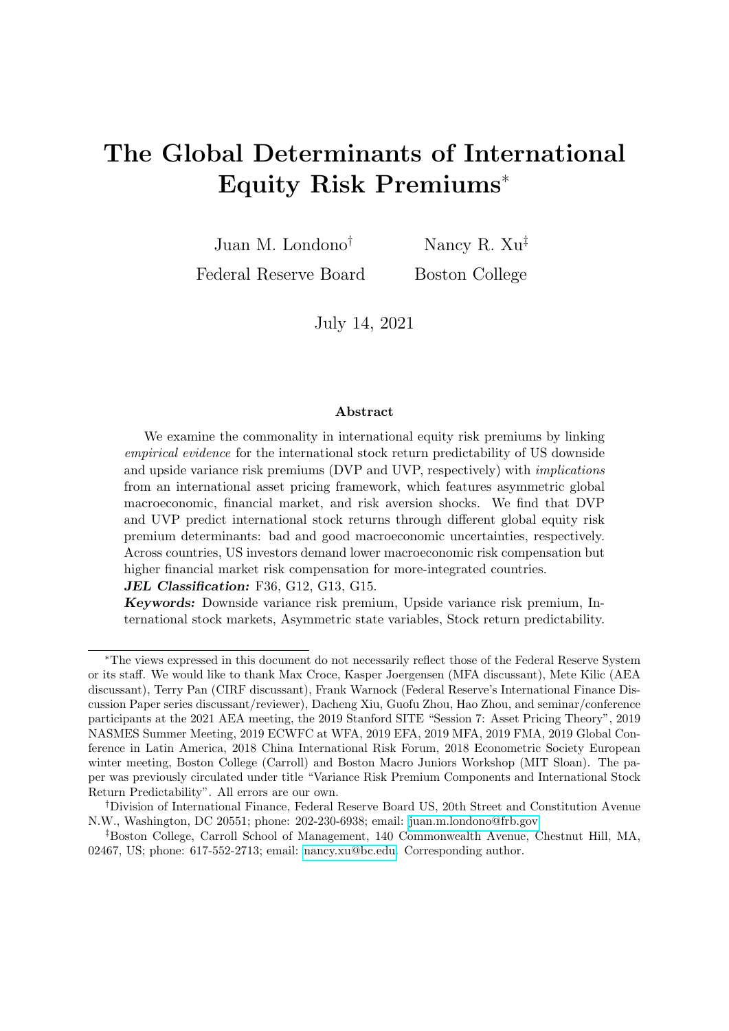# The Global Determinants of International Equity Risk Premiums*

Juan M. Londono[†]
Federal Reserve Board

Nancy R. Xu[‡]
Boston College

July 14, 2021

### Abstract

We examine the commonality in international equity risk premiums by linking *empirical evidence* for the international stock return predictability of US downside and upside variance risk premiums (DVP and UVP, respectively) with *implications* from an international asset pricing framework, which features asymmetric global macroeconomic, financial market, and risk aversion shocks. We find that DVP and UVP predict international stock returns through different global equity risk premium determinants: bad and good macroeconomic uncertainties, respectively. Across countries, US investors demand lower macroeconomic risk compensation but higher financial market risk compensation for more-integrated countries.

***JEL Classification:*** F36, G12, G13, G15.

***Keywords:*** Downside variance risk premium, Upside variance risk premium, International stock markets, Asymmetric state variables, Stock return predictability.

---

*The views expressed in this document do not necessarily reflect those of the Federal Reserve System or its staff. We would like to thank Max Croce, Kasper Joergensen (MFA discussant), Mete Kilic (AEA discussant), Terry Pan (CIRF discussant), Frank Warnock (Federal Reserve's International Finance Discussion Paper series discussant/reviewer), Dacheng Xiu, Guofu Zhou, Hao Zhou, and seminar/conference participants at the 2021 AEA meeting, the 2019 Stanford SITE "Session 7: Asset Pricing Theory", 2019 NASMES Summer Meeting, 2019 ECWFC at WFA, 2019 EFA, 2019 MFA, 2019 FMA, 2019 Global Conference in Latin America, 2018 China International Risk Forum, 2018 Econometric Society European winter meeting, Boston College (Carroll) and Boston Macro Juniors Workshop (MIT Sloan). The paper was previously circulated under title "Variance Risk Premium Components and International Stock Return Predictability". All errors are our own.

[†]Division of International Finance, Federal Reserve Board US, 20th Street and Constitution Avenue N.W., Washington, DC 20551; phone: 202-230-6938; email: juan.m.londono@frb.gov.

[‡]Boston College, Carroll School of Management, 140 Commonwealth Avenue, Chestnut Hill, MA, 02467, US; phone: 617-552-2713; email: nancy.xu@bc.edu. Corresponding author.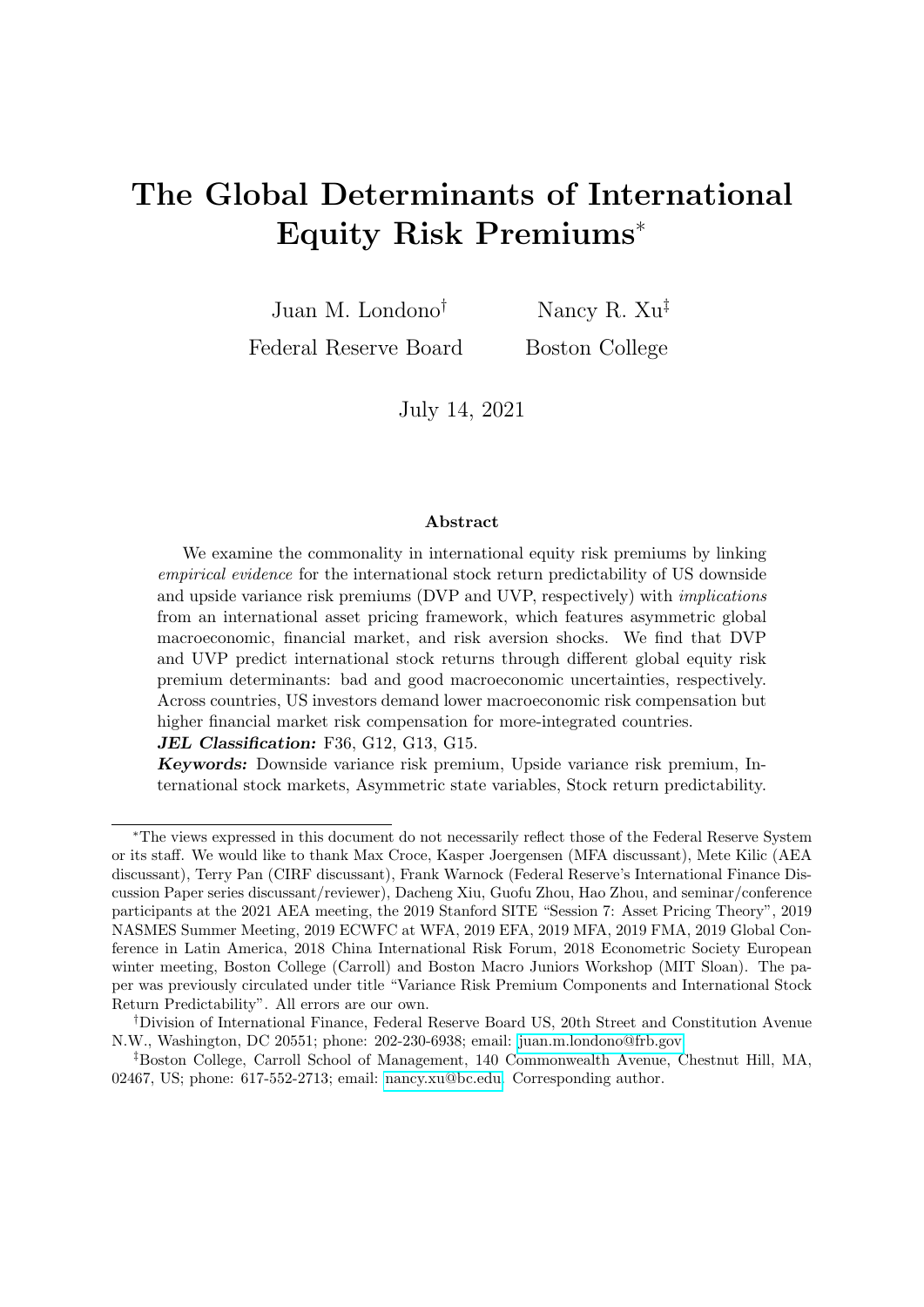# The Global Determinants of International Equity Risk Premiums*

Juan M. Londono[†] Federal Reserve Board

Nancy R. Xu[‡] Boston College

July 14, 2021

### Abstract

We examine the commonality in international equity risk premiums by linking *empirical evidence* for the international stock return predictability of US downside and upside variance risk premiums (DVP and UVP, respectively) with *implications* from an international asset pricing framework, which features asymmetric global macroeconomic, financial market, and risk aversion shocks. We find that DVP and UVP predict international stock returns through different global equity risk premium determinants: bad and good macroeconomic uncertainties, respectively. Across countries, US investors demand lower macroeconomic risk compensation but higher financial market risk compensation for more-integrated countries.

***JEL Classification:*** F36, G12, G13, G15.

***Keywords:*** Downside variance risk premium, Upside variance risk premium, International stock markets, Asymmetric state variables, Stock return predictability.

---

*The views expressed in this document do not necessarily reflect those of the Federal Reserve System or its staff. We would like to thank Max Croce, Kasper Joergensen (MFA discussant), Mete Kilic (AEA discussant), Terry Pan (CIRF discussant), Frank Warnock (Federal Reserve's International Finance Discussion Paper series discussant/reviewer), Dacheng Xiu, Guofu Zhou, Hao Zhou, and seminar/conference participants at the 2021 AEA meeting, the 2019 Stanford SITE "Session 7: Asset Pricing Theory", 2019 NASMES Summer Meeting, 2019 ECWFC at WFA, 2019 EFA, 2019 MFA, 2019 FMA, 2019 Global Conference in Latin America, 2018 China International Risk Forum, 2018 Econometric Society European winter meeting, Boston College (Carroll) and Boston Macro Juniors Workshop (MIT Sloan). The paper was previously circulated under title "Variance Risk Premium Components and International Stock Return Predictability". All errors are our own.

[†]Division of International Finance, Federal Reserve Board US, 20th Street and Constitution Avenue N.W., Washington, DC 20551; phone: 202-230-6938; email: juan.m.londono@frb.gov.

[‡]Boston College, Carroll School of Management, 140 Commonwealth Avenue, Chestnut Hill, MA, 02467, US; phone: 617-552-2713; email: nancy.xu@bc.edu. Corresponding author.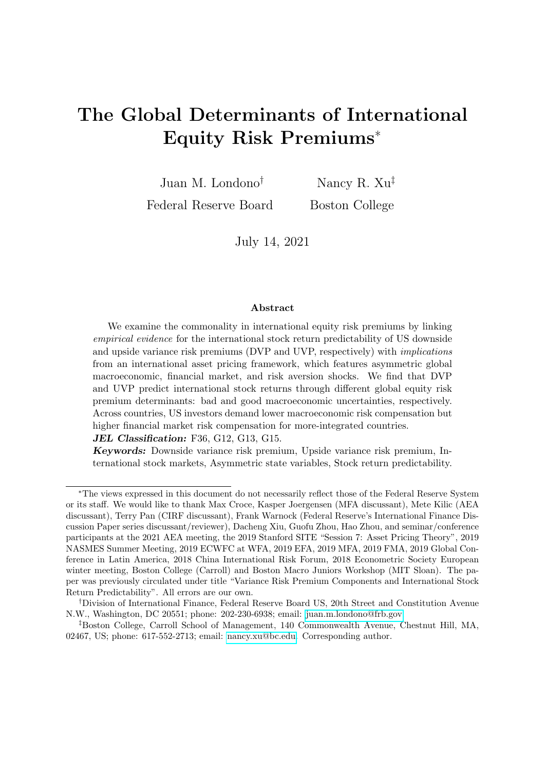# The Global Determinants of International Equity Risk Premiums*

Juan M. Londono[†] Federal Reserve Board

Nancy R. Xu[‡] Boston College

July 14, 2021

### Abstract

We examine the commonality in international equity risk premiums by linking *empirical evidence* for the international stock return predictability of US downside and upside variance risk premiums (DVP and UVP, respectively) with *implications* from an international asset pricing framework, which features asymmetric global macroeconomic, financial market, and risk aversion shocks. We find that DVP and UVP predict international stock returns through different global equity risk premium determinants: bad and good macroeconomic uncertainties, respectively. Across countries, US investors demand lower macroeconomic risk compensation but higher financial market risk compensation for more-integrated countries.

***JEL Classification:*** F36, G12, G13, G15.

***Keywords:*** Downside variance risk premium, Upside variance risk premium, International stock markets, Asymmetric state variables, Stock return predictability.

---

*The views expressed in this document do not necessarily reflect those of the Federal Reserve System or its staff. We would like to thank Max Croce, Kasper Joergensen (MFA discussant), Mete Kilic (AEA discussant), Terry Pan (CIRF discussant), Frank Warnock (Federal Reserve's International Finance Discussion Paper series discussant/reviewer), Dacheng Xiu, Guofu Zhou, Hao Zhou, and seminar/conference participants at the 2021 AEA meeting, the 2019 Stanford SITE "Session 7: Asset Pricing Theory", 2019 NASMES Summer Meeting, 2019 ECWFC at WFA, 2019 EFA, 2019 MFA, 2019 FMA, 2019 Global Conference in Latin America, 2018 China International Risk Forum, 2018 Econometric Society European winter meeting, Boston College (Carroll) and Boston Macro Juniors Workshop (MIT Sloan). The paper was previously circulated under title "Variance Risk Premium Components and International Stock Return Predictability". All errors are our own.

[†]Division of International Finance, Federal Reserve Board US, 20th Street and Constitution Avenue N.W., Washington, DC 20551; phone: 202-230-6938; email: juan.m.londono@frb.gov.

[‡]Boston College, Carroll School of Management, 140 Commonwealth Avenue, Chestnut Hill, MA, 02467, US; phone: 617-552-2713; email: nancy.xu@bc.edu. Corresponding author.